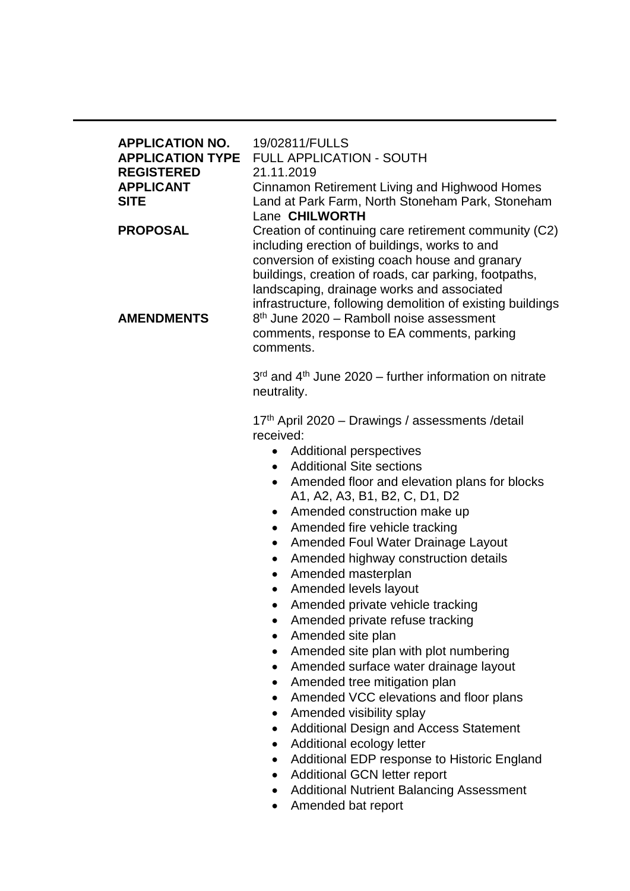| | |
|---|---|
| **APPLICATION NO.** | 19/02811/FULLS |
| **APPLICATION TYPE** | FULL APPLICATION - SOUTH |
| **REGISTERED** | 21.11.2019 |
| **APPLICANT** | Cinnamon Retirement Living and Highwood Homes |
| **SITE** | Land at Park Farm, North Stoneham Park, Stoneham Lane **CHILWORTH** |
| **PROPOSAL** | Creation of continuing care retirement community (C2) including erection of buildings, works to and conversion of existing coach house and granary buildings, creation of roads, car parking, footpaths, landscaping, drainage works and associated infrastructure, following demolition of existing buildings |
| **AMENDMENTS** | 8th June 2020 – Ramboll noise assessment comments, response to EA comments, parking comments. |

3rd and 4th June 2020 – further information on nitrate neutrality.

17th April 2020 – Drawings / assessments /detail received:

- Additional perspectives
- Additional Site sections
- Amended floor and elevation plans for blocks A1, A2, A3, B1, B2, C, D1, D2
- Amended construction make up
- Amended fire vehicle tracking
- Amended Foul Water Drainage Layout
- Amended highway construction details
- Amended masterplan
- Amended levels layout
- Amended private vehicle tracking
- Amended private refuse tracking
- Amended site plan
- Amended site plan with plot numbering
- Amended surface water drainage layout
- Amended tree mitigation plan
- Amended VCC elevations and floor plans
- Amended visibility splay
- Additional Design and Access Statement
- Additional ecology letter
- Additional EDP response to Historic England
- Additional GCN letter report
- Additional Nutrient Balancing Assessment
- Amended bat report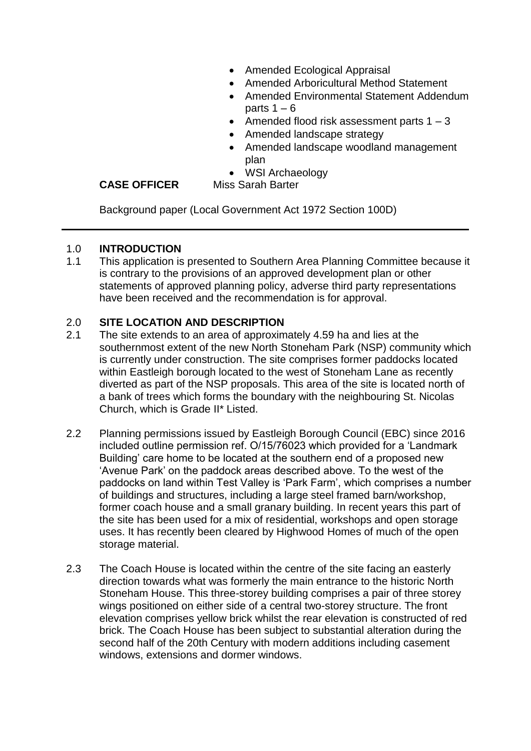- Amended Ecological Appraisal
- Amended Arboricultural Method Statement
- Amended Environmental Statement Addendum parts 1 – 6
- Amended flood risk assessment parts 1 – 3
- Amended landscape strategy
- Amended landscape woodland management plan
- WSI Archaeology

**CASE OFFICER** Miss Sarah Barter

Background paper (Local Government Act 1972 Section 100D)

---

## 1.0 INTRODUCTION

1.1 This application is presented to Southern Area Planning Committee because it is contrary to the provisions of an approved development plan or other statements of approved planning policy, adverse third party representations have been received and the recommendation is for approval.

## 2.0 SITE LOCATION AND DESCRIPTION

2.1 The site extends to an area of approximately 4.59 ha and lies at the southernmost extent of the new North Stoneham Park (NSP) community which is currently under construction. The site comprises former paddocks located within Eastleigh borough located to the west of Stoneham Lane as recently diverted as part of the NSP proposals. This area of the site is located north of a bank of trees which forms the boundary with the neighbouring St. Nicolas Church, which is Grade II* Listed.

2.2 Planning permissions issued by Eastleigh Borough Council (EBC) since 2016 included outline permission ref. O/15/76023 which provided for a 'Landmark Building' care home to be located at the southern end of a proposed new 'Avenue Park' on the paddock areas described above. To the west of the paddocks on land within Test Valley is 'Park Farm', which comprises a number of buildings and structures, including a large steel framed barn/workshop, former coach house and a small granary building. In recent years this part of the site has been used for a mix of residential, workshops and open storage uses. It has recently been cleared by Highwood Homes of much of the open storage material.

2.3 The Coach House is located within the centre of the site facing an easterly direction towards what was formerly the main entrance to the historic North Stoneham House. This three-storey building comprises a pair of three storey wings positioned on either side of a central two-storey structure. The front elevation comprises yellow brick whilst the rear elevation is constructed of red brick. The Coach House has been subject to substantial alteration during the second half of the 20th Century with modern additions including casement windows, extensions and dormer windows.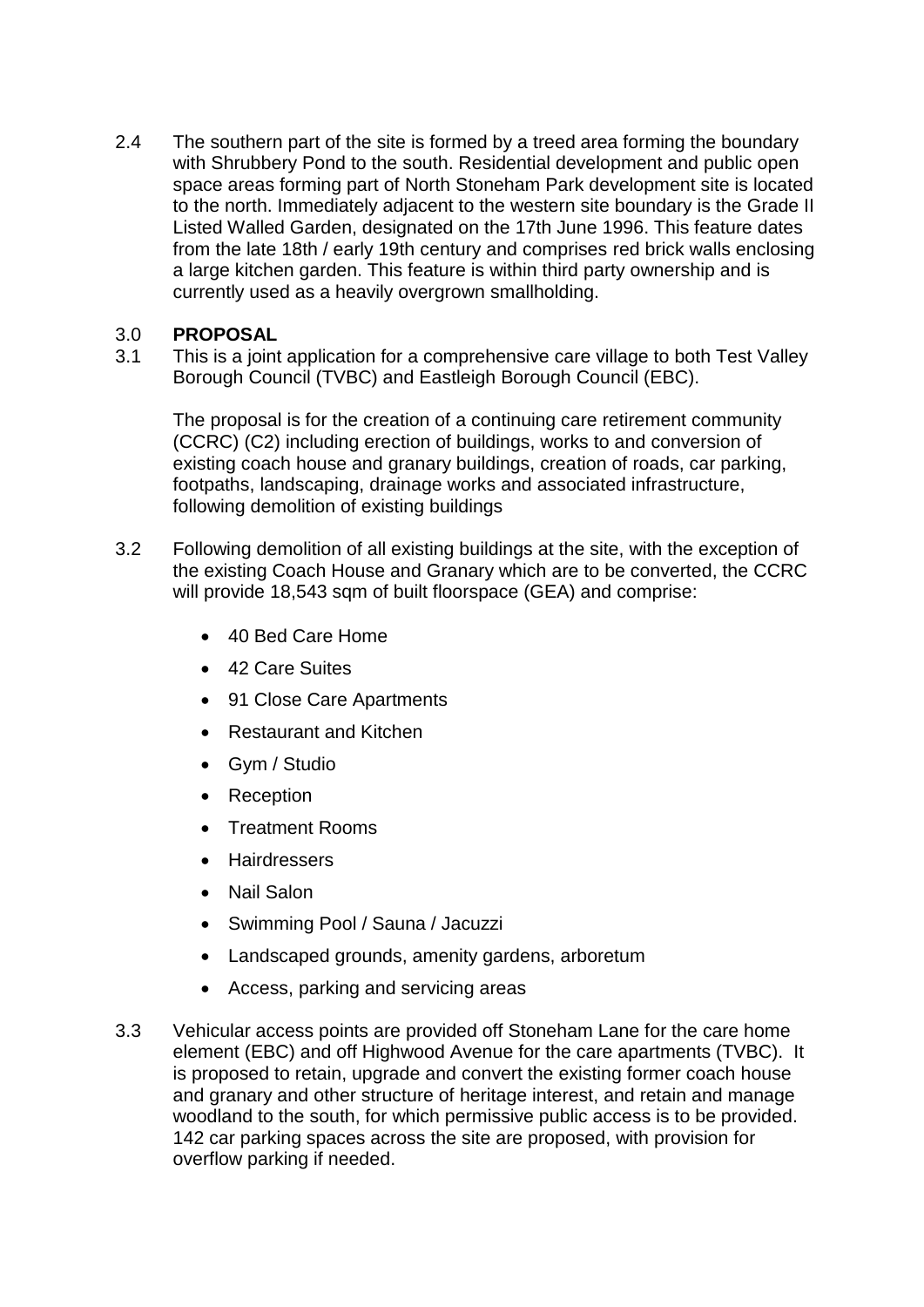2.4 The southern part of the site is formed by a treed area forming the boundary with Shrubbery Pond to the south. Residential development and public open space areas forming part of North Stoneham Park development site is located to the north. Immediately adjacent to the western site boundary is the Grade II Listed Walled Garden, designated on the 17th June 1996. This feature dates from the late 18th / early 19th century and comprises red brick walls enclosing a large kitchen garden. This feature is within third party ownership and is currently used as a heavily overgrown smallholding.

## 3.0 PROPOSAL

3.1 This is a joint application for a comprehensive care village to both Test Valley Borough Council (TVBC) and Eastleigh Borough Council (EBC).

The proposal is for the creation of a continuing care retirement community (CCRC) (C2) including erection of buildings, works to and conversion of existing coach house and granary buildings, creation of roads, car parking, footpaths, landscaping, drainage works and associated infrastructure, following demolition of existing buildings

3.2 Following demolition of all existing buildings at the site, with the exception of the existing Coach House and Granary which are to be converted, the CCRC will provide 18,543 sqm of built floorspace (GEA) and comprise:

- 40 Bed Care Home
- 42 Care Suites
- 91 Close Care Apartments
- Restaurant and Kitchen
- Gym / Studio
- Reception
- Treatment Rooms
- Hairdressers
- Nail Salon
- Swimming Pool / Sauna / Jacuzzi
- Landscaped grounds, amenity gardens, arboretum
- Access, parking and servicing areas

3.3 Vehicular access points are provided off Stoneham Lane for the care home element (EBC) and off Highwood Avenue for the care apartments (TVBC). It is proposed to retain, upgrade and convert the existing former coach house and granary and other structure of heritage interest, and retain and manage woodland to the south, for which permissive public access is to be provided. 142 car parking spaces across the site are proposed, with provision for overflow parking if needed.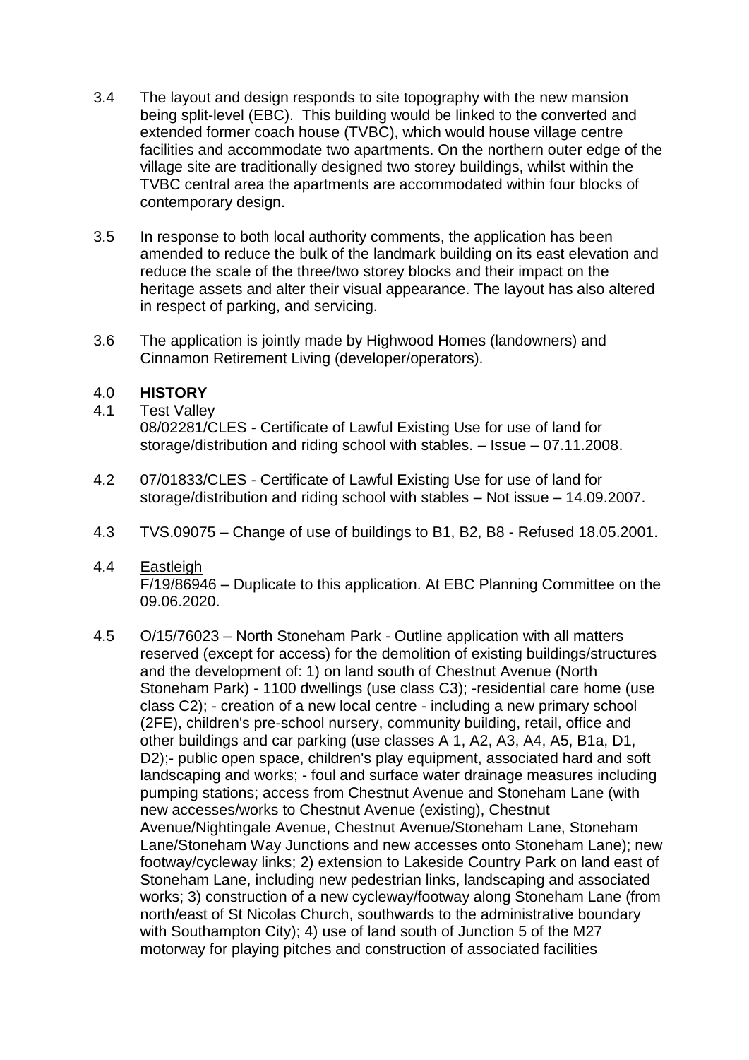3.4 The layout and design responds to site topography with the new mansion being split-level (EBC). This building would be linked to the converted and extended former coach house (TVBC), which would house village centre facilities and accommodate two apartments. On the northern outer edge of the village site are traditionally designed two storey buildings, whilst within the TVBC central area the apartments are accommodated within four blocks of contemporary design.

3.5 In response to both local authority comments, the application has been amended to reduce the bulk of the landmark building on its east elevation and reduce the scale of the three/two storey blocks and their impact on the heritage assets and alter their visual appearance. The layout has also altered in respect of parking, and servicing.

3.6 The application is jointly made by Highwood Homes (landowners) and Cinnamon Retirement Living (developer/operators).

## 4.0 HISTORY

4.1 Test Valley
08/02281/CLES - Certificate of Lawful Existing Use for use of land for storage/distribution and riding school with stables. – Issue – 07.11.2008.

4.2 07/01833/CLES - Certificate of Lawful Existing Use for use of land for storage/distribution and riding school with stables – Not issue – 14.09.2007.

4.3 TVS.09075 – Change of use of buildings to B1, B2, B8 - Refused 18.05.2001.

4.4 Eastleigh
F/19/86946 – Duplicate to this application. At EBC Planning Committee on the 09.06.2020.

4.5 O/15/76023 – North Stoneham Park - Outline application with all matters reserved (except for access) for the demolition of existing buildings/structures and the development of: 1) on land south of Chestnut Avenue (North Stoneham Park) - 1100 dwellings (use class C3); -residential care home (use class C2); - creation of a new local centre - including a new primary school (2FE), children's pre-school nursery, community building, retail, office and other buildings and car parking (use classes A 1, A2, A3, A4, A5, B1a, D1, D2);- public open space, children's play equipment, associated hard and soft landscaping and works; - foul and surface water drainage measures including pumping stations; access from Chestnut Avenue and Stoneham Lane (with new accesses/works to Chestnut Avenue (existing), Chestnut Avenue/Nightingale Avenue, Chestnut Avenue/Stoneham Lane, Stoneham Lane/Stoneham Way Junctions and new accesses onto Stoneham Lane); new footway/cycleway links; 2) extension to Lakeside Country Park on land east of Stoneham Lane, including new pedestrian links, landscaping and associated works; 3) construction of a new cycleway/footway along Stoneham Lane (from north/east of St Nicolas Church, southwards to the administrative boundary with Southampton City); 4) use of land south of Junction 5 of the M27 motorway for playing pitches and construction of associated facilities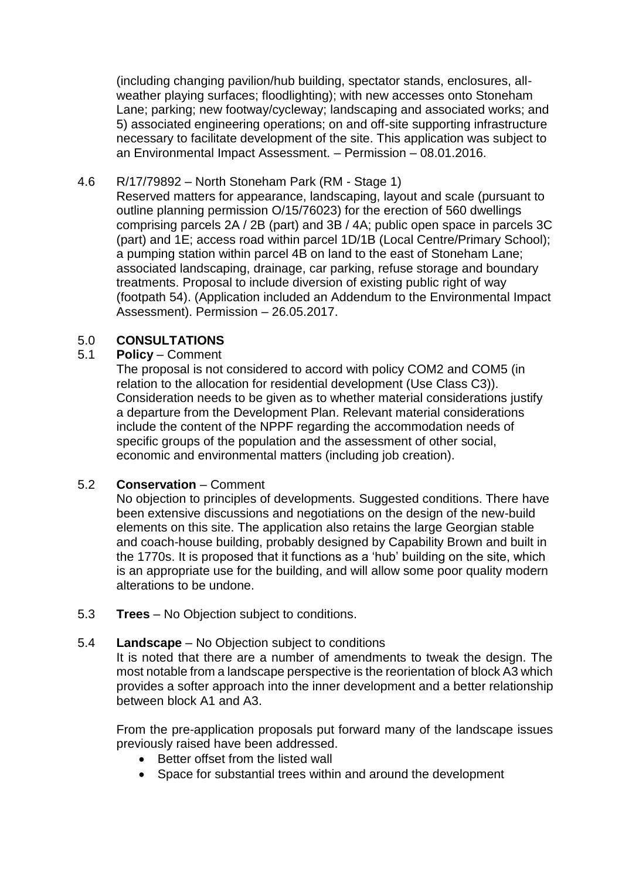(including changing pavilion/hub building, spectator stands, enclosures, all-weather playing surfaces; floodlighting); with new accesses onto Stoneham Lane; parking; new footway/cycleway; landscaping and associated works; and 5) associated engineering operations; on and off-site supporting infrastructure necessary to facilitate development of the site. This application was subject to an Environmental Impact Assessment. – Permission – 08.01.2016.

4.6 R/17/79892 – North Stoneham Park (RM - Stage 1)

Reserved matters for appearance, landscaping, layout and scale (pursuant to outline planning permission O/15/76023) for the erection of 560 dwellings comprising parcels 2A / 2B (part) and 3B / 4A; public open space in parcels 3C (part) and 1E; access road within parcel 1D/1B (Local Centre/Primary School); a pumping station within parcel 4B on land to the east of Stoneham Lane; associated landscaping, drainage, car parking, refuse storage and boundary treatments. Proposal to include diversion of existing public right of way (footpath 54). (Application included an Addendum to the Environmental Impact Assessment). Permission – 26.05.2017.

## 5.0 CONSULTATIONS

5.1 **Policy** – Comment

The proposal is not considered to accord with policy COM2 and COM5 (in relation to the allocation for residential development (Use Class C3)). Consideration needs to be given as to whether material considerations justify a departure from the Development Plan. Relevant material considerations include the content of the NPPF regarding the accommodation needs of specific groups of the population and the assessment of other social, economic and environmental matters (including job creation).

5.2 **Conservation** – Comment

No objection to principles of developments. Suggested conditions. There have been extensive discussions and negotiations on the design of the new-build elements on this site. The application also retains the large Georgian stable and coach-house building, probably designed by Capability Brown and built in the 1770s. It is proposed that it functions as a 'hub' building on the site, which is an appropriate use for the building, and will allow some poor quality modern alterations to be undone.

5.3 **Trees** – No Objection subject to conditions.

5.4 **Landscape** – No Objection subject to conditions

It is noted that there are a number of amendments to tweak the design. The most notable from a landscape perspective is the reorientation of block A3 which provides a softer approach into the inner development and a better relationship between block A1 and A3.

From the pre-application proposals put forward many of the landscape issues previously raised have been addressed.

- Better offset from the listed wall
- Space for substantial trees within and around the development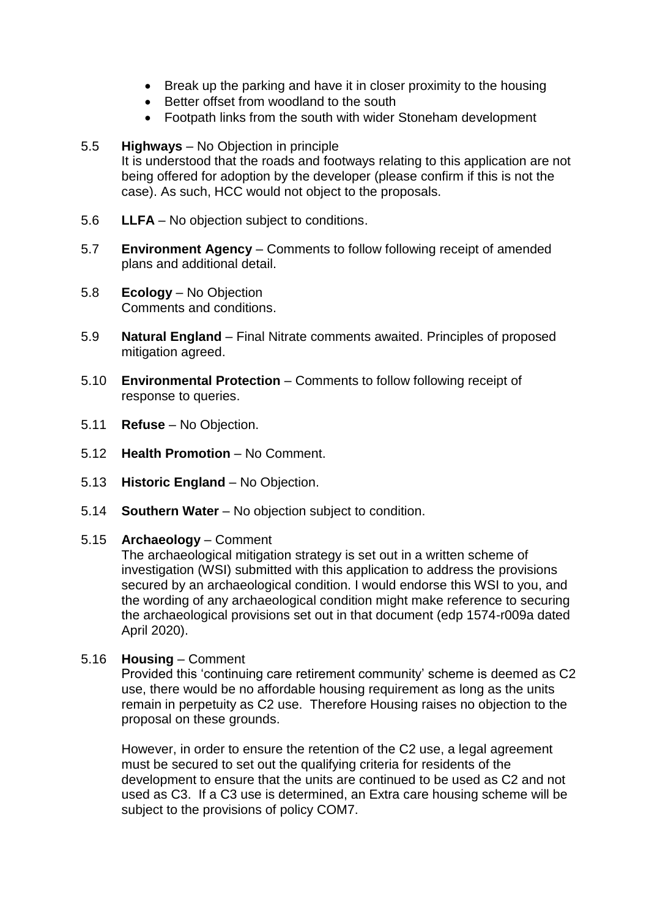- Break up the parking and have it in closer proximity to the housing
- Better offset from woodland to the south
- Footpath links from the south with wider Stoneham development

5.5 **Highways** – No Objection in principle
It is understood that the roads and footways relating to this application are not being offered for adoption by the developer (please confirm if this is not the case). As such, HCC would not object to the proposals.

5.6 **LLFA** – No objection subject to conditions.

5.7 **Environment Agency** – Comments to follow following receipt of amended plans and additional detail.

5.8 **Ecology** – No Objection
Comments and conditions.

5.9 **Natural England** – Final Nitrate comments awaited. Principles of proposed mitigation agreed.

5.10 **Environmental Protection** – Comments to follow following receipt of response to queries.

5.11 **Refuse** – No Objection.

5.12 **Health Promotion** – No Comment.

5.13 **Historic England** – No Objection.

5.14 **Southern Water** – No objection subject to condition.

5.15 **Archaeology** – Comment
The archaeological mitigation strategy is set out in a written scheme of investigation (WSI) submitted with this application to address the provisions secured by an archaeological condition. I would endorse this WSI to you, and the wording of any archaeological condition might make reference to securing the archaeological provisions set out in that document (edp 1574-r009a dated April 2020).

5.16 **Housing** – Comment
Provided this 'continuing care retirement community' scheme is deemed as C2 use, there would be no affordable housing requirement as long as the units remain in perpetuity as C2 use. Therefore Housing raises no objection to the proposal on these grounds.

However, in order to ensure the retention of the C2 use, a legal agreement must be secured to set out the qualifying criteria for residents of the development to ensure that the units are continued to be used as C2 and not used as C3. If a C3 use is determined, an Extra care housing scheme will be subject to the provisions of policy COM7.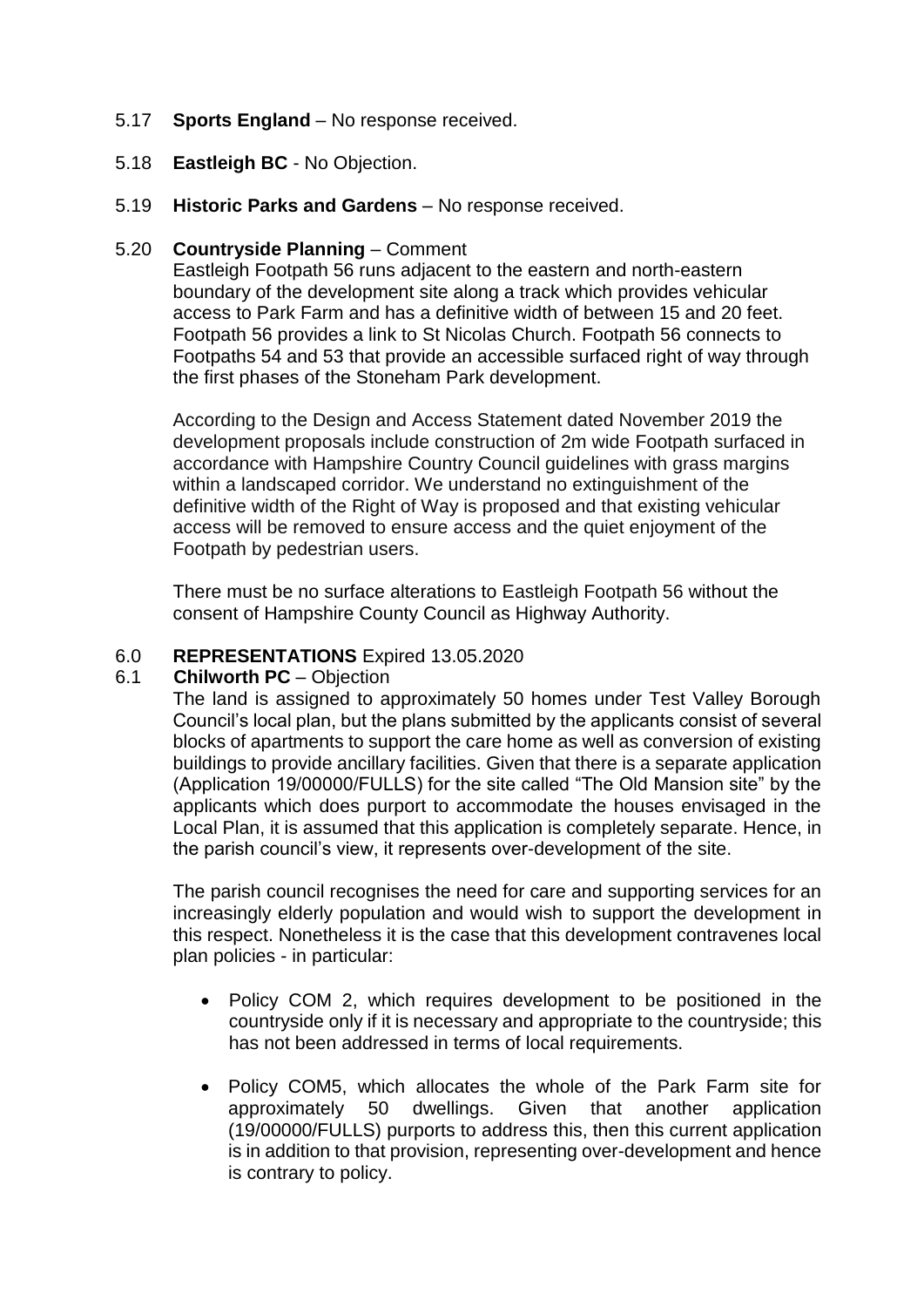5.17 **Sports England** – No response received.

5.18 **Eastleigh BC** - No Objection.

5.19 **Historic Parks and Gardens** – No response received.

5.20 **Countryside Planning** – Comment

Eastleigh Footpath 56 runs adjacent to the eastern and north-eastern boundary of the development site along a track which provides vehicular access to Park Farm and has a definitive width of between 15 and 20 feet. Footpath 56 provides a link to St Nicolas Church. Footpath 56 connects to Footpaths 54 and 53 that provide an accessible surfaced right of way through the first phases of the Stoneham Park development.

According to the Design and Access Statement dated November 2019 the development proposals include construction of 2m wide Footpath surfaced in accordance with Hampshire Country Council guidelines with grass margins within a landscaped corridor. We understand no extinguishment of the definitive width of the Right of Way is proposed and that existing vehicular access will be removed to ensure access and the quiet enjoyment of the Footpath by pedestrian users.

There must be no surface alterations to Eastleigh Footpath 56 without the consent of Hampshire County Council as Highway Authority.

6.0 **REPRESENTATIONS** Expired 13.05.2020

6.1 **Chilworth PC** – Objection

The land is assigned to approximately 50 homes under Test Valley Borough Council's local plan, but the plans submitted by the applicants consist of several blocks of apartments to support the care home as well as conversion of existing buildings to provide ancillary facilities. Given that there is a separate application (Application 19/00000/FULLS) for the site called "The Old Mansion site" by the applicants which does purport to accommodate the houses envisaged in the Local Plan, it is assumed that this application is completely separate. Hence, in the parish council's view, it represents over-development of the site.

The parish council recognises the need for care and supporting services for an increasingly elderly population and would wish to support the development in this respect. Nonetheless it is the case that this development contravenes local plan policies - in particular:

- Policy COM 2, which requires development to be positioned in the countryside only if it is necessary and appropriate to the countryside; this has not been addressed in terms of local requirements.
- Policy COM5, which allocates the whole of the Park Farm site for approximately 50 dwellings. Given that another application (19/00000/FULLS) purports to address this, then this current application is in addition to that provision, representing over-development and hence is contrary to policy.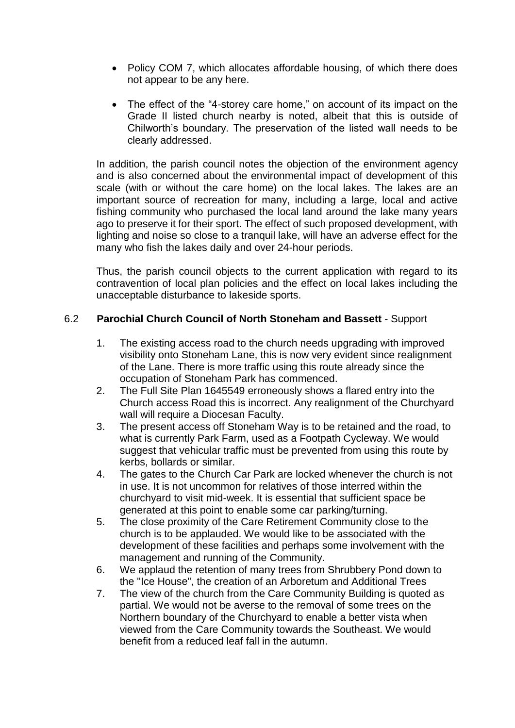- Policy COM 7, which allocates affordable housing, of which there does not appear to be any here.

- The effect of the "4-storey care home," on account of its impact on the Grade II listed church nearby is noted, albeit that this is outside of Chilworth's boundary. The preservation of the listed wall needs to be clearly addressed.

In addition, the parish council notes the objection of the environment agency and is also concerned about the environmental impact of development of this scale (with or without the care home) on the local lakes. The lakes are an important source of recreation for many, including a large, local and active fishing community who purchased the local land around the lake many years ago to preserve it for their sport. The effect of such proposed development, with lighting and noise so close to a tranquil lake, will have an adverse effect for the many who fish the lakes daily and over 24-hour periods.

Thus, the parish council objects to the current application with regard to its contravention of local plan policies and the effect on local lakes including the unacceptable disturbance to lakeside sports.

6.2 **Parochial Church Council of North Stoneham and Bassett** - Support

1. The existing access road to the church needs upgrading with improved visibility onto Stoneham Lane, this is now very evident since realignment of the Lane. There is more traffic using this route already since the occupation of Stoneham Park has commenced.
2. The Full Site Plan 1645549 erroneously shows a flared entry into the Church access Road this is incorrect. Any realignment of the Churchyard wall will require a Diocesan Faculty.
3. The present access off Stoneham Way is to be retained and the road, to what is currently Park Farm, used as a Footpath Cycleway. We would suggest that vehicular traffic must be prevented from using this route by kerbs, bollards or similar.
4. The gates to the Church Car Park are locked whenever the church is not in use. It is not uncommon for relatives of those interred within the churchyard to visit mid-week. It is essential that sufficient space be generated at this point to enable some car parking/turning.
5. The close proximity of the Care Retirement Community close to the church is to be applauded. We would like to be associated with the development of these facilities and perhaps some involvement with the management and running of the Community.
6. We applaud the retention of many trees from Shrubbery Pond down to the "Ice House", the creation of an Arboretum and Additional Trees
7. The view of the church from the Care Community Building is quoted as partial. We would not be averse to the removal of some trees on the Northern boundary of the Churchyard to enable a better vista when viewed from the Care Community towards the Southeast. We would benefit from a reduced leaf fall in the autumn.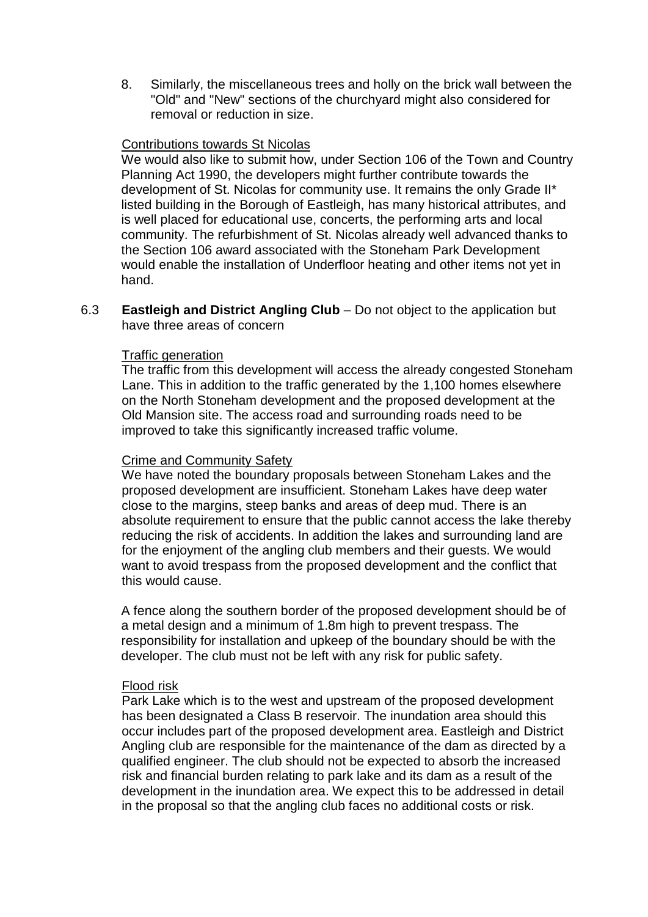8. Similarly, the miscellaneous trees and holly on the brick wall between the "Old" and "New" sections of the churchyard might also considered for removal or reduction in size.

Contributions towards St Nicolas

We would also like to submit how, under Section 106 of the Town and Country Planning Act 1990, the developers might further contribute towards the development of St. Nicolas for community use. It remains the only Grade II* listed building in the Borough of Eastleigh, has many historical attributes, and is well placed for educational use, concerts, the performing arts and local community. The refurbishment of St. Nicolas already well advanced thanks to the Section 106 award associated with the Stoneham Park Development would enable the installation of Underfloor heating and other items not yet in hand.

6.3 **Eastleigh and District Angling Club** – Do not object to the application but have three areas of concern

Traffic generation

The traffic from this development will access the already congested Stoneham Lane. This in addition to the traffic generated by the 1,100 homes elsewhere on the North Stoneham development and the proposed development at the Old Mansion site. The access road and surrounding roads need to be improved to take this significantly increased traffic volume.

Crime and Community Safety

We have noted the boundary proposals between Stoneham Lakes and the proposed development are insufficient. Stoneham Lakes have deep water close to the margins, steep banks and areas of deep mud. There is an absolute requirement to ensure that the public cannot access the lake thereby reducing the risk of accidents. In addition the lakes and surrounding land are for the enjoyment of the angling club members and their guests. We would want to avoid trespass from the proposed development and the conflict that this would cause.

A fence along the southern border of the proposed development should be of a metal design and a minimum of 1.8m high to prevent trespass. The responsibility for installation and upkeep of the boundary should be with the developer. The club must not be left with any risk for public safety.

Flood risk

Park Lake which is to the west and upstream of the proposed development has been designated a Class B reservoir. The inundation area should this occur includes part of the proposed development area. Eastleigh and District Angling club are responsible for the maintenance of the dam as directed by a qualified engineer. The club should not be expected to absorb the increased risk and financial burden relating to park lake and its dam as a result of the development in the inundation area. We expect this to be addressed in detail in the proposal so that the angling club faces no additional costs or risk.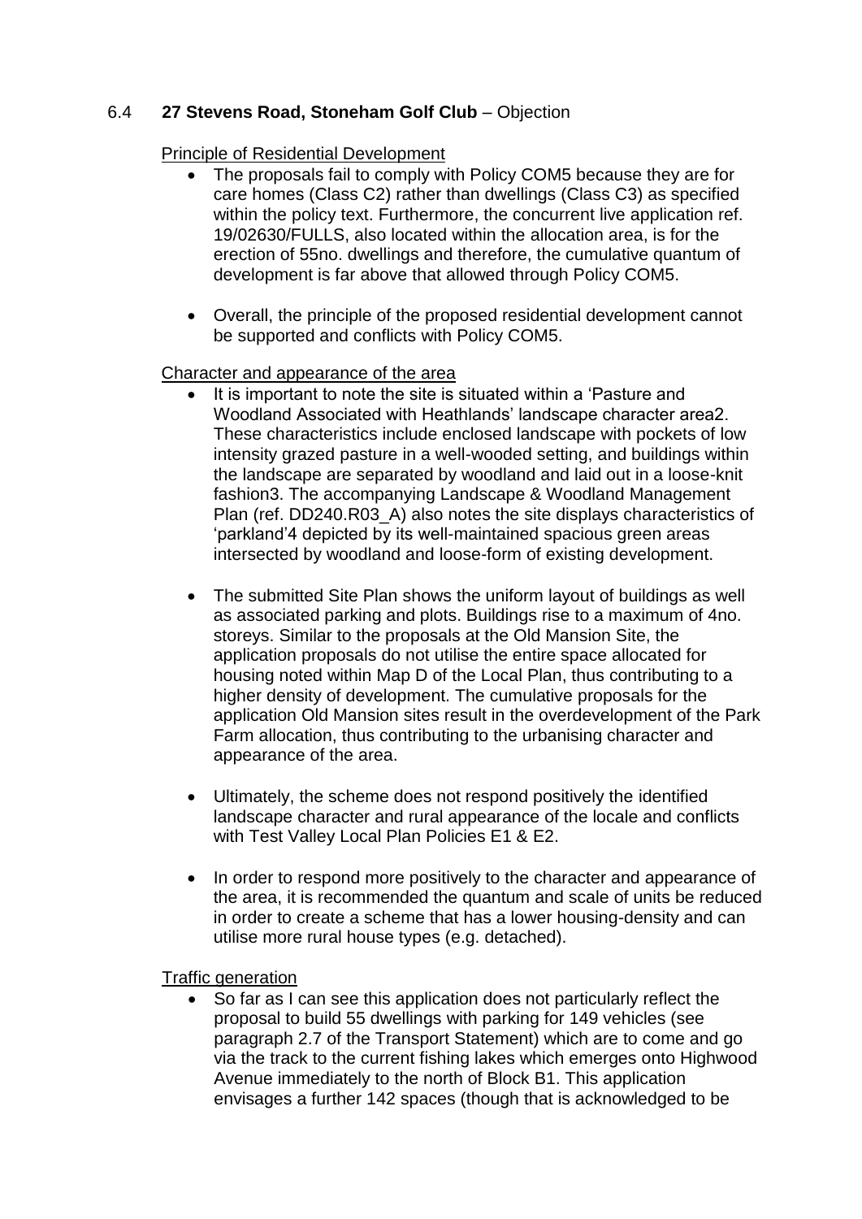## 6.4 **27 Stevens Road, Stoneham Golf Club** – Objection

Principle of Residential Development

- The proposals fail to comply with Policy COM5 because they are for care homes (Class C2) rather than dwellings (Class C3) as specified within the policy text. Furthermore, the concurrent live application ref. 19/02630/FULLS, also located within the allocation area, is for the erection of 55no. dwellings and therefore, the cumulative quantum of development is far above that allowed through Policy COM5.

- Overall, the principle of the proposed residential development cannot be supported and conflicts with Policy COM5.

Character and appearance of the area

- It is important to note the site is situated within a 'Pasture and Woodland Associated with Heathlands' landscape character area[2]. These characteristics include enclosed landscape with pockets of low intensity grazed pasture in a well-wooded setting, and buildings within the landscape are separated by woodland and laid out in a loose-knit fashion[3]. The accompanying Landscape & Woodland Management Plan (ref. DD240.R03_A) also notes the site displays characteristics of 'parkland'[4] depicted by its well-maintained spacious green areas intersected by woodland and loose-form of existing development.

- The submitted Site Plan shows the uniform layout of buildings as well as associated parking and plots. Buildings rise to a maximum of 4no. storeys. Similar to the proposals at the Old Mansion Site, the application proposals do not utilise the entire space allocated for housing noted within Map D of the Local Plan, thus contributing to a higher density of development. The cumulative proposals for the application Old Mansion sites result in the overdevelopment of the Park Farm allocation, thus contributing to the urbanising character and appearance of the area.

- Ultimately, the scheme does not respond positively the identified landscape character and rural appearance of the locale and conflicts with Test Valley Local Plan Policies E1 & E2.

- In order to respond more positively to the character and appearance of the area, it is recommended the quantum and scale of units be reduced in order to create a scheme that has a lower housing-density and can utilise more rural house types (e.g. detached).

Traffic generation

- So far as I can see this application does not particularly reflect the proposal to build 55 dwellings with parking for 149 vehicles (see paragraph 2.7 of the Transport Statement) which are to come and go via the track to the current fishing lakes which emerges onto Highwood Avenue immediately to the north of Block B1. This application envisages a further 142 spaces (though that is acknowledged to be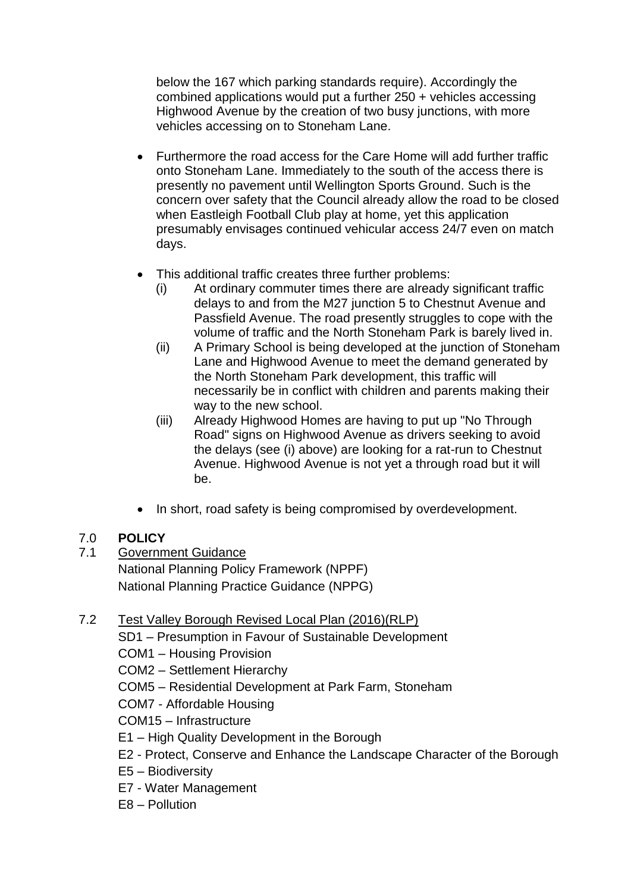below the 167 which parking standards require). Accordingly the combined applications would put a further 250 + vehicles accessing Highwood Avenue by the creation of two busy junctions, with more vehicles accessing on to Stoneham Lane.

- Furthermore the road access for the Care Home will add further traffic onto Stoneham Lane. Immediately to the south of the access there is presently no pavement until Wellington Sports Ground. Such is the concern over safety that the Council already allow the road to be closed when Eastleigh Football Club play at home, yet this application presumably envisages continued vehicular access 24/7 even on match days.

- This additional traffic creates three further problems:
  - (i) At ordinary commuter times there are already significant traffic delays to and from the M27 junction 5 to Chestnut Avenue and Passfield Avenue. The road presently struggles to cope with the volume of traffic and the North Stoneham Park is barely lived in.
  - (ii) A Primary School is being developed at the junction of Stoneham Lane and Highwood Avenue to meet the demand generated by the North Stoneham Park development, this traffic will necessarily be in conflict with children and parents making their way to the new school.
  - (iii) Already Highwood Homes are having to put up "No Through Road" signs on Highwood Avenue as drivers seeking to avoid the delays (see (i) above) are looking for a rat-run to Chestnut Avenue. Highwood Avenue is not yet a through road but it will be.

- In short, road safety is being compromised by overdevelopment.

## 7.0 POLICY

7.1 Government Guidance

National Planning Policy Framework (NPPF)
National Planning Practice Guidance (NPPG)

7.2 Test Valley Borough Revised Local Plan (2016)(RLP)

SD1 – Presumption in Favour of Sustainable Development
COM1 – Housing Provision
COM2 – Settlement Hierarchy
COM5 – Residential Development at Park Farm, Stoneham
COM7 - Affordable Housing
COM15 – Infrastructure
E1 – High Quality Development in the Borough
E2 - Protect, Conserve and Enhance the Landscape Character of the Borough
E5 – Biodiversity
E7 - Water Management
E8 – Pollution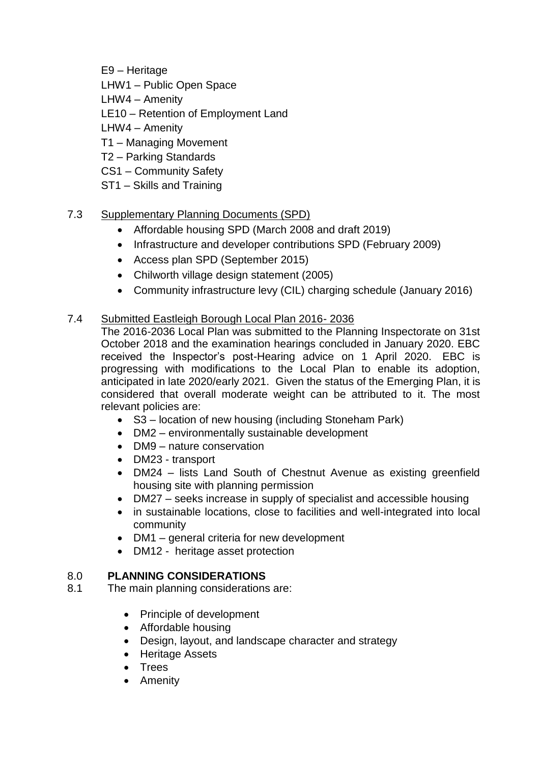E9 – Heritage
LHW1 – Public Open Space
LHW4 – Amenity
LE10 – Retention of Employment Land
LHW4 – Amenity
T1 – Managing Movement
T2 – Parking Standards
CS1 – Community Safety
ST1 – Skills and Training

7.3 Supplementary Planning Documents (SPD)

- Affordable housing SPD (March 2008 and draft 2019)
- Infrastructure and developer contributions SPD (February 2009)
- Access plan SPD (September 2015)
- Chilworth village design statement (2005)
- Community infrastructure levy (CIL) charging schedule (January 2016)

7.4 Submitted Eastleigh Borough Local Plan 2016- 2036

The 2016-2036 Local Plan was submitted to the Planning Inspectorate on 31st October 2018 and the examination hearings concluded in January 2020. EBC received the Inspector's post-Hearing advice on 1 April 2020. EBC is progressing with modifications to the Local Plan to enable its adoption, anticipated in late 2020/early 2021. Given the status of the Emerging Plan, it is considered that overall moderate weight can be attributed to it. The most relevant policies are:

- S3 – location of new housing (including Stoneham Park)
- DM2 – environmentally sustainable development
- DM9 – nature conservation
- DM23 - transport
- DM24 – lists Land South of Chestnut Avenue as existing greenfield housing site with planning permission
- DM27 – seeks increase in supply of specialist and accessible housing
- in sustainable locations, close to facilities and well-integrated into local community
- DM1 – general criteria for new development
- DM12 - heritage asset protection

## 8.0 PLANNING CONSIDERATIONS

8.1 The main planning considerations are:

- Principle of development
- Affordable housing
- Design, layout, and landscape character and strategy
- Heritage Assets
- Trees
- Amenity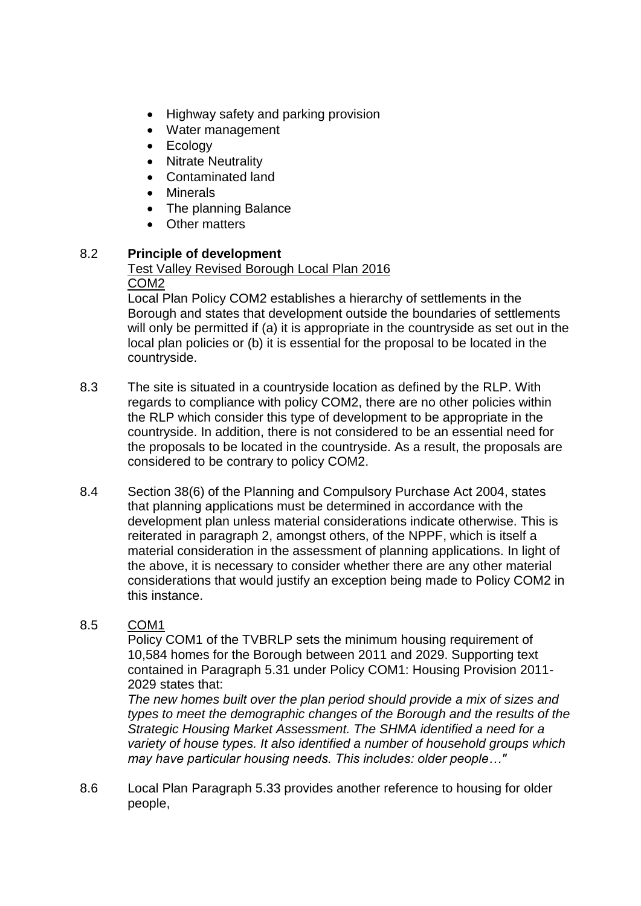- Highway safety and parking provision
- Water management
- Ecology
- Nitrate Neutrality
- Contaminated land
- Minerals
- The planning Balance
- Other matters

8.2 **Principle of development**

Test Valley Revised Borough Local Plan 2016

COM2

Local Plan Policy COM2 establishes a hierarchy of settlements in the Borough and states that development outside the boundaries of settlements will only be permitted if (a) it is appropriate in the countryside as set out in the local plan policies or (b) it is essential for the proposal to be located in the countryside.

8.3 The site is situated in a countryside location as defined by the RLP. With regards to compliance with policy COM2, there are no other policies within the RLP which consider this type of development to be appropriate in the countryside. In addition, there is not considered to be an essential need for the proposals to be located in the countryside. As a result, the proposals are considered to be contrary to policy COM2.

8.4 Section 38(6) of the Planning and Compulsory Purchase Act 2004, states that planning applications must be determined in accordance with the development plan unless material considerations indicate otherwise. This is reiterated in paragraph 2, amongst others, of the NPPF, which is itself a material consideration in the assessment of planning applications. In light of the above, it is necessary to consider whether there are any other material considerations that would justify an exception being made to Policy COM2 in this instance.

8.5 COM1

Policy COM1 of the TVBRLP sets the minimum housing requirement of 10,584 homes for the Borough between 2011 and 2029. Supporting text contained in Paragraph 5.31 under Policy COM1: Housing Provision 2011-2029 states that:

*The new homes built over the plan period should provide a mix of sizes and types to meet the demographic changes of the Borough and the results of the Strategic Housing Market Assessment. The SHMA identified a need for a variety of house types. It also identified a number of household groups which may have particular housing needs. This includes: older people…"*

8.6 Local Plan Paragraph 5.33 provides another reference to housing for older people,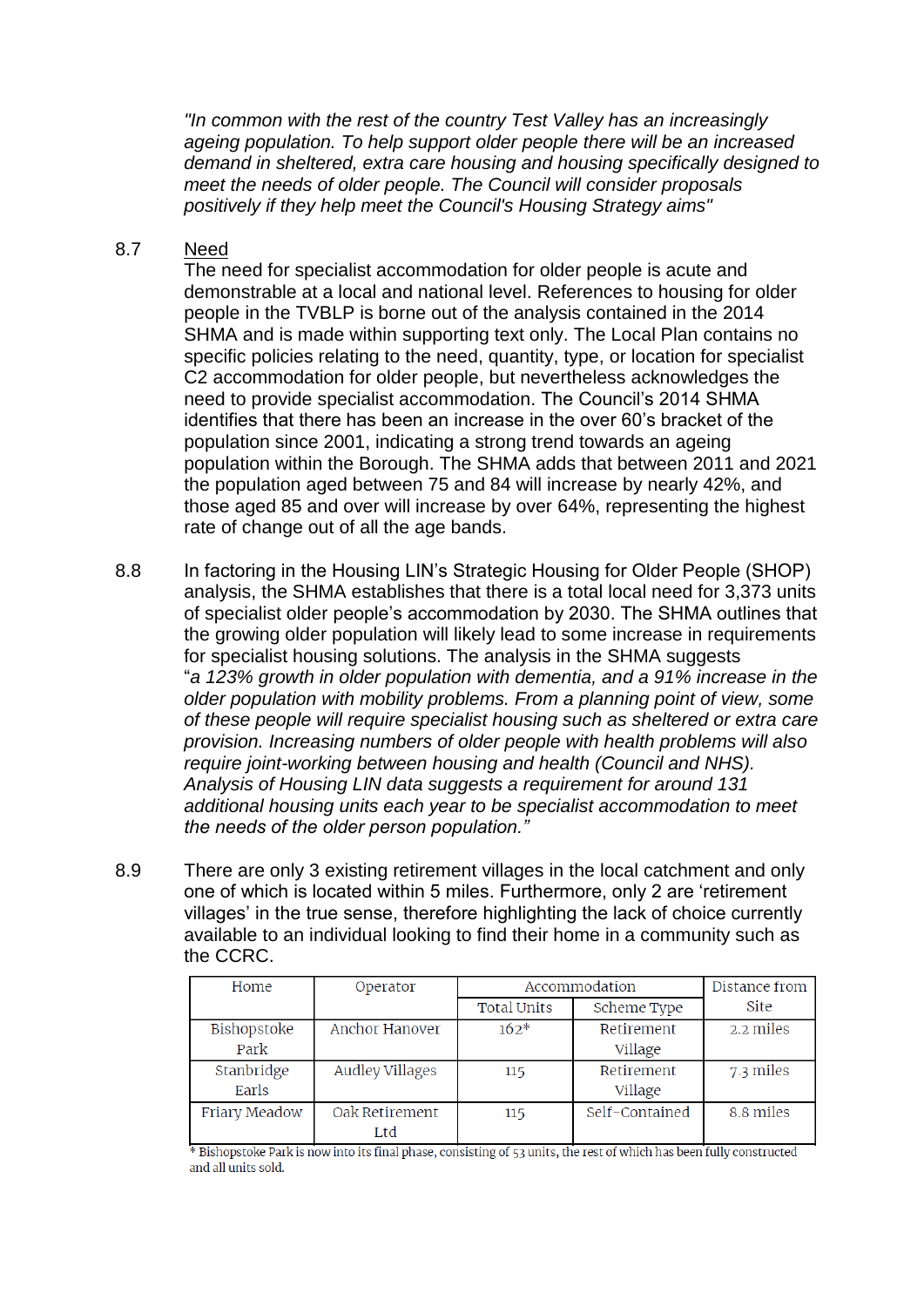*"In common with the rest of the country Test Valley has an increasingly ageing population. To help support older people there will be an increased demand in sheltered, extra care housing and housing specifically designed to meet the needs of older people. The Council will consider proposals positively if they help meet the Council's Housing Strategy aims"*

8.7 Need

The need for specialist accommodation for older people is acute and demonstrable at a local and national level. References to housing for older people in the TVBLP is borne out of the analysis contained in the 2014 SHMA and is made within supporting text only. The Local Plan contains no specific policies relating to the need, quantity, type, or location for specialist C2 accommodation for older people, but nevertheless acknowledges the need to provide specialist accommodation. The Council's 2014 SHMA identifies that there has been an increase in the over 60's bracket of the population since 2001, indicating a strong trend towards an ageing population within the Borough. The SHMA adds that between 2011 and 2021 the population aged between 75 and 84 will increase by nearly 42%, and those aged 85 and over will increase by over 64%, representing the highest rate of change out of all the age bands.

8.8 In factoring in the Housing LIN's Strategic Housing for Older People (SHOP) analysis, the SHMA establishes that there is a total local need for 3,373 units of specialist older people's accommodation by 2030. The SHMA outlines that the growing older population will likely lead to some increase in requirements for specialist housing solutions. The analysis in the SHMA suggests "*a 123% growth in older population with dementia, and a 91% increase in the older population with mobility problems. From a planning point of view, some of these people will require specialist housing such as sheltered or extra care provision. Increasing numbers of older people with health problems will also require joint-working between housing and health (Council and NHS). Analysis of Housing LIN data suggests a requirement for around 131 additional housing units each year to be specialist accommodation to meet the needs of the older person population.*"

8.9 There are only 3 existing retirement villages in the local catchment and only one of which is located within 5 miles. Furthermore, only 2 are 'retirement villages' in the true sense, therefore highlighting the lack of choice currently available to an individual looking to find their home in a community such as the CCRC.

| Home | Operator | Accommodation | | Distance from Site |
|---|---|---|---|---|
| | | Total Units | Scheme Type | |
| Bishopstoke Park | Anchor Hanover | 162* | Retirement Village | 2.2 miles |
| Stanbridge Earls | Audley Villages | 115 | Retirement Village | 7.3 miles |
| Friary Meadow | Oak Retirement Ltd | 115 | Self-Contained | 8.8 miles |

* Bishopstoke Park is now into its final phase, consisting of 53 units, the rest of which has been fully constructed and all units sold.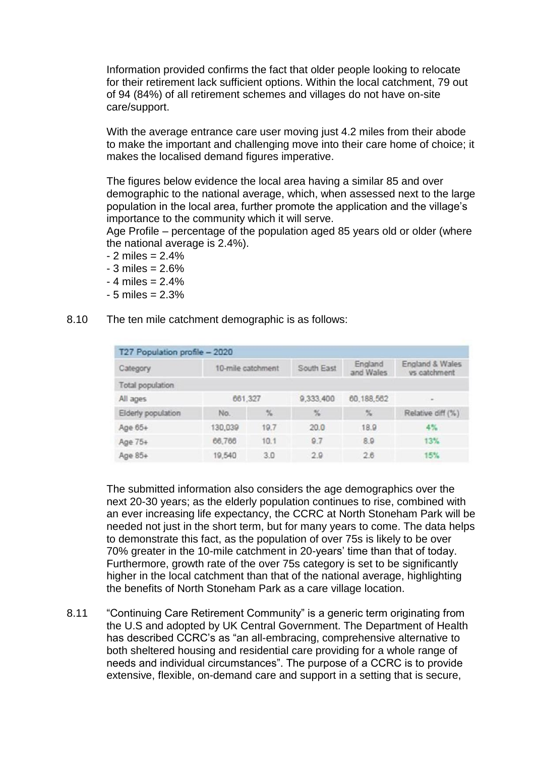Information provided confirms the fact that older people looking to relocate for their retirement lack sufficient options. Within the local catchment, 79 out of 94 (84%) of all retirement schemes and villages do not have on-site care/support.

With the average entrance care user moving just 4.2 miles from their abode to make the important and challenging move into their care home of choice; it makes the localised demand figures imperative.

The figures below evidence the local area having a similar 85 and over demographic to the national average, which, when assessed next to the large population in the local area, further promote the application and the village's importance to the community which it will serve.
Age Profile – percentage of the population aged 85 years old or older (where the national average is 2.4%).

- 2 miles = 2.4%
- 3 miles = 2.6%
- 4 miles = 2.4%
- 5 miles = 2.3%

8.10 The ten mile catchment demographic is as follows:

| T27 Population profile – 2020 | | | | | |
|---|---|---|---|---|---|
| Category | 10-mile catchment | | South East | England and Wales | England & Wales vs catchment |
| Total population | | | | | |
| All ages | 661,327 | | 9,333,400 | 60,188,562 | - |
| Elderly population | No. | % | % | % | Relative diff (%) |
| Age 65+ | 130,039 | 19.7 | 20.0 | 18.9 | 4% |
| Age 75+ | 66,766 | 10.1 | 9.7 | 8.9 | 13% |
| Age 85+ | 19,540 | 3.0 | 2.9 | 2.6 | 15% |

The submitted information also considers the age demographics over the next 20-30 years; as the elderly population continues to rise, combined with an ever increasing life expectancy, the CCRC at North Stoneham Park will be needed not just in the short term, but for many years to come. The data helps to demonstrate this fact, as the population of over 75s is likely to be over 70% greater in the 10-mile catchment in 20-years' time than that of today. Furthermore, growth rate of the over 75s category is set to be significantly higher in the local catchment than that of the national average, highlighting the benefits of North Stoneham Park as a care village location.

8.11 "Continuing Care Retirement Community" is a generic term originating from the U.S and adopted by UK Central Government. The Department of Health has described CCRC's as "an all-embracing, comprehensive alternative to both sheltered housing and residential care providing for a whole range of needs and individual circumstances". The purpose of a CCRC is to provide extensive, flexible, on-demand care and support in a setting that is secure,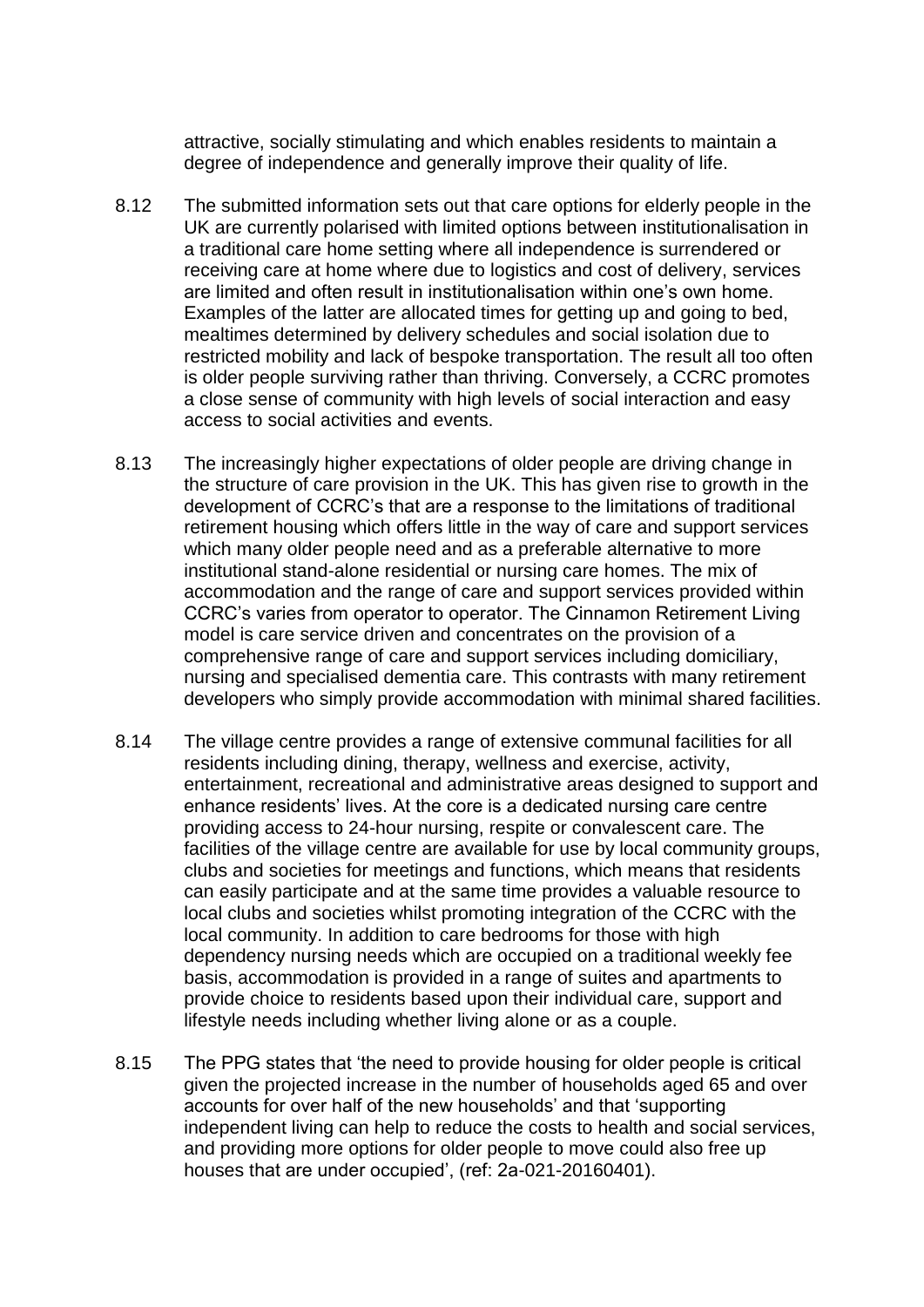attractive, socially stimulating and which enables residents to maintain a degree of independence and generally improve their quality of life.

8.12 The submitted information sets out that care options for elderly people in the UK are currently polarised with limited options between institutionalisation in a traditional care home setting where all independence is surrendered or receiving care at home where due to logistics and cost of delivery, services are limited and often result in institutionalisation within one's own home. Examples of the latter are allocated times for getting up and going to bed, mealtimes determined by delivery schedules and social isolation due to restricted mobility and lack of bespoke transportation. The result all too often is older people surviving rather than thriving. Conversely, a CCRC promotes a close sense of community with high levels of social interaction and easy access to social activities and events.

8.13 The increasingly higher expectations of older people are driving change in the structure of care provision in the UK. This has given rise to growth in the development of CCRC's that are a response to the limitations of traditional retirement housing which offers little in the way of care and support services which many older people need and as a preferable alternative to more institutional stand-alone residential or nursing care homes. The mix of accommodation and the range of care and support services provided within CCRC's varies from operator to operator. The Cinnamon Retirement Living model is care service driven and concentrates on the provision of a comprehensive range of care and support services including domiciliary, nursing and specialised dementia care. This contrasts with many retirement developers who simply provide accommodation with minimal shared facilities.

8.14 The village centre provides a range of extensive communal facilities for all residents including dining, therapy, wellness and exercise, activity, entertainment, recreational and administrative areas designed to support and enhance residents' lives. At the core is a dedicated nursing care centre providing access to 24-hour nursing, respite or convalescent care. The facilities of the village centre are available for use by local community groups, clubs and societies for meetings and functions, which means that residents can easily participate and at the same time provides a valuable resource to local clubs and societies whilst promoting integration of the CCRC with the local community. In addition to care bedrooms for those with high dependency nursing needs which are occupied on a traditional weekly fee basis, accommodation is provided in a range of suites and apartments to provide choice to residents based upon their individual care, support and lifestyle needs including whether living alone or as a couple.

8.15 The PPG states that 'the need to provide housing for older people is critical given the projected increase in the number of households aged 65 and over accounts for over half of the new households' and that 'supporting independent living can help to reduce the costs to health and social services, and providing more options for older people to move could also free up houses that are under occupied', (ref: 2a-021-20160401).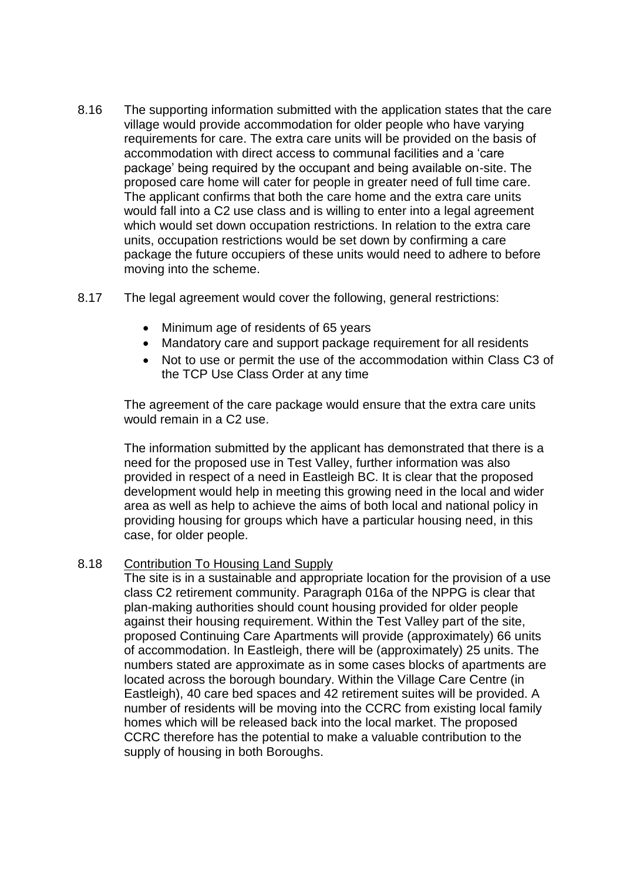8.16 The supporting information submitted with the application states that the care village would provide accommodation for older people who have varying requirements for care. The extra care units will be provided on the basis of accommodation with direct access to communal facilities and a 'care package' being required by the occupant and being available on-site. The proposed care home will cater for people in greater need of full time care. The applicant confirms that both the care home and the extra care units would fall into a C2 use class and is willing to enter into a legal agreement which would set down occupation restrictions. In relation to the extra care units, occupation restrictions would be set down by confirming a care package the future occupiers of these units would need to adhere to before moving into the scheme.

8.17 The legal agreement would cover the following, general restrictions:

- Minimum age of residents of 65 years
- Mandatory care and support package requirement for all residents
- Not to use or permit the use of the accommodation within Class C3 of the TCP Use Class Order at any time

The agreement of the care package would ensure that the extra care units would remain in a C2 use.

The information submitted by the applicant has demonstrated that there is a need for the proposed use in Test Valley, further information was also provided in respect of a need in Eastleigh BC. It is clear that the proposed development would help in meeting this growing need in the local and wider area as well as help to achieve the aims of both local and national policy in providing housing for groups which have a particular housing need, in this case, for older people.

8.18 <u>Contribution To Housing Land Supply</u>

The site is in a sustainable and appropriate location for the provision of a use class C2 retirement community. Paragraph 016a of the NPPG is clear that plan-making authorities should count housing provided for older people against their housing requirement. Within the Test Valley part of the site, proposed Continuing Care Apartments will provide (approximately) 66 units of accommodation. In Eastleigh, there will be (approximately) 25 units. The numbers stated are approximate as in some cases blocks of apartments are located across the borough boundary. Within the Village Care Centre (in Eastleigh), 40 care bed spaces and 42 retirement suites will be provided. A number of residents will be moving into the CCRC from existing local family homes which will be released back into the local market. The proposed CCRC therefore has the potential to make a valuable contribution to the supply of housing in both Boroughs.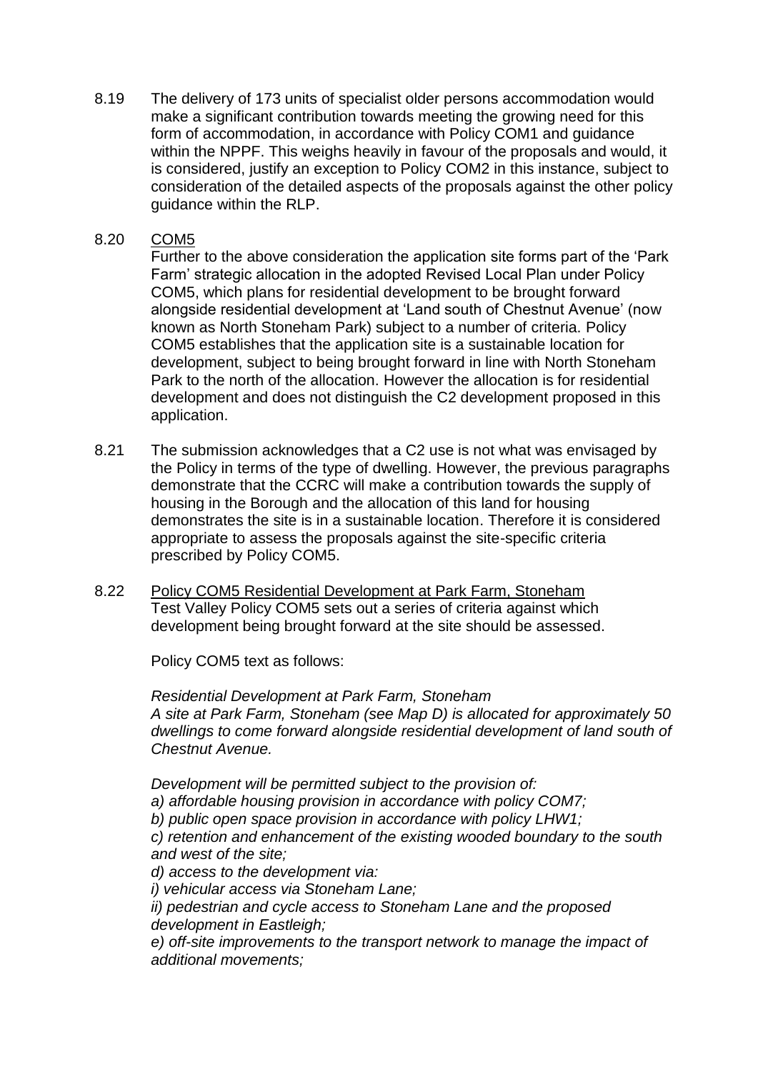8.19 The delivery of 173 units of specialist older persons accommodation would make a significant contribution towards meeting the growing need for this form of accommodation, in accordance with Policy COM1 and guidance within the NPPF. This weighs heavily in favour of the proposals and would, it is considered, justify an exception to Policy COM2 in this instance, subject to consideration of the detailed aspects of the proposals against the other policy guidance within the RLP.

8.20 <u>COM5</u>

Further to the above consideration the application site forms part of the 'Park Farm' strategic allocation in the adopted Revised Local Plan under Policy COM5, which plans for residential development to be brought forward alongside residential development at 'Land south of Chestnut Avenue' (now known as North Stoneham Park) subject to a number of criteria. Policy COM5 establishes that the application site is a sustainable location for development, subject to being brought forward in line with North Stoneham Park to the north of the allocation. However the allocation is for residential development and does not distinguish the C2 development proposed in this application.

8.21 The submission acknowledges that a C2 use is not what was envisaged by the Policy in terms of the type of dwelling. However, the previous paragraphs demonstrate that the CCRC will make a contribution towards the supply of housing in the Borough and the allocation of this land for housing demonstrates the site is in a sustainable location. Therefore it is considered appropriate to assess the proposals against the site-specific criteria prescribed by Policy COM5.

8.22 <u>Policy COM5 Residential Development at Park Farm, Stoneham</u>

Test Valley Policy COM5 sets out a series of criteria against which development being brought forward at the site should be assessed.

Policy COM5 text as follows:

*Residential Development at Park Farm, Stoneham*
*A site at Park Farm, Stoneham (see Map D) is allocated for approximately 50 dwellings to come forward alongside residential development of land south of Chestnut Avenue.*

*Development will be permitted subject to the provision of:*
*a) affordable housing provision in accordance with policy COM7;*
*b) public open space provision in accordance with policy LHW1;*
*c) retention and enhancement of the existing wooded boundary to the south and west of the site;*
*d) access to the development via:*
*i) vehicular access via Stoneham Lane;*
*ii) pedestrian and cycle access to Stoneham Lane and the proposed development in Eastleigh;*
*e) off-site improvements to the transport network to manage the impact of additional movements;*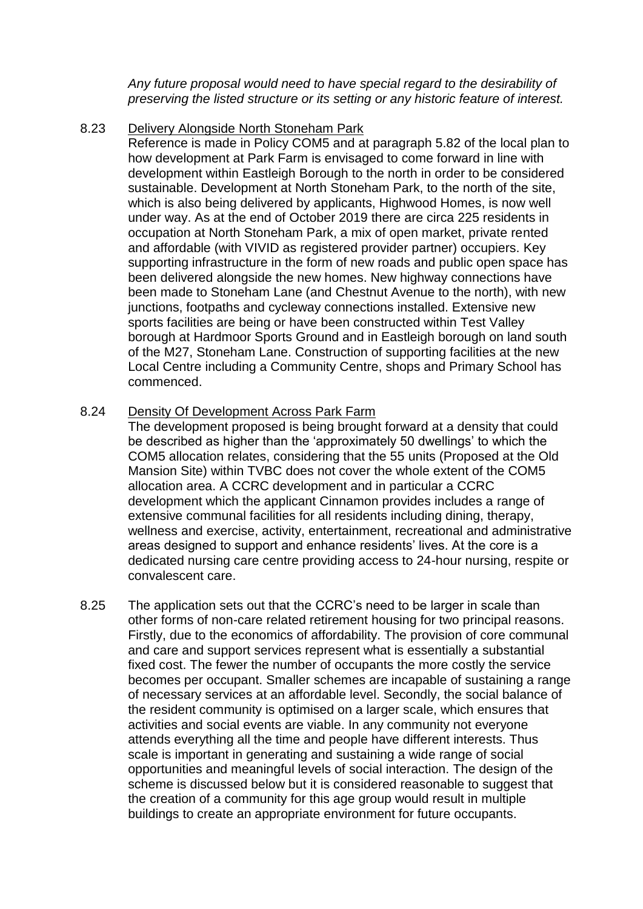*Any future proposal would need to have special regard to the desirability of preserving the listed structure or its setting or any historic feature of interest.*

8.23 Delivery Alongside North Stoneham Park

Reference is made in Policy COM5 and at paragraph 5.82 of the local plan to how development at Park Farm is envisaged to come forward in line with development within Eastleigh Borough to the north in order to be considered sustainable. Development at North Stoneham Park, to the north of the site, which is also being delivered by applicants, Highwood Homes, is now well under way. As at the end of October 2019 there are circa 225 residents in occupation at North Stoneham Park, a mix of open market, private rented and affordable (with VIVID as registered provider partner) occupiers. Key supporting infrastructure in the form of new roads and public open space has been delivered alongside the new homes. New highway connections have been made to Stoneham Lane (and Chestnut Avenue to the north), with new junctions, footpaths and cycleway connections installed. Extensive new sports facilities are being or have been constructed within Test Valley borough at Hardmoor Sports Ground and in Eastleigh borough on land south of the M27, Stoneham Lane. Construction of supporting facilities at the new Local Centre including a Community Centre, shops and Primary School has commenced.

8.24 Density Of Development Across Park Farm

The development proposed is being brought forward at a density that could be described as higher than the 'approximately 50 dwellings' to which the COM5 allocation relates, considering that the 55 units (Proposed at the Old Mansion Site) within TVBC does not cover the whole extent of the COM5 allocation area. A CCRC development and in particular a CCRC development which the applicant Cinnamon provides includes a range of extensive communal facilities for all residents including dining, therapy, wellness and exercise, activity, entertainment, recreational and administrative areas designed to support and enhance residents' lives. At the core is a dedicated nursing care centre providing access to 24-hour nursing, respite or convalescent care.

8.25 The application sets out that the CCRC's need to be larger in scale than other forms of non-care related retirement housing for two principal reasons. Firstly, due to the economics of affordability. The provision of core communal and care and support services represent what is essentially a substantial fixed cost. The fewer the number of occupants the more costly the service becomes per occupant. Smaller schemes are incapable of sustaining a range of necessary services at an affordable level. Secondly, the social balance of the resident community is optimised on a larger scale, which ensures that activities and social events are viable. In any community not everyone attends everything all the time and people have different interests. Thus scale is important in generating and sustaining a wide range of social opportunities and meaningful levels of social interaction. The design of the scheme is discussed below but it is considered reasonable to suggest that the creation of a community for this age group would result in multiple buildings to create an appropriate environment for future occupants.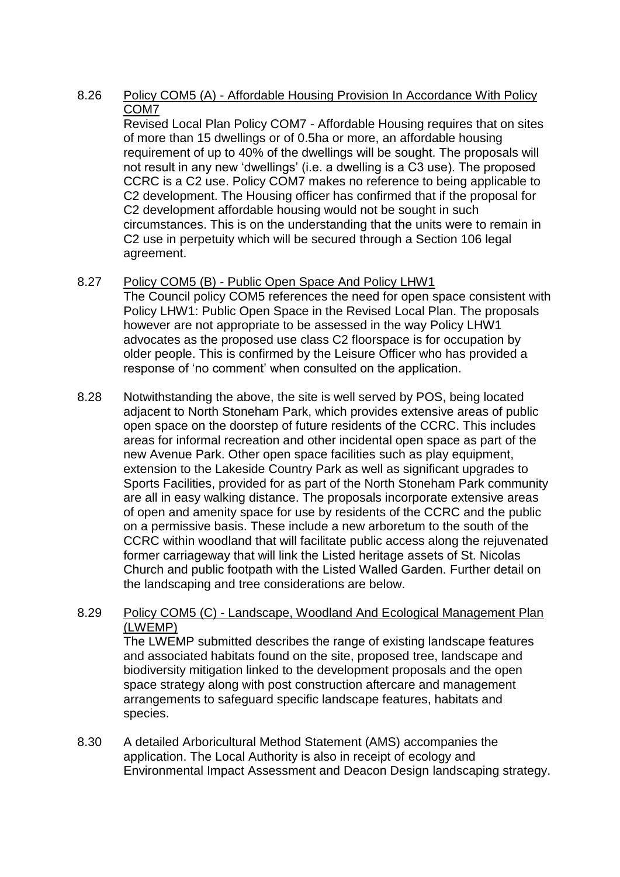8.26 Policy COM5 (A) - Affordable Housing Provision In Accordance With Policy COM7

Revised Local Plan Policy COM7 - Affordable Housing requires that on sites of more than 15 dwellings or of 0.5ha or more, an affordable housing requirement of up to 40% of the dwellings will be sought. The proposals will not result in any new 'dwellings' (i.e. a dwelling is a C3 use). The proposed CCRC is a C2 use. Policy COM7 makes no reference to being applicable to C2 development. The Housing officer has confirmed that if the proposal for C2 development affordable housing would not be sought in such circumstances. This is on the understanding that the units were to remain in C2 use in perpetuity which will be secured through a Section 106 legal agreement.

8.27 Policy COM5 (B) - Public Open Space And Policy LHW1

The Council policy COM5 references the need for open space consistent with Policy LHW1: Public Open Space in the Revised Local Plan. The proposals however are not appropriate to be assessed in the way Policy LHW1 advocates as the proposed use class C2 floorspace is for occupation by older people. This is confirmed by the Leisure Officer who has provided a response of 'no comment' when consulted on the application.

8.28 Notwithstanding the above, the site is well served by POS, being located adjacent to North Stoneham Park, which provides extensive areas of public open space on the doorstep of future residents of the CCRC. This includes areas for informal recreation and other incidental open space as part of the new Avenue Park. Other open space facilities such as play equipment, extension to the Lakeside Country Park as well as significant upgrades to Sports Facilities, provided for as part of the North Stoneham Park community are all in easy walking distance. The proposals incorporate extensive areas of open and amenity space for use by residents of the CCRC and the public on a permissive basis. These include a new arboretum to the south of the CCRC within woodland that will facilitate public access along the rejuvenated former carriageway that will link the Listed heritage assets of St. Nicolas Church and public footpath with the Listed Walled Garden. Further detail on the landscaping and tree considerations are below.

8.29 Policy COM5 (C) - Landscape, Woodland And Ecological Management Plan (LWEMP)

The LWEMP submitted describes the range of existing landscape features and associated habitats found on the site, proposed tree, landscape and biodiversity mitigation linked to the development proposals and the open space strategy along with post construction aftercare and management arrangements to safeguard specific landscape features, habitats and species.

8.30 A detailed Arboricultural Method Statement (AMS) accompanies the application. The Local Authority is also in receipt of ecology and Environmental Impact Assessment and Deacon Design landscaping strategy.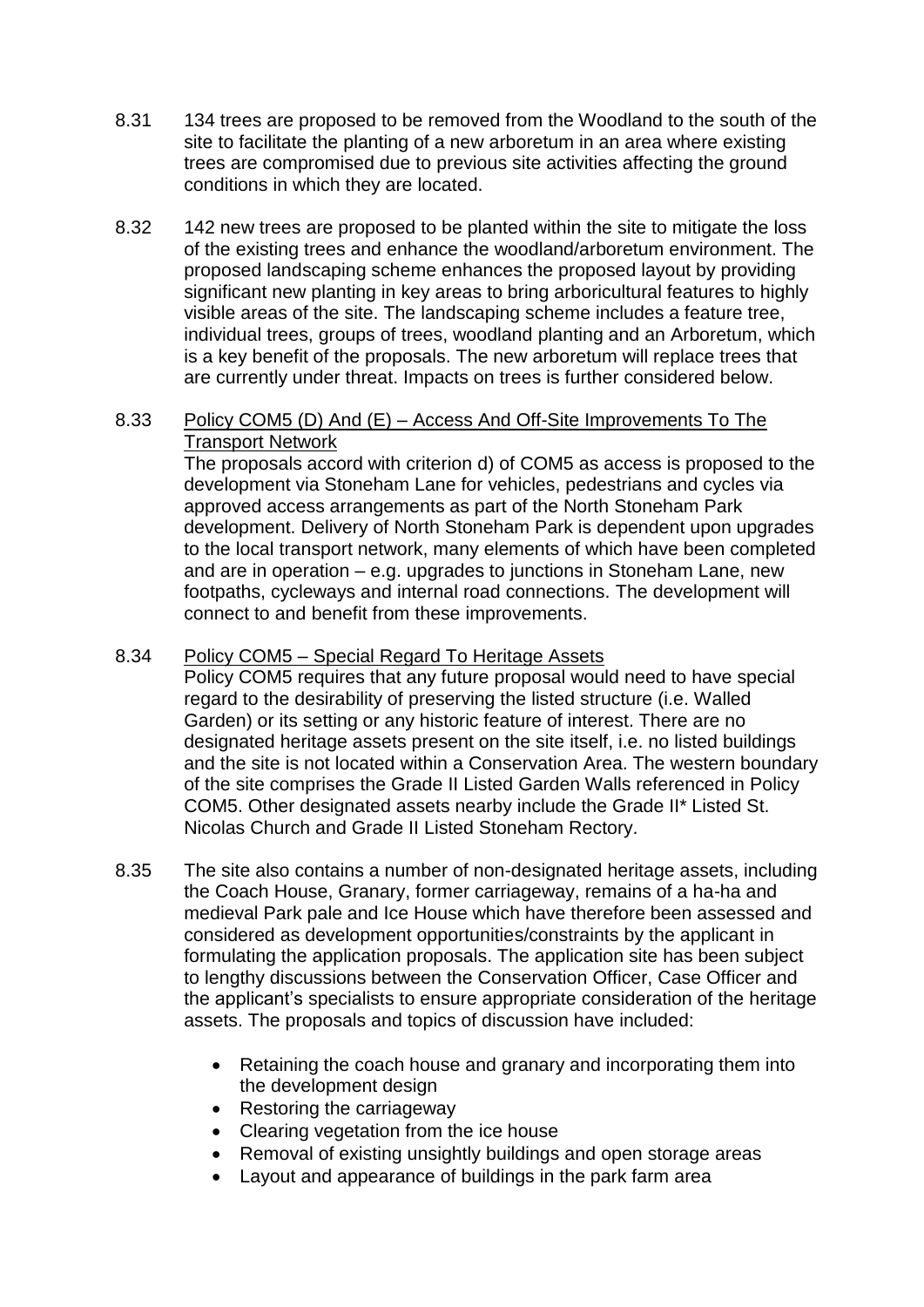8.31 134 trees are proposed to be removed from the Woodland to the south of the site to facilitate the planting of a new arboretum in an area where existing trees are compromised due to previous site activities affecting the ground conditions in which they are located.

8.32 142 new trees are proposed to be planted within the site to mitigate the loss of the existing trees and enhance the woodland/arboretum environment. The proposed landscaping scheme enhances the proposed layout by providing significant new planting in key areas to bring arboricultural features to highly visible areas of the site. The landscaping scheme includes a feature tree, individual trees, groups of trees, woodland planting and an Arboretum, which is a key benefit of the proposals. The new arboretum will replace trees that are currently under threat. Impacts on trees is further considered below.

8.33 <u>Policy COM5 (D) And (E) – Access And Off-Site Improvements To The Transport Network</u>

The proposals accord with criterion d) of COM5 as access is proposed to the development via Stoneham Lane for vehicles, pedestrians and cycles via approved access arrangements as part of the North Stoneham Park development. Delivery of North Stoneham Park is dependent upon upgrades to the local transport network, many elements of which have been completed and are in operation – e.g. upgrades to junctions in Stoneham Lane, new footpaths, cycleways and internal road connections. The development will connect to and benefit from these improvements.

8.34 <u>Policy COM5 – Special Regard To Heritage Assets</u>

Policy COM5 requires that any future proposal would need to have special regard to the desirability of preserving the listed structure (i.e. Walled Garden) or its setting or any historic feature of interest. There are no designated heritage assets present on the site itself, i.e. no listed buildings and the site is not located within a Conservation Area. The western boundary of the site comprises the Grade II Listed Garden Walls referenced in Policy COM5. Other designated assets nearby include the Grade II* Listed St. Nicolas Church and Grade II Listed Stoneham Rectory.

8.35 The site also contains a number of non-designated heritage assets, including the Coach House, Granary, former carriageway, remains of a ha-ha and medieval Park pale and Ice House which have therefore been assessed and considered as development opportunities/constraints by the applicant in formulating the application proposals. The application site has been subject to lengthy discussions between the Conservation Officer, Case Officer and the applicant's specialists to ensure appropriate consideration of the heritage assets. The proposals and topics of discussion have included:

- Retaining the coach house and granary and incorporating them into the development design
- Restoring the carriageway
- Clearing vegetation from the ice house
- Removal of existing unsightly buildings and open storage areas
- Layout and appearance of buildings in the park farm area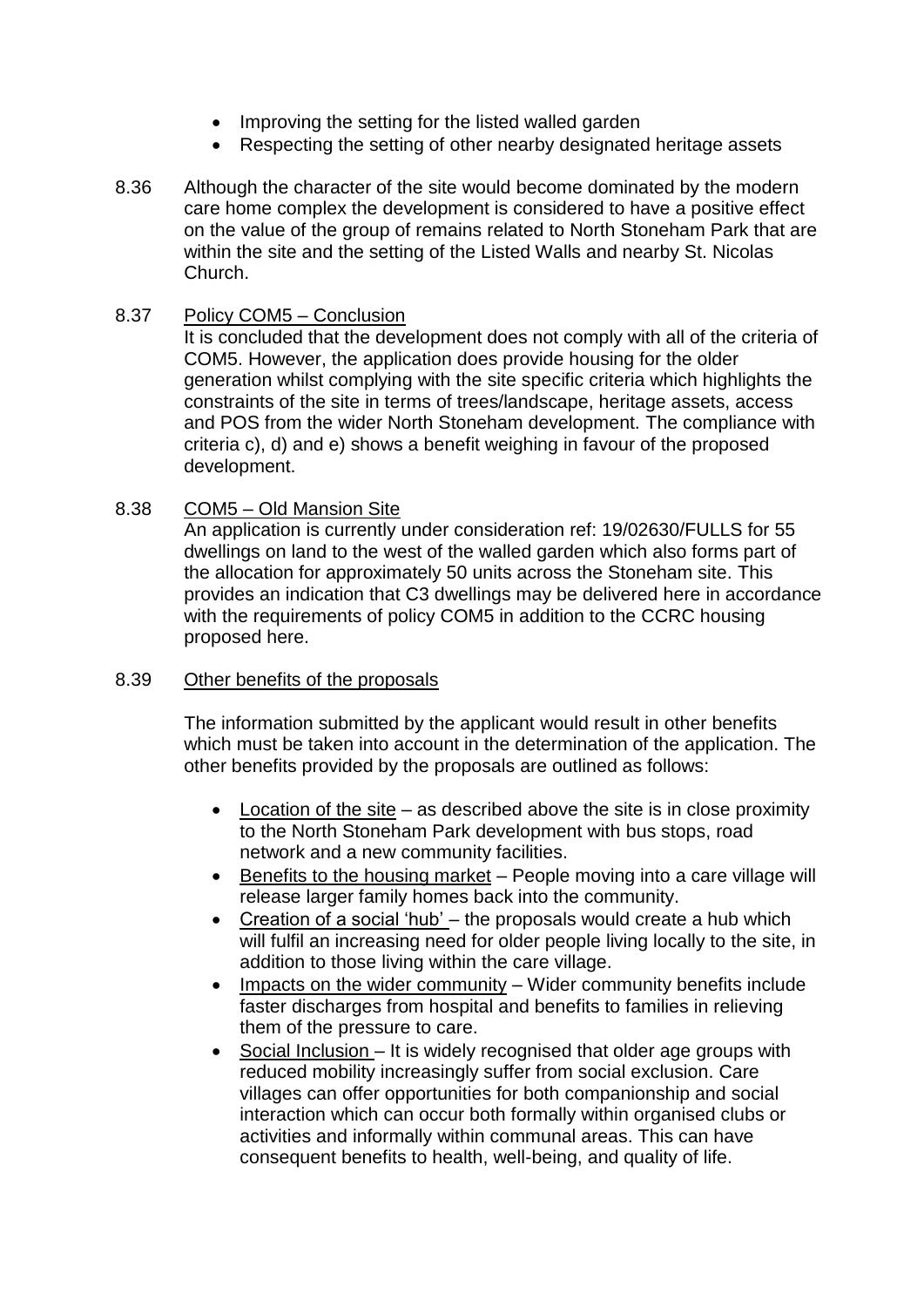- Improving the setting for the listed walled garden
- Respecting the setting of other nearby designated heritage assets

8.36 Although the character of the site would become dominated by the modern care home complex the development is considered to have a positive effect on the value of the group of remains related to North Stoneham Park that are within the site and the setting of the Listed Walls and nearby St. Nicolas Church.

8.37 Policy COM5 – Conclusion

It is concluded that the development does not comply with all of the criteria of COM5. However, the application does provide housing for the older generation whilst complying with the site specific criteria which highlights the constraints of the site in terms of trees/landscape, heritage assets, access and POS from the wider North Stoneham development. The compliance with criteria c), d) and e) shows a benefit weighing in favour of the proposed development.

8.38 COM5 – Old Mansion Site

An application is currently under consideration ref: 19/02630/FULLS for 55 dwellings on land to the west of the walled garden which also forms part of the allocation for approximately 50 units across the Stoneham site. This provides an indication that C3 dwellings may be delivered here in accordance with the requirements of policy COM5 in addition to the CCRC housing proposed here.

8.39 Other benefits of the proposals

The information submitted by the applicant would result in other benefits which must be taken into account in the determination of the application. The other benefits provided by the proposals are outlined as follows:

- Location of the site – as described above the site is in close proximity to the North Stoneham Park development with bus stops, road network and a new community facilities.
- Benefits to the housing market – People moving into a care village will release larger family homes back into the community.
- Creation of a social 'hub' – the proposals would create a hub which will fulfil an increasing need for older people living locally to the site, in addition to those living within the care village.
- Impacts on the wider community – Wider community benefits include faster discharges from hospital and benefits to families in relieving them of the pressure to care.
- Social Inclusion – It is widely recognised that older age groups with reduced mobility increasingly suffer from social exclusion. Care villages can offer opportunities for both companionship and social interaction which can occur both formally within organised clubs or activities and informally within communal areas. This can have consequent benefits to health, well-being, and quality of life.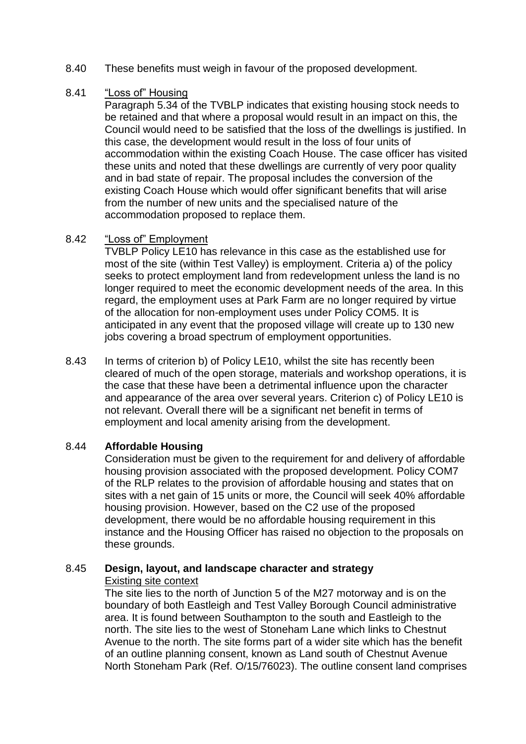8.40 These benefits must weigh in favour of the proposed development.

8.41 "Loss of" Housing

Paragraph 5.34 of the TVBLP indicates that existing housing stock needs to be retained and that where a proposal would result in an impact on this, the Council would need to be satisfied that the loss of the dwellings is justified. In this case, the development would result in the loss of four units of accommodation within the existing Coach House. The case officer has visited these units and noted that these dwellings are currently of very poor quality and in bad state of repair. The proposal includes the conversion of the existing Coach House which would offer significant benefits that will arise from the number of new units and the specialised nature of the accommodation proposed to replace them.

8.42 "Loss of" Employment

TVBLP Policy LE10 has relevance in this case as the established use for most of the site (within Test Valley) is employment. Criteria a) of the policy seeks to protect employment land from redevelopment unless the land is no longer required to meet the economic development needs of the area. In this regard, the employment uses at Park Farm are no longer required by virtue of the allocation for non-employment uses under Policy COM5. It is anticipated in any event that the proposed village will create up to 130 new jobs covering a broad spectrum of employment opportunities.

8.43 In terms of criterion b) of Policy LE10, whilst the site has recently been cleared of much of the open storage, materials and workshop operations, it is the case that these have been a detrimental influence upon the character and appearance of the area over several years. Criterion c) of Policy LE10 is not relevant. Overall there will be a significant net benefit in terms of employment and local amenity arising from the development.

8.44 **Affordable Housing**

Consideration must be given to the requirement for and delivery of affordable housing provision associated with the proposed development. Policy COM7 of the RLP relates to the provision of affordable housing and states that on sites with a net gain of 15 units or more, the Council will seek 40% affordable housing provision. However, based on the C2 use of the proposed development, there would be no affordable housing requirement in this instance and the Housing Officer has raised no objection to the proposals on these grounds.

8.45 **Design, layout, and landscape character and strategy**

Existing site context

The site lies to the north of Junction 5 of the M27 motorway and is on the boundary of both Eastleigh and Test Valley Borough Council administrative area. It is found between Southampton to the south and Eastleigh to the north. The site lies to the west of Stoneham Lane which links to Chestnut Avenue to the north. The site forms part of a wider site which has the benefit of an outline planning consent, known as Land south of Chestnut Avenue North Stoneham Park (Ref. O/15/76023). The outline consent land comprises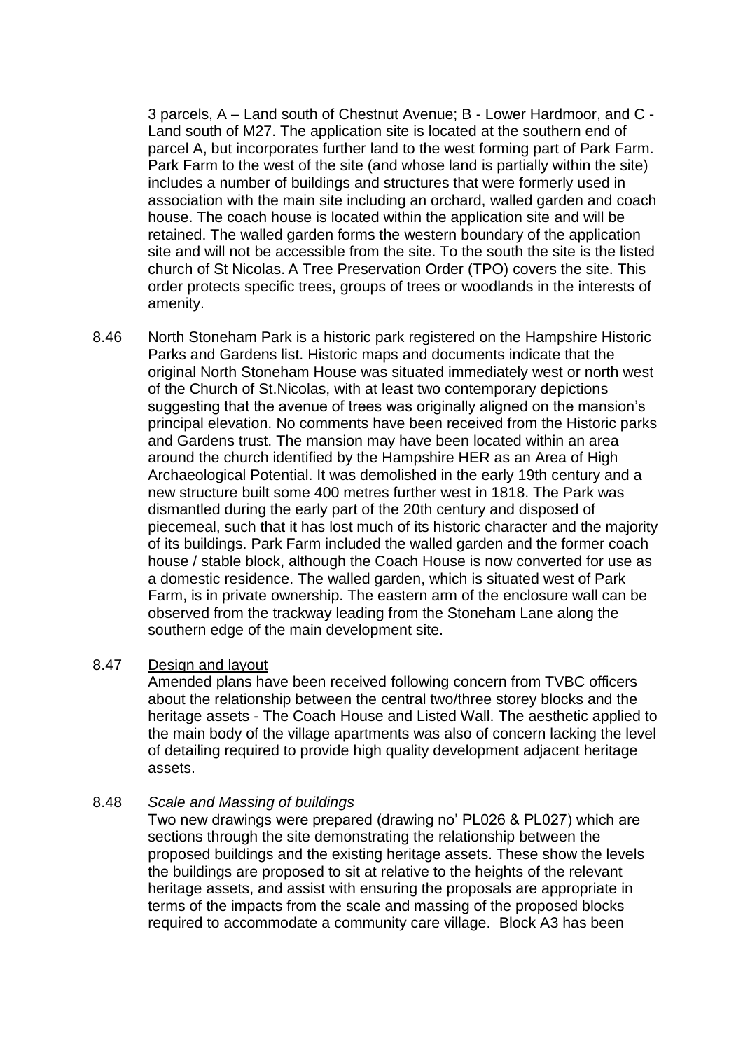3 parcels, A – Land south of Chestnut Avenue; B - Lower Hardmoor, and C - Land south of M27. The application site is located at the southern end of parcel A, but incorporates further land to the west forming part of Park Farm. Park Farm to the west of the site (and whose land is partially within the site) includes a number of buildings and structures that were formerly used in association with the main site including an orchard, walled garden and coach house. The coach house is located within the application site and will be retained. The walled garden forms the western boundary of the application site and will not be accessible from the site. To the south the site is the listed church of St Nicolas. A Tree Preservation Order (TPO) covers the site. This order protects specific trees, groups of trees or woodlands in the interests of amenity.

8.46 North Stoneham Park is a historic park registered on the Hampshire Historic Parks and Gardens list. Historic maps and documents indicate that the original North Stoneham House was situated immediately west or north west of the Church of St.Nicolas, with at least two contemporary depictions suggesting that the avenue of trees was originally aligned on the mansion's principal elevation. No comments have been received from the Historic parks and Gardens trust. The mansion may have been located within an area around the church identified by the Hampshire HER as an Area of High Archaeological Potential. It was demolished in the early 19th century and a new structure built some 400 metres further west in 1818. The Park was dismantled during the early part of the 20th century and disposed of piecemeal, such that it has lost much of its historic character and the majority of its buildings. Park Farm included the walled garden and the former coach house / stable block, although the Coach House is now converted for use as a domestic residence. The walled garden, which is situated west of Park Farm, is in private ownership. The eastern arm of the enclosure wall can be observed from the trackway leading from the Stoneham Lane along the southern edge of the main development site.

8.47 <u>Design and layout</u>

Amended plans have been received following concern from TVBC officers about the relationship between the central two/three storey blocks and the heritage assets - The Coach House and Listed Wall. The aesthetic applied to the main body of the village apartments was also of concern lacking the level of detailing required to provide high quality development adjacent heritage assets.

8.48 *Scale and Massing of buildings*

Two new drawings were prepared (drawing no' PL026 & PL027) which are sections through the site demonstrating the relationship between the proposed buildings and the existing heritage assets. These show the levels the buildings are proposed to sit at relative to the heights of the relevant heritage assets, and assist with ensuring the proposals are appropriate in terms of the impacts from the scale and massing of the proposed blocks required to accommodate a community care village. Block A3 has been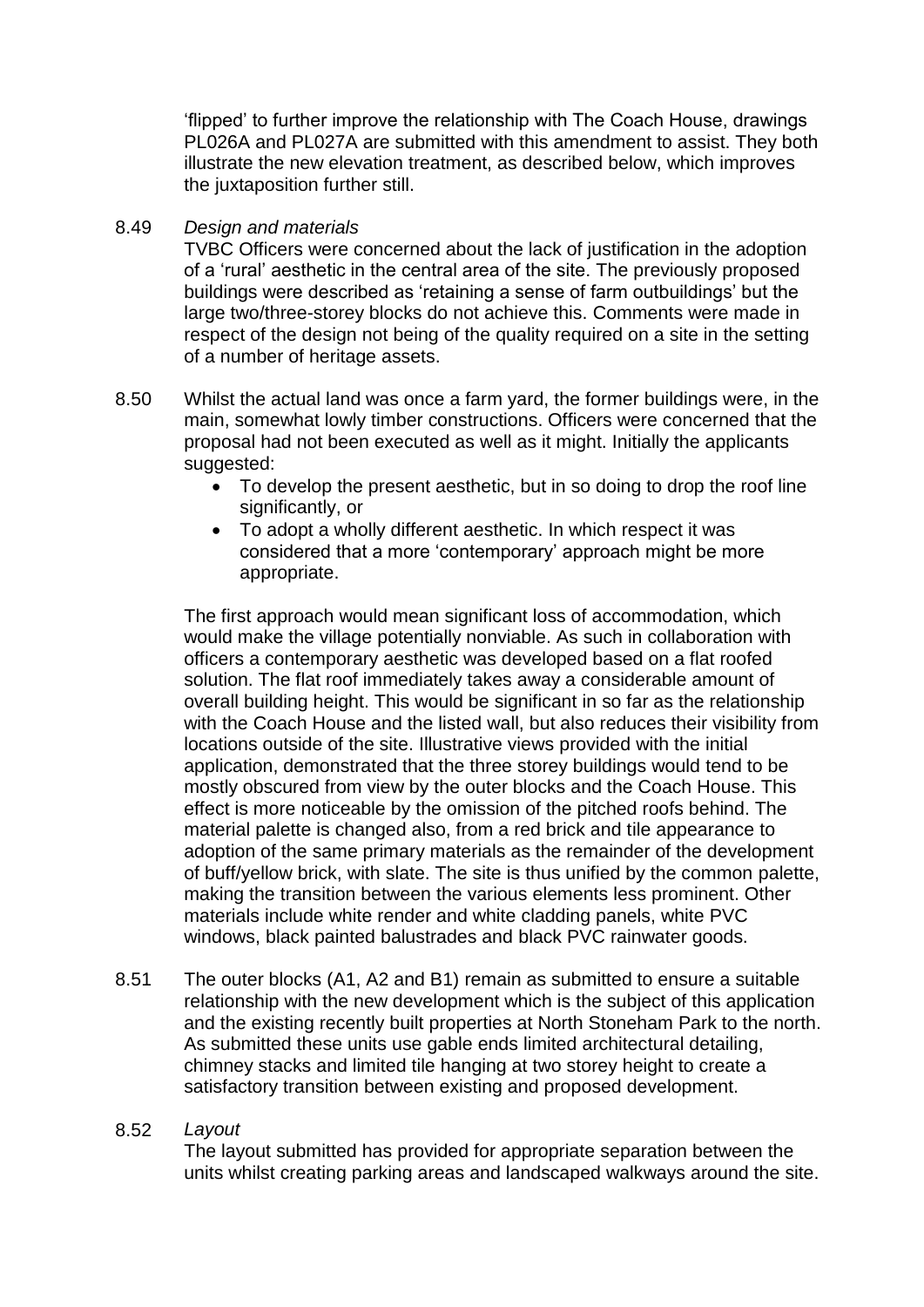'flipped' to further improve the relationship with The Coach House, drawings PL026A and PL027A are submitted with this amendment to assist. They both illustrate the new elevation treatment, as described below, which improves the juxtaposition further still.

8.49 *Design and materials*

TVBC Officers were concerned about the lack of justification in the adoption of a 'rural' aesthetic in the central area of the site. The previously proposed buildings were described as 'retaining a sense of farm outbuildings' but the large two/three-storey blocks do not achieve this. Comments were made in respect of the design not being of the quality required on a site in the setting of a number of heritage assets.

8.50 Whilst the actual land was once a farm yard, the former buildings were, in the main, somewhat lowly timber constructions. Officers were concerned that the proposal had not been executed as well as it might. Initially the applicants suggested:

- To develop the present aesthetic, but in so doing to drop the roof line significantly, or
- To adopt a wholly different aesthetic. In which respect it was considered that a more 'contemporary' approach might be more appropriate.

The first approach would mean significant loss of accommodation, which would make the village potentially nonviable. As such in collaboration with officers a contemporary aesthetic was developed based on a flat roofed solution. The flat roof immediately takes away a considerable amount of overall building height. This would be significant in so far as the relationship with the Coach House and the listed wall, but also reduces their visibility from locations outside of the site. Illustrative views provided with the initial application, demonstrated that the three storey buildings would tend to be mostly obscured from view by the outer blocks and the Coach House. This effect is more noticeable by the omission of the pitched roofs behind. The material palette is changed also, from a red brick and tile appearance to adoption of the same primary materials as the remainder of the development of buff/yellow brick, with slate. The site is thus unified by the common palette, making the transition between the various elements less prominent. Other materials include white render and white cladding panels, white PVC windows, black painted balustrades and black PVC rainwater goods.

8.51 The outer blocks (A1, A2 and B1) remain as submitted to ensure a suitable relationship with the new development which is the subject of this application and the existing recently built properties at North Stoneham Park to the north. As submitted these units use gable ends limited architectural detailing, chimney stacks and limited tile hanging at two storey height to create a satisfactory transition between existing and proposed development.

8.52 *Layout*

The layout submitted has provided for appropriate separation between the units whilst creating parking areas and landscaped walkways around the site.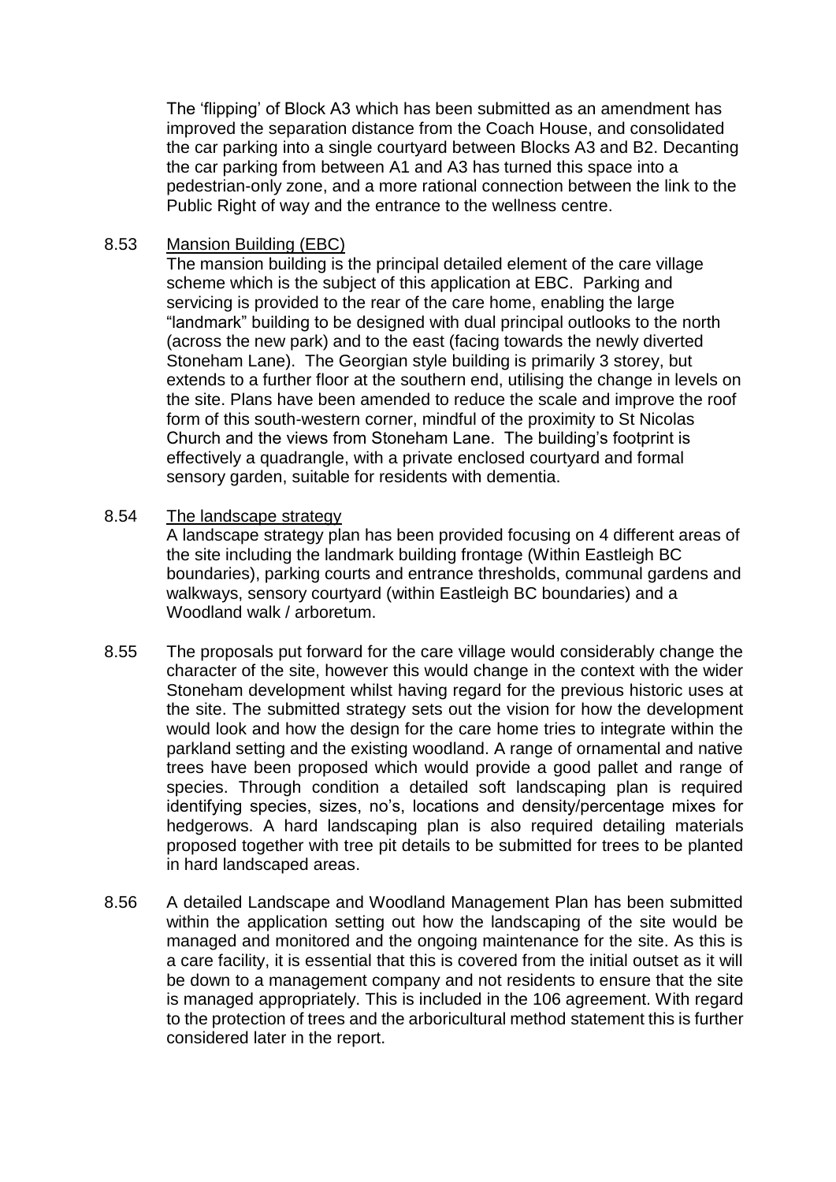The 'flipping' of Block A3 which has been submitted as an amendment has improved the separation distance from the Coach House, and consolidated the car parking into a single courtyard between Blocks A3 and B2. Decanting the car parking from between A1 and A3 has turned this space into a pedestrian-only zone, and a more rational connection between the link to the Public Right of way and the entrance to the wellness centre.

8.53 <u>Mansion Building (EBC)</u>

The mansion building is the principal detailed element of the care village scheme which is the subject of this application at EBC. Parking and servicing is provided to the rear of the care home, enabling the large "landmark" building to be designed with dual principal outlooks to the north (across the new park) and to the east (facing towards the newly diverted Stoneham Lane). The Georgian style building is primarily 3 storey, but extends to a further floor at the southern end, utilising the change in levels on the site. Plans have been amended to reduce the scale and improve the roof form of this south-western corner, mindful of the proximity to St Nicolas Church and the views from Stoneham Lane. The building's footprint is effectively a quadrangle, with a private enclosed courtyard and formal sensory garden, suitable for residents with dementia.

8.54 <u>The landscape strategy</u>

A landscape strategy plan has been provided focusing on 4 different areas of the site including the landmark building frontage (Within Eastleigh BC boundaries), parking courts and entrance thresholds, communal gardens and walkways, sensory courtyard (within Eastleigh BC boundaries) and a Woodland walk / arboretum.

8.55 The proposals put forward for the care village would considerably change the character of the site, however this would change in the context with the wider Stoneham development whilst having regard for the previous historic uses at the site. The submitted strategy sets out the vision for how the development would look and how the design for the care home tries to integrate within the parkland setting and the existing woodland. A range of ornamental and native trees have been proposed which would provide a good pallet and range of species. Through condition a detailed soft landscaping plan is required identifying species, sizes, no's, locations and density/percentage mixes for hedgerows. A hard landscaping plan is also required detailing materials proposed together with tree pit details to be submitted for trees to be planted in hard landscaped areas.

8.56 A detailed Landscape and Woodland Management Plan has been submitted within the application setting out how the landscaping of the site would be managed and monitored and the ongoing maintenance for the site. As this is a care facility, it is essential that this is covered from the initial outset as it will be down to a management company and not residents to ensure that the site is managed appropriately. This is included in the 106 agreement. With regard to the protection of trees and the arboricultural method statement this is further considered later in the report.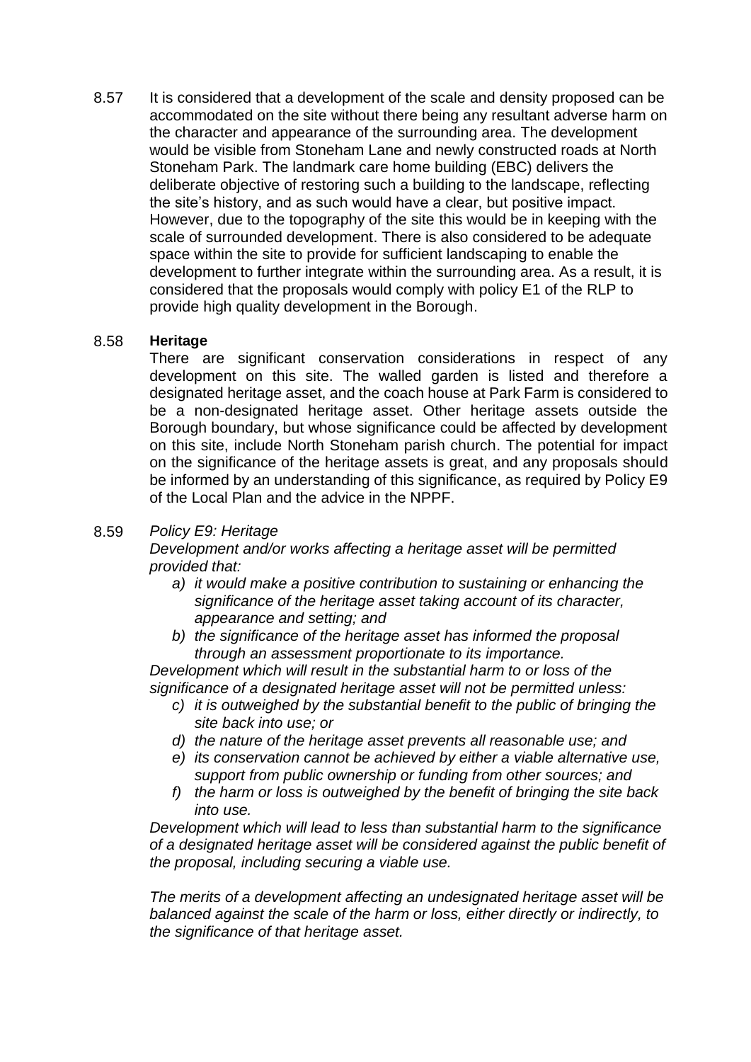8.57 It is considered that a development of the scale and density proposed can be accommodated on the site without there being any resultant adverse harm on the character and appearance of the surrounding area. The development would be visible from Stoneham Lane and newly constructed roads at North Stoneham Park. The landmark care home building (EBC) delivers the deliberate objective of restoring such a building to the landscape, reflecting the site's history, and as such would have a clear, but positive impact. However, due to the topography of the site this would be in keeping with the scale of surrounded development. There is also considered to be adequate space within the site to provide for sufficient landscaping to enable the development to further integrate within the surrounding area. As a result, it is considered that the proposals would comply with policy E1 of the RLP to provide high quality development in the Borough.

8.58 **Heritage**

There are significant conservation considerations in respect of any development on this site. The walled garden is listed and therefore a designated heritage asset, and the coach house at Park Farm is considered to be a non-designated heritage asset. Other heritage assets outside the Borough boundary, but whose significance could be affected by development on this site, include North Stoneham parish church. The potential for impact on the significance of the heritage assets is great, and any proposals should be informed by an understanding of this significance, as required by Policy E9 of the Local Plan and the advice in the NPPF.

8.59 *Policy E9: Heritage*

*Development and/or works affecting a heritage asset will be permitted provided that:*

- *a) it would make a positive contribution to sustaining or enhancing the significance of the heritage asset taking account of its character, appearance and setting; and*
- *b) the significance of the heritage asset has informed the proposal through an assessment proportionate to its importance.*

*Development which will result in the substantial harm to or loss of the significance of a designated heritage asset will not be permitted unless:*

- *c) it is outweighed by the substantial benefit to the public of bringing the site back into use; or*
- *d) the nature of the heritage asset prevents all reasonable use; and*
- *e) its conservation cannot be achieved by either a viable alternative use, support from public ownership or funding from other sources; and*
- *f) the harm or loss is outweighed by the benefit of bringing the site back into use.*

*Development which will lead to less than substantial harm to the significance of a designated heritage asset will be considered against the public benefit of the proposal, including securing a viable use.*

*The merits of a development affecting an undesignated heritage asset will be balanced against the scale of the harm or loss, either directly or indirectly, to the significance of that heritage asset.*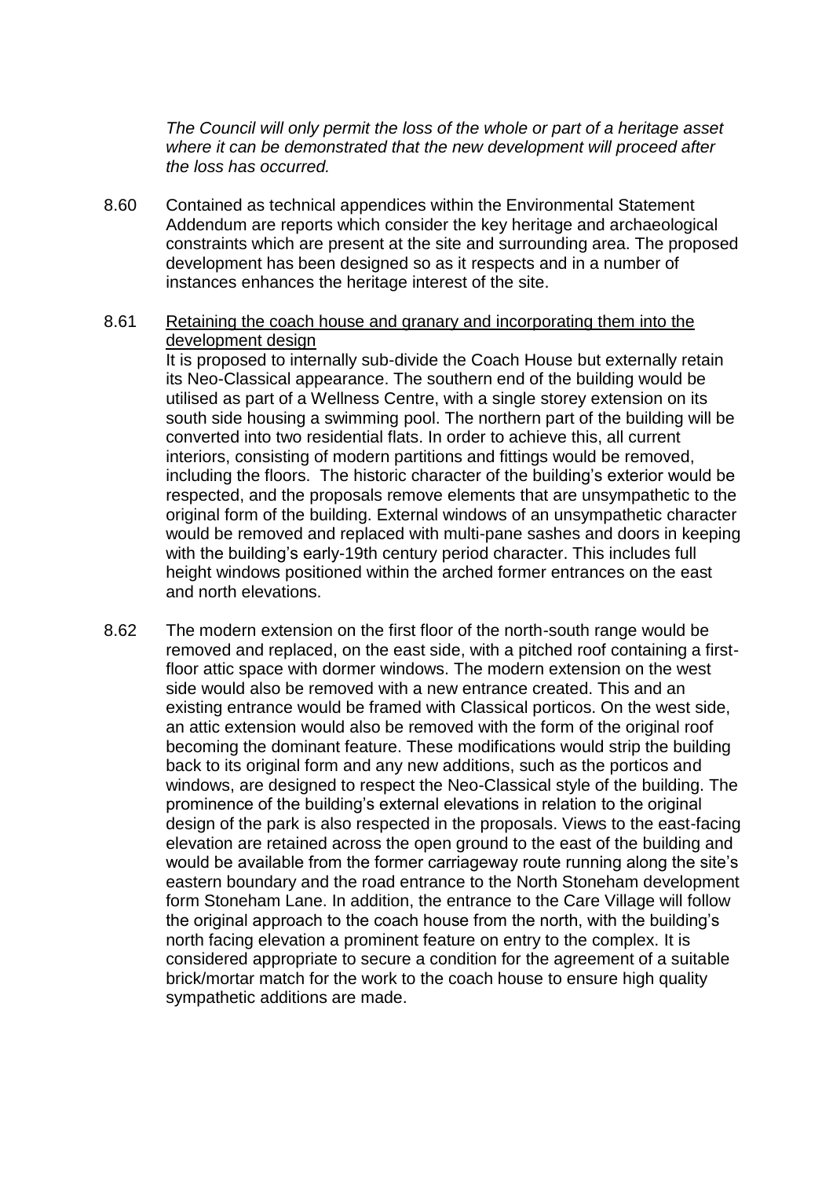*The Council will only permit the loss of the whole or part of a heritage asset where it can be demonstrated that the new development will proceed after the loss has occurred.*

8.60 Contained as technical appendices within the Environmental Statement Addendum are reports which consider the key heritage and archaeological constraints which are present at the site and surrounding area. The proposed development has been designed so as it respects and in a number of instances enhances the heritage interest of the site.

8.61 <u>Retaining the coach house and granary and incorporating them into the development design</u>
It is proposed to internally sub-divide the Coach House but externally retain its Neo-Classical appearance. The southern end of the building would be utilised as part of a Wellness Centre, with a single storey extension on its south side housing a swimming pool. The northern part of the building will be converted into two residential flats. In order to achieve this, all current interiors, consisting of modern partitions and fittings would be removed, including the floors. The historic character of the building's exterior would be respected, and the proposals remove elements that are unsympathetic to the original form of the building. External windows of an unsympathetic character would be removed and replaced with multi-pane sashes and doors in keeping with the building's early-19th century period character. This includes full height windows positioned within the arched former entrances on the east and north elevations.

8.62 The modern extension on the first floor of the north-south range would be removed and replaced, on the east side, with a pitched roof containing a first-floor attic space with dormer windows. The modern extension on the west side would also be removed with a new entrance created. This and an existing entrance would be framed with Classical porticos. On the west side, an attic extension would also be removed with the form of the original roof becoming the dominant feature. These modifications would strip the building back to its original form and any new additions, such as the porticos and windows, are designed to respect the Neo-Classical style of the building. The prominence of the building's external elevations in relation to the original design of the park is also respected in the proposals. Views to the east-facing elevation are retained across the open ground to the east of the building and would be available from the former carriageway route running along the site's eastern boundary and the road entrance to the North Stoneham development form Stoneham Lane. In addition, the entrance to the Care Village will follow the original approach to the coach house from the north, with the building's north facing elevation a prominent feature on entry to the complex. It is considered appropriate to secure a condition for the agreement of a suitable brick/mortar match for the work to the coach house to ensure high quality sympathetic additions are made.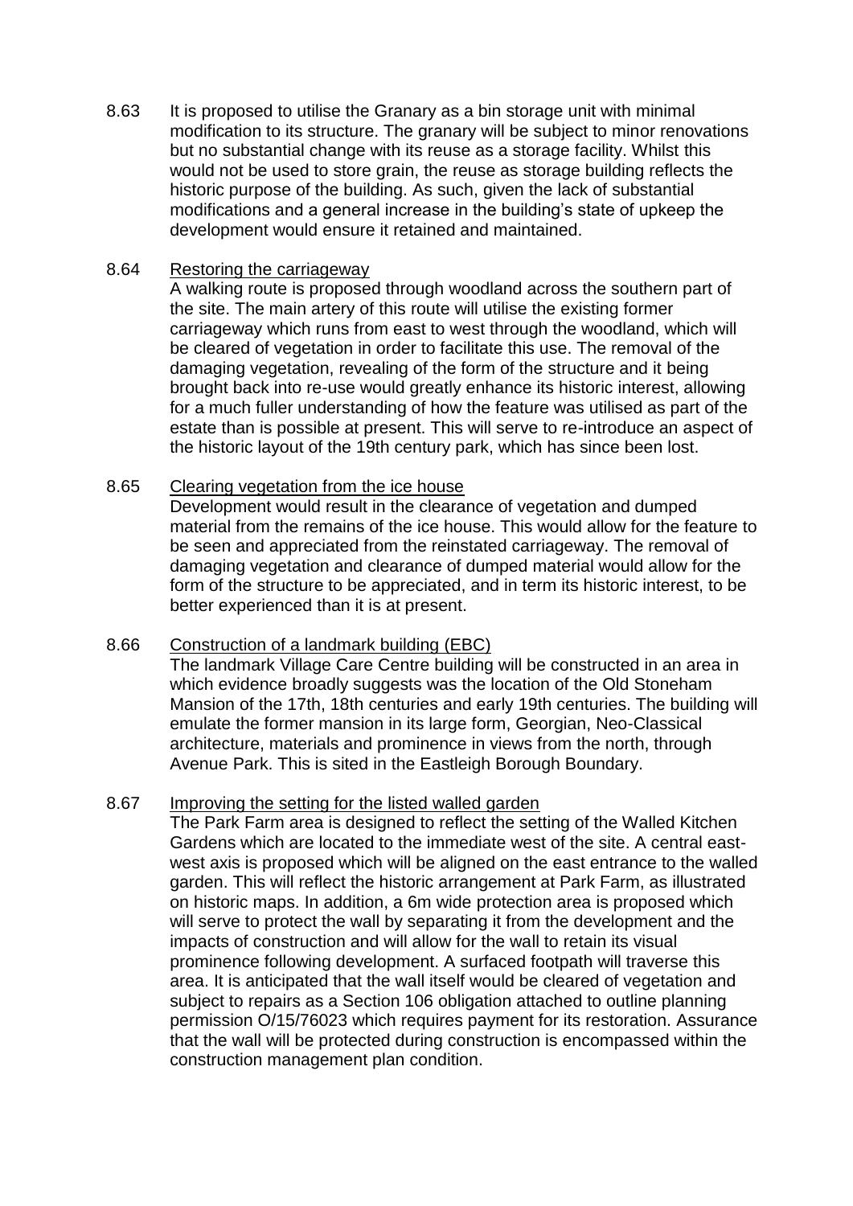8.63 It is proposed to utilise the Granary as a bin storage unit with minimal modification to its structure. The granary will be subject to minor renovations but no substantial change with its reuse as a storage facility. Whilst this would not be used to store grain, the reuse as storage building reflects the historic purpose of the building. As such, given the lack of substantial modifications and a general increase in the building's state of upkeep the development would ensure it retained and maintained.

8.64 Restoring the carriageway

A walking route is proposed through woodland across the southern part of the site. The main artery of this route will utilise the existing former carriageway which runs from east to west through the woodland, which will be cleared of vegetation in order to facilitate this use. The removal of the damaging vegetation, revealing of the form of the structure and it being brought back into re-use would greatly enhance its historic interest, allowing for a much fuller understanding of how the feature was utilised as part of the estate than is possible at present. This will serve to re-introduce an aspect of the historic layout of the 19th century park, which has since been lost.

8.65 Clearing vegetation from the ice house

Development would result in the clearance of vegetation and dumped material from the remains of the ice house. This would allow for the feature to be seen and appreciated from the reinstated carriageway. The removal of damaging vegetation and clearance of dumped material would allow for the form of the structure to be appreciated, and in term its historic interest, to be better experienced than it is at present.

8.66 Construction of a landmark building (EBC)

The landmark Village Care Centre building will be constructed in an area in which evidence broadly suggests was the location of the Old Stoneham Mansion of the 17th, 18th centuries and early 19th centuries. The building will emulate the former mansion in its large form, Georgian, Neo-Classical architecture, materials and prominence in views from the north, through Avenue Park. This is sited in the Eastleigh Borough Boundary.

8.67 Improving the setting for the listed walled garden

The Park Farm area is designed to reflect the setting of the Walled Kitchen Gardens which are located to the immediate west of the site. A central east-west axis is proposed which will be aligned on the east entrance to the walled garden. This will reflect the historic arrangement at Park Farm, as illustrated on historic maps. In addition, a 6m wide protection area is proposed which will serve to protect the wall by separating it from the development and the impacts of construction and will allow for the wall to retain its visual prominence following development. A surfaced footpath will traverse this area. It is anticipated that the wall itself would be cleared of vegetation and subject to repairs as a Section 106 obligation attached to outline planning permission O/15/76023 which requires payment for its restoration. Assurance that the wall will be protected during construction is encompassed within the construction management plan condition.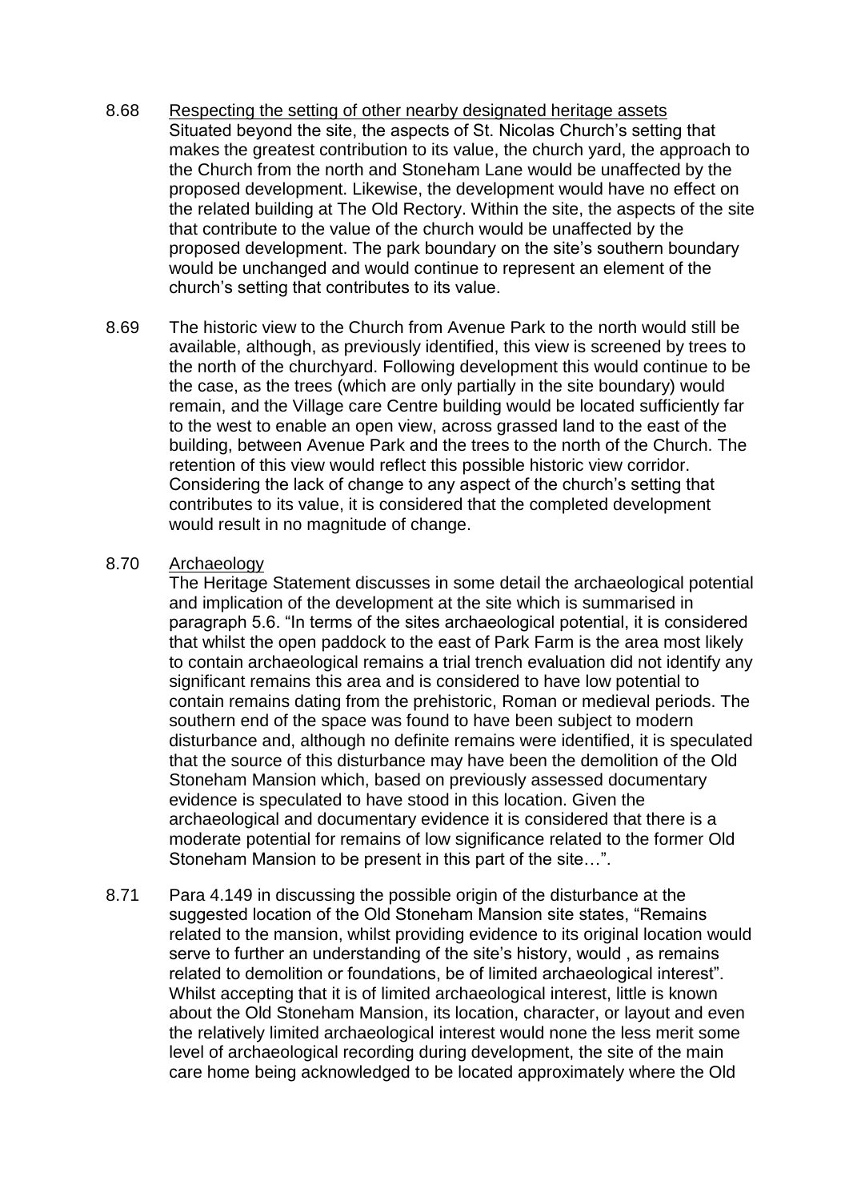8.68 Respecting the setting of other nearby designated heritage assets

Situated beyond the site, the aspects of St. Nicolas Church's setting that makes the greatest contribution to its value, the church yard, the approach to the Church from the north and Stoneham Lane would be unaffected by the proposed development. Likewise, the development would have no effect on the related building at The Old Rectory. Within the site, the aspects of the site that contribute to the value of the church would be unaffected by the proposed development. The park boundary on the site's southern boundary would be unchanged and would continue to represent an element of the church's setting that contributes to its value.

8.69 The historic view to the Church from Avenue Park to the north would still be available, although, as previously identified, this view is screened by trees to the north of the churchyard. Following development this would continue to be the case, as the trees (which are only partially in the site boundary) would remain, and the Village care Centre building would be located sufficiently far to the west to enable an open view, across grassed land to the east of the building, between Avenue Park and the trees to the north of the Church. The retention of this view would reflect this possible historic view corridor. Considering the lack of change to any aspect of the church's setting that contributes to its value, it is considered that the completed development would result in no magnitude of change.

8.70 Archaeology

The Heritage Statement discusses in some detail the archaeological potential and implication of the development at the site which is summarised in paragraph 5.6. "In terms of the sites archaeological potential, it is considered that whilst the open paddock to the east of Park Farm is the area most likely to contain archaeological remains a trial trench evaluation did not identify any significant remains this area and is considered to have low potential to contain remains dating from the prehistoric, Roman or medieval periods. The southern end of the space was found to have been subject to modern disturbance and, although no definite remains were identified, it is speculated that the source of this disturbance may have been the demolition of the Old Stoneham Mansion which, based on previously assessed documentary evidence is speculated to have stood in this location. Given the archaeological and documentary evidence it is considered that there is a moderate potential for remains of low significance related to the former Old Stoneham Mansion to be present in this part of the site…".

8.71 Para 4.149 in discussing the possible origin of the disturbance at the suggested location of the Old Stoneham Mansion site states, "Remains related to the mansion, whilst providing evidence to its original location would serve to further an understanding of the site's history, would , as remains related to demolition or foundations, be of limited archaeological interest". Whilst accepting that it is of limited archaeological interest, little is known about the Old Stoneham Mansion, its location, character, or layout and even the relatively limited archaeological interest would none the less merit some level of archaeological recording during development, the site of the main care home being acknowledged to be located approximately where the Old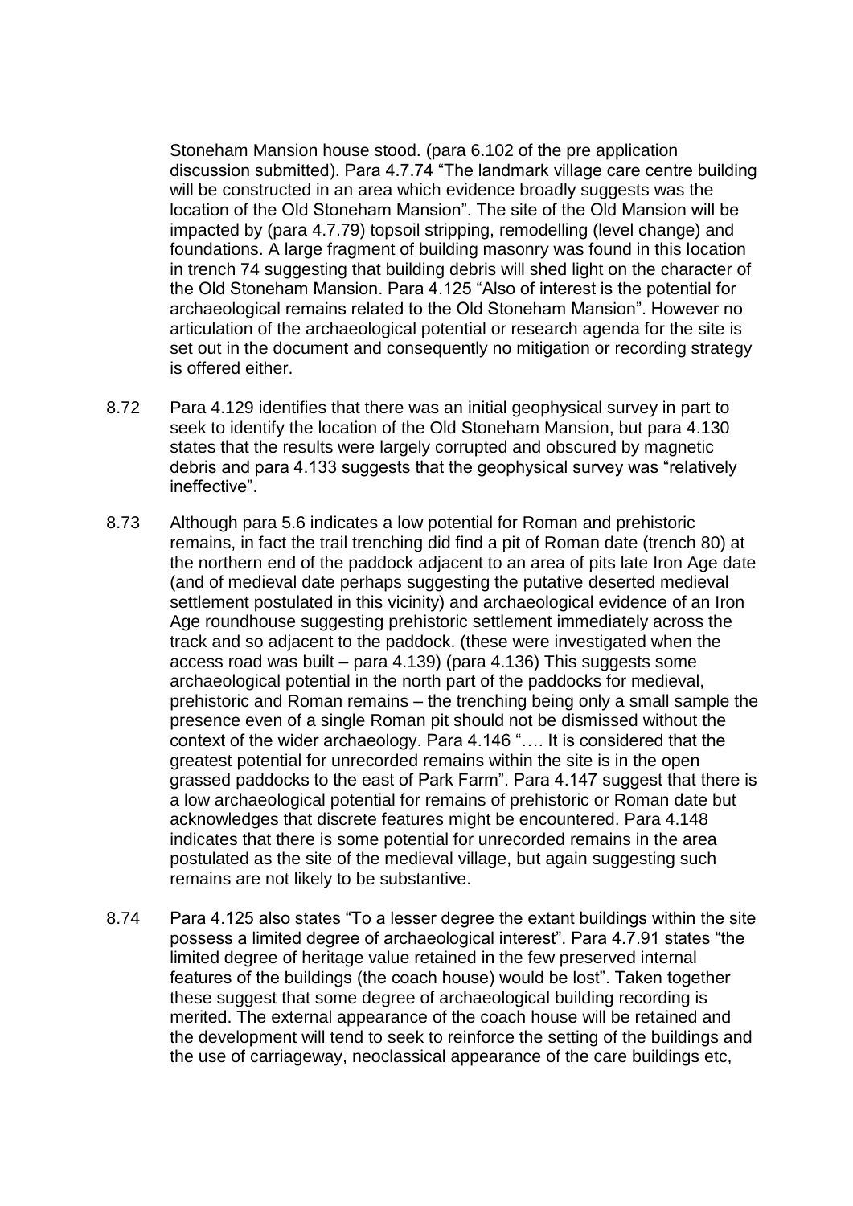Stoneham Mansion house stood. (para 6.102 of the pre application discussion submitted). Para 4.7.74 "The landmark village care centre building will be constructed in an area which evidence broadly suggests was the location of the Old Stoneham Mansion". The site of the Old Mansion will be impacted by (para 4.7.79) topsoil stripping, remodelling (level change) and foundations. A large fragment of building masonry was found in this location in trench 74 suggesting that building debris will shed light on the character of the Old Stoneham Mansion. Para 4.125 "Also of interest is the potential for archaeological remains related to the Old Stoneham Mansion". However no articulation of the archaeological potential or research agenda for the site is set out in the document and consequently no mitigation or recording strategy is offered either.

8.72 Para 4.129 identifies that there was an initial geophysical survey in part to seek to identify the location of the Old Stoneham Mansion, but para 4.130 states that the results were largely corrupted and obscured by magnetic debris and para 4.133 suggests that the geophysical survey was "relatively ineffective".

8.73 Although para 5.6 indicates a low potential for Roman and prehistoric remains, in fact the trail trenching did find a pit of Roman date (trench 80) at the northern end of the paddock adjacent to an area of pits late Iron Age date (and of medieval date perhaps suggesting the putative deserted medieval settlement postulated in this vicinity) and archaeological evidence of an Iron Age roundhouse suggesting prehistoric settlement immediately across the track and so adjacent to the paddock. (these were investigated when the access road was built – para 4.139) (para 4.136) This suggests some archaeological potential in the north part of the paddocks for medieval, prehistoric and Roman remains – the trenching being only a small sample the presence even of a single Roman pit should not be dismissed without the context of the wider archaeology. Para 4.146 "…. It is considered that the greatest potential for unrecorded remains within the site is in the open grassed paddocks to the east of Park Farm". Para 4.147 suggest that there is a low archaeological potential for remains of prehistoric or Roman date but acknowledges that discrete features might be encountered. Para 4.148 indicates that there is some potential for unrecorded remains in the area postulated as the site of the medieval village, but again suggesting such remains are not likely to be substantive.

8.74 Para 4.125 also states "To a lesser degree the extant buildings within the site possess a limited degree of archaeological interest". Para 4.7.91 states "the limited degree of heritage value retained in the few preserved internal features of the buildings (the coach house) would be lost". Taken together these suggest that some degree of archaeological building recording is merited. The external appearance of the coach house will be retained and the development will tend to seek to reinforce the setting of the buildings and the use of carriageway, neoclassical appearance of the care buildings etc,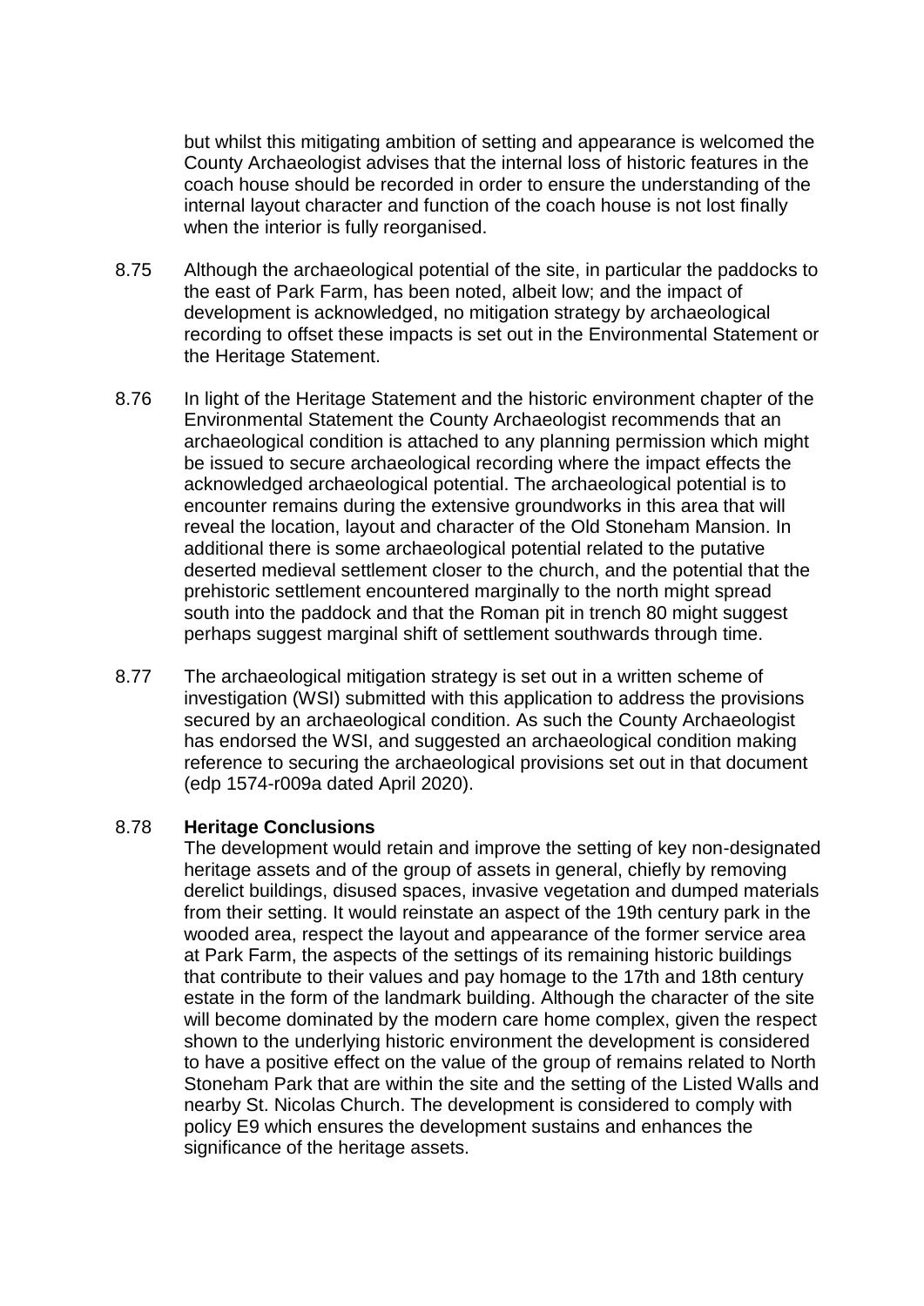but whilst this mitigating ambition of setting and appearance is welcomed the County Archaeologist advises that the internal loss of historic features in the coach house should be recorded in order to ensure the understanding of the internal layout character and function of the coach house is not lost finally when the interior is fully reorganised.

8.75 Although the archaeological potential of the site, in particular the paddocks to the east of Park Farm, has been noted, albeit low; and the impact of development is acknowledged, no mitigation strategy by archaeological recording to offset these impacts is set out in the Environmental Statement or the Heritage Statement.

8.76 In light of the Heritage Statement and the historic environment chapter of the Environmental Statement the County Archaeologist recommends that an archaeological condition is attached to any planning permission which might be issued to secure archaeological recording where the impact effects the acknowledged archaeological potential. The archaeological potential is to encounter remains during the extensive groundworks in this area that will reveal the location, layout and character of the Old Stoneham Mansion. In additional there is some archaeological potential related to the putative deserted medieval settlement closer to the church, and the potential that the prehistoric settlement encountered marginally to the north might spread south into the paddock and that the Roman pit in trench 80 might suggest perhaps suggest marginal shift of settlement southwards through time.

8.77 The archaeological mitigation strategy is set out in a written scheme of investigation (WSI) submitted with this application to address the provisions secured by an archaeological condition. As such the County Archaeologist has endorsed the WSI, and suggested an archaeological condition making reference to securing the archaeological provisions set out in that document (edp 1574-r009a dated April 2020).

8.78 **Heritage Conclusions**

The development would retain and improve the setting of key non-designated heritage assets and of the group of assets in general, chiefly by removing derelict buildings, disused spaces, invasive vegetation and dumped materials from their setting. It would reinstate an aspect of the 19th century park in the wooded area, respect the layout and appearance of the former service area at Park Farm, the aspects of the settings of its remaining historic buildings that contribute to their values and pay homage to the 17th and 18th century estate in the form of the landmark building. Although the character of the site will become dominated by the modern care home complex, given the respect shown to the underlying historic environment the development is considered to have a positive effect on the value of the group of remains related to North Stoneham Park that are within the site and the setting of the Listed Walls and nearby St. Nicolas Church. The development is considered to comply with policy E9 which ensures the development sustains and enhances the significance of the heritage assets.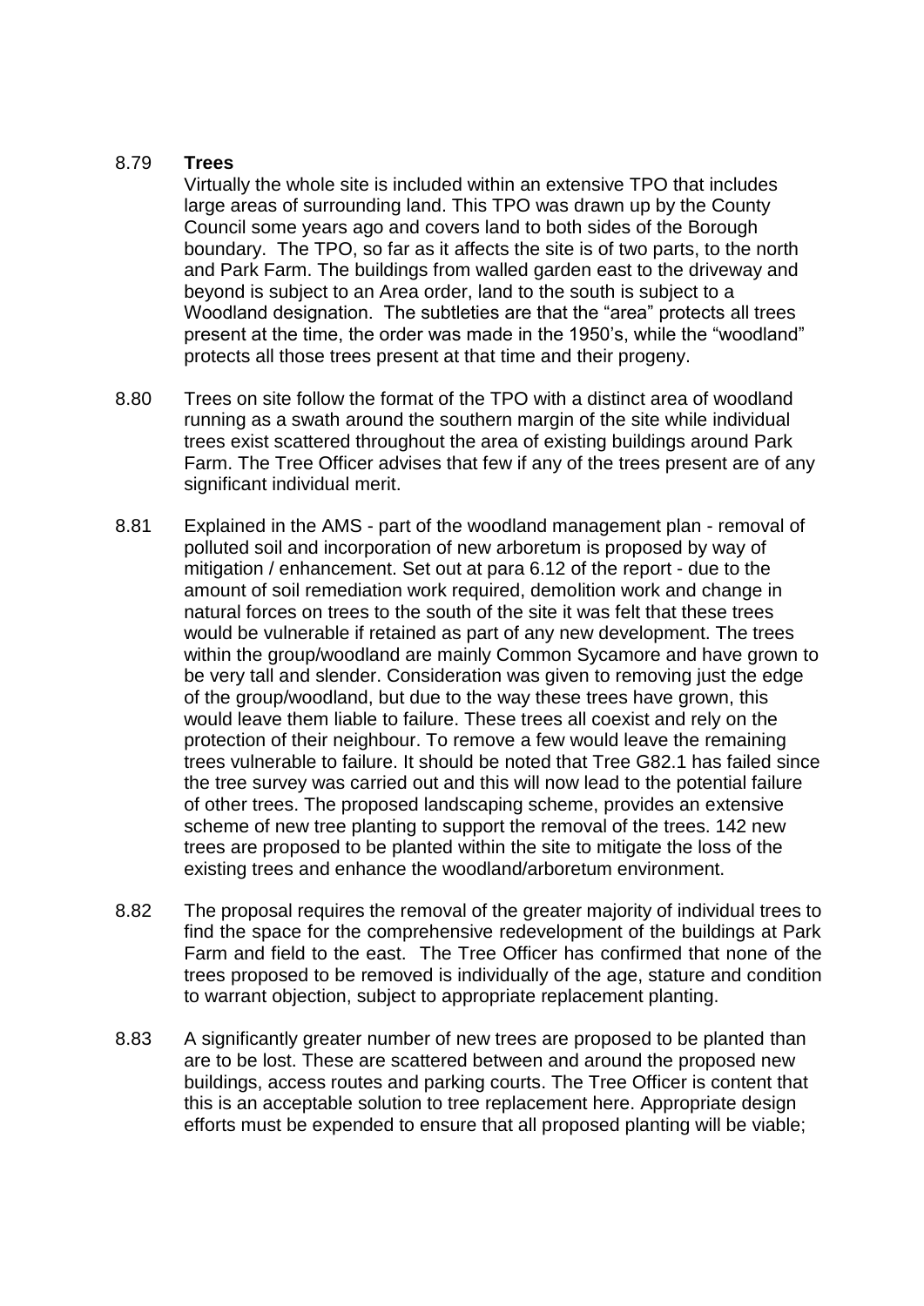8.79 **Trees**

Virtually the whole site is included within an extensive TPO that includes large areas of surrounding land. This TPO was drawn up by the County Council some years ago and covers land to both sides of the Borough boundary. The TPO, so far as it affects the site is of two parts, to the north and Park Farm. The buildings from walled garden east to the driveway and beyond is subject to an Area order, land to the south is subject to a Woodland designation. The subtleties are that the "area" protects all trees present at the time, the order was made in the 1950's, while the "woodland" protects all those trees present at that time and their progeny.

8.80 Trees on site follow the format of the TPO with a distinct area of woodland running as a swath around the southern margin of the site while individual trees exist scattered throughout the area of existing buildings around Park Farm. The Tree Officer advises that few if any of the trees present are of any significant individual merit.

8.81 Explained in the AMS - part of the woodland management plan - removal of polluted soil and incorporation of new arboretum is proposed by way of mitigation / enhancement. Set out at para 6.12 of the report - due to the amount of soil remediation work required, demolition work and change in natural forces on trees to the south of the site it was felt that these trees would be vulnerable if retained as part of any new development. The trees within the group/woodland are mainly Common Sycamore and have grown to be very tall and slender. Consideration was given to removing just the edge of the group/woodland, but due to the way these trees have grown, this would leave them liable to failure. These trees all coexist and rely on the protection of their neighbour. To remove a few would leave the remaining trees vulnerable to failure. It should be noted that Tree G82.1 has failed since the tree survey was carried out and this will now lead to the potential failure of other trees. The proposed landscaping scheme, provides an extensive scheme of new tree planting to support the removal of the trees. 142 new trees are proposed to be planted within the site to mitigate the loss of the existing trees and enhance the woodland/arboretum environment.

8.82 The proposal requires the removal of the greater majority of individual trees to find the space for the comprehensive redevelopment of the buildings at Park Farm and field to the east. The Tree Officer has confirmed that none of the trees proposed to be removed is individually of the age, stature and condition to warrant objection, subject to appropriate replacement planting.

8.83 A significantly greater number of new trees are proposed to be planted than are to be lost. These are scattered between and around the proposed new buildings, access routes and parking courts. The Tree Officer is content that this is an acceptable solution to tree replacement here. Appropriate design efforts must be expended to ensure that all proposed planting will be viable;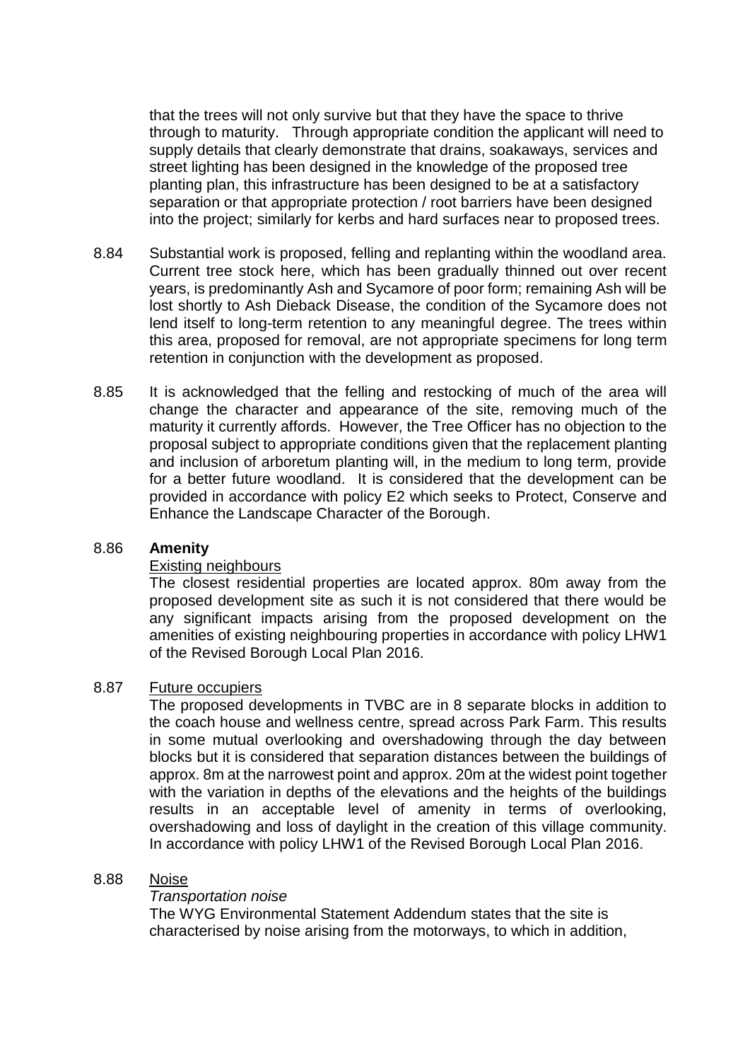that the trees will not only survive but that they have the space to thrive through to maturity. Through appropriate condition the applicant will need to supply details that clearly demonstrate that drains, soakaways, services and street lighting has been designed in the knowledge of the proposed tree planting plan, this infrastructure has been designed to be at a satisfactory separation or that appropriate protection / root barriers have been designed into the project; similarly for kerbs and hard surfaces near to proposed trees.

8.84 Substantial work is proposed, felling and replanting within the woodland area. Current tree stock here, which has been gradually thinned out over recent years, is predominantly Ash and Sycamore of poor form; remaining Ash will be lost shortly to Ash Dieback Disease, the condition of the Sycamore does not lend itself to long-term retention to any meaningful degree. The trees within this area, proposed for removal, are not appropriate specimens for long term retention in conjunction with the development as proposed.

8.85 It is acknowledged that the felling and restocking of much of the area will change the character and appearance of the site, removing much of the maturity it currently affords. However, the Tree Officer has no objection to the proposal subject to appropriate conditions given that the replacement planting and inclusion of arboretum planting will, in the medium to long term, provide for a better future woodland. It is considered that the development can be provided in accordance with policy E2 which seeks to Protect, Conserve and Enhance the Landscape Character of the Borough.

8.86 **Amenity**

Existing neighbours

The closest residential properties are located approx. 80m away from the proposed development site as such it is not considered that there would be any significant impacts arising from the proposed development on the amenities of existing neighbouring properties in accordance with policy LHW1 of the Revised Borough Local Plan 2016.

8.87 Future occupiers

The proposed developments in TVBC are in 8 separate blocks in addition to the coach house and wellness centre, spread across Park Farm. This results in some mutual overlooking and overshadowing through the day between blocks but it is considered that separation distances between the buildings of approx. 8m at the narrowest point and approx. 20m at the widest point together with the variation in depths of the elevations and the heights of the buildings results in an acceptable level of amenity in terms of overlooking, overshadowing and loss of daylight in the creation of this village community. In accordance with policy LHW1 of the Revised Borough Local Plan 2016.

8.88 Noise

*Transportation noise*

The WYG Environmental Statement Addendum states that the site is characterised by noise arising from the motorways, to which in addition,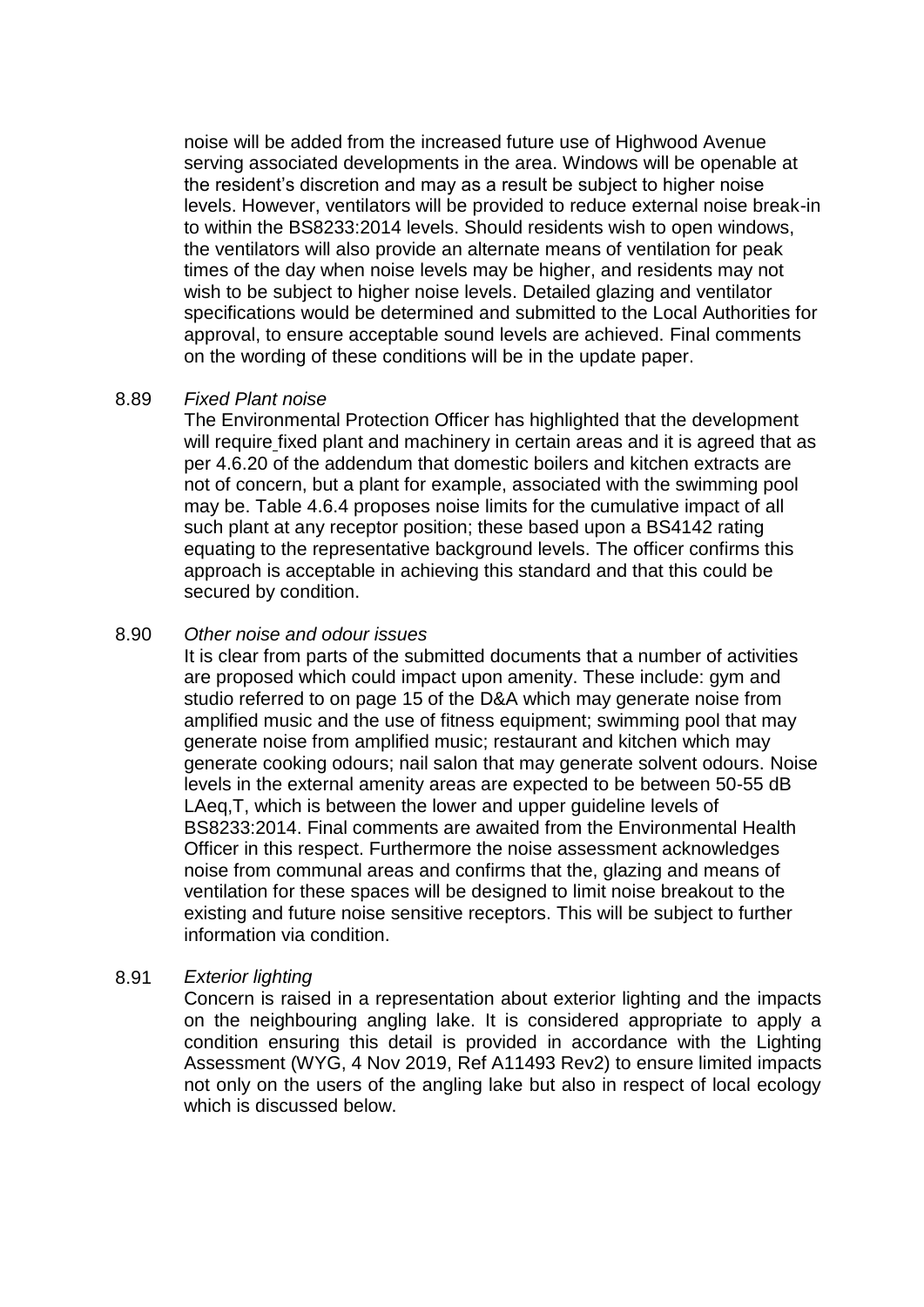noise will be added from the increased future use of Highwood Avenue serving associated developments in the area. Windows will be openable at the resident's discretion and may as a result be subject to higher noise levels. However, ventilators will be provided to reduce external noise break-in to within the BS8233:2014 levels. Should residents wish to open windows, the ventilators will also provide an alternate means of ventilation for peak times of the day when noise levels may be higher, and residents may not wish to be subject to higher noise levels. Detailed glazing and ventilator specifications would be determined and submitted to the Local Authorities for approval, to ensure acceptable sound levels are achieved. Final comments on the wording of these conditions will be in the update paper.

8.89 *Fixed Plant noise*

The Environmental Protection Officer has highlighted that the development will require fixed plant and machinery in certain areas and it is agreed that as per 4.6.20 of the addendum that domestic boilers and kitchen extracts are not of concern, but a plant for example, associated with the swimming pool may be. Table 4.6.4 proposes noise limits for the cumulative impact of all such plant at any receptor position; these based upon a BS4142 rating equating to the representative background levels. The officer confirms this approach is acceptable in achieving this standard and that this could be secured by condition.

8.90 *Other noise and odour issues*

It is clear from parts of the submitted documents that a number of activities are proposed which could impact upon amenity. These include: gym and studio referred to on page 15 of the D&A which may generate noise from amplified music and the use of fitness equipment; swimming pool that may generate noise from amplified music; restaurant and kitchen which may generate cooking odours; nail salon that may generate solvent odours. Noise levels in the external amenity areas are expected to be between 50-55 dB LAeq,T, which is between the lower and upper guideline levels of BS8233:2014. Final comments are awaited from the Environmental Health Officer in this respect. Furthermore the noise assessment acknowledges noise from communal areas and confirms that the, glazing and means of ventilation for these spaces will be designed to limit noise breakout to the existing and future noise sensitive receptors. This will be subject to further information via condition.

8.91 *Exterior lighting*

Concern is raised in a representation about exterior lighting and the impacts on the neighbouring angling lake. It is considered appropriate to apply a condition ensuring this detail is provided in accordance with the Lighting Assessment (WYG, 4 Nov 2019, Ref A11493 Rev2) to ensure limited impacts not only on the users of the angling lake but also in respect of local ecology which is discussed below.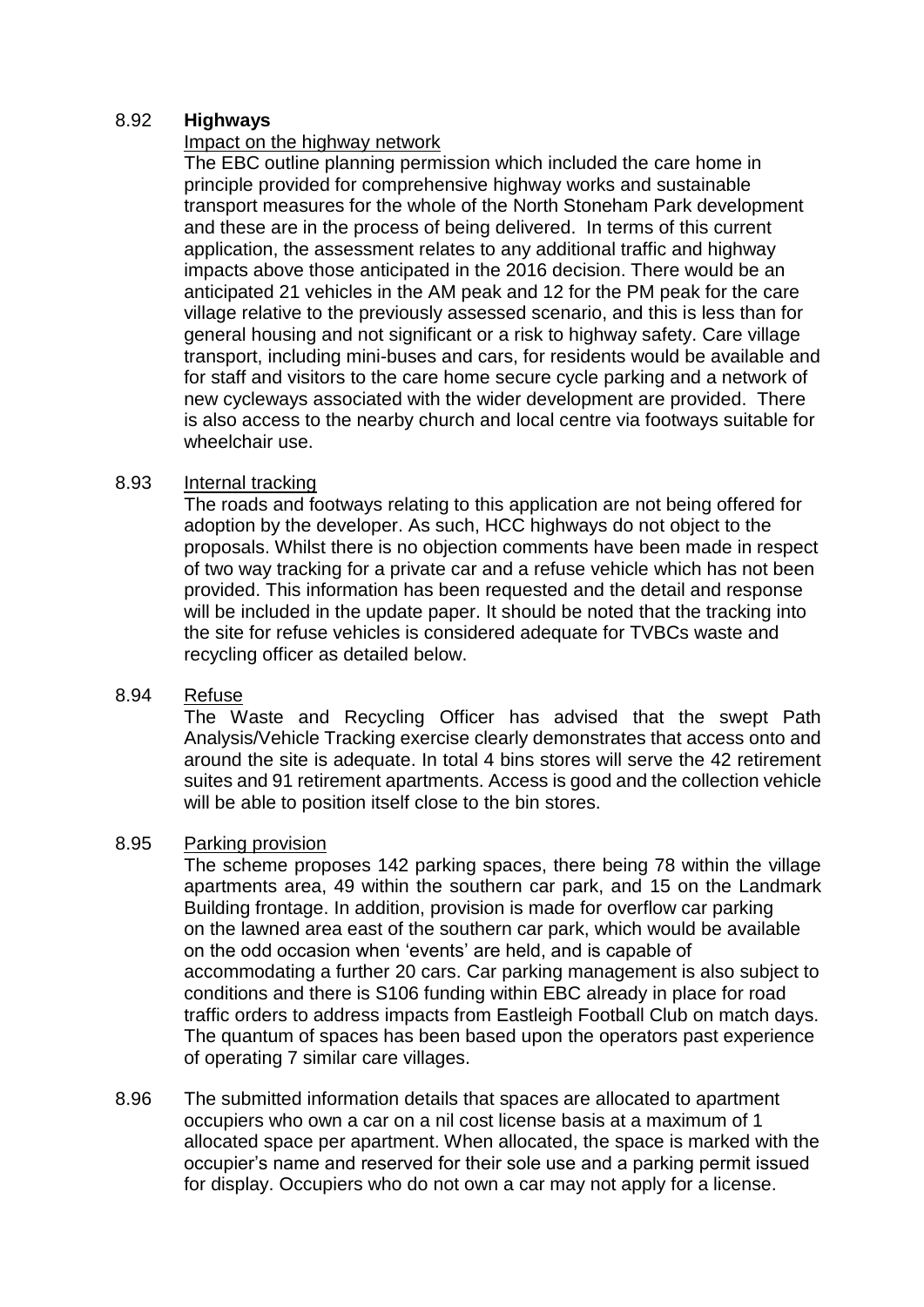8.92 **Highways**

Impact on the highway network

The EBC outline planning permission which included the care home in principle provided for comprehensive highway works and sustainable transport measures for the whole of the North Stoneham Park development and these are in the process of being delivered. In terms of this current application, the assessment relates to any additional traffic and highway impacts above those anticipated in the 2016 decision. There would be an anticipated 21 vehicles in the AM peak and 12 for the PM peak for the care village relative to the previously assessed scenario, and this is less than for general housing and not significant or a risk to highway safety. Care village transport, including mini-buses and cars, for residents would be available and for staff and visitors to the care home secure cycle parking and a network of new cycleways associated with the wider development are provided. There is also access to the nearby church and local centre via footways suitable for wheelchair use.

8.93 Internal tracking

The roads and footways relating to this application are not being offered for adoption by the developer. As such, HCC highways do not object to the proposals. Whilst there is no objection comments have been made in respect of two way tracking for a private car and a refuse vehicle which has not been provided. This information has been requested and the detail and response will be included in the update paper. It should be noted that the tracking into the site for refuse vehicles is considered adequate for TVBCs waste and recycling officer as detailed below.

8.94 Refuse

The Waste and Recycling Officer has advised that the swept Path Analysis/Vehicle Tracking exercise clearly demonstrates that access onto and around the site is adequate. In total 4 bins stores will serve the 42 retirement suites and 91 retirement apartments. Access is good and the collection vehicle will be able to position itself close to the bin stores.

8.95 Parking provision

The scheme proposes 142 parking spaces, there being 78 within the village apartments area, 49 within the southern car park, and 15 on the Landmark Building frontage. In addition, provision is made for overflow car parking on the lawned area east of the southern car park, which would be available on the odd occasion when 'events' are held, and is capable of accommodating a further 20 cars. Car parking management is also subject to conditions and there is S106 funding within EBC already in place for road traffic orders to address impacts from Eastleigh Football Club on match days. The quantum of spaces has been based upon the operators past experience of operating 7 similar care villages.

8.96 The submitted information details that spaces are allocated to apartment occupiers who own a car on a nil cost license basis at a maximum of 1 allocated space per apartment. When allocated, the space is marked with the occupier's name and reserved for their sole use and a parking permit issued for display. Occupiers who do not own a car may not apply for a license.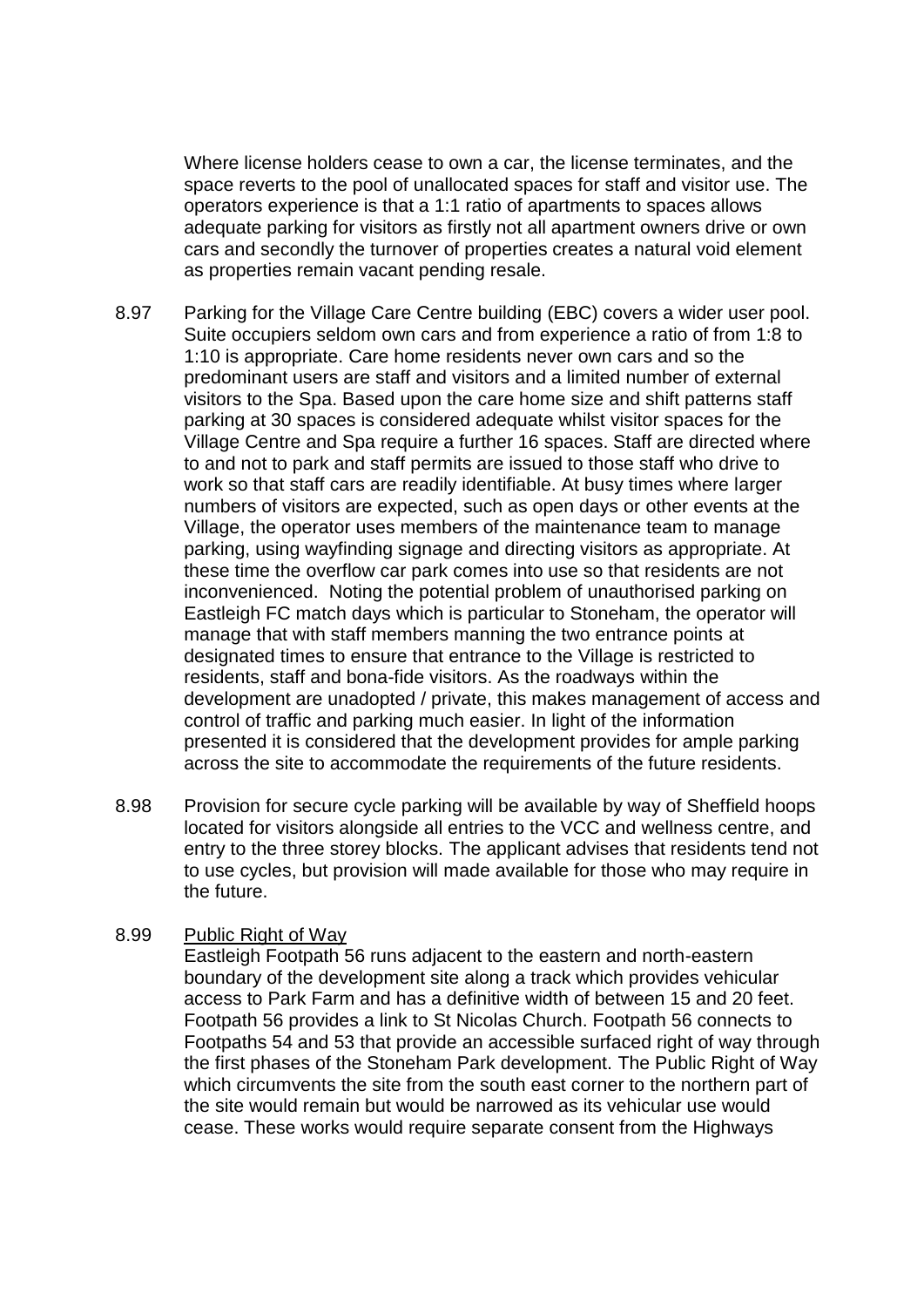Where license holders cease to own a car, the license terminates, and the space reverts to the pool of unallocated spaces for staff and visitor use. The operators experience is that a 1:1 ratio of apartments to spaces allows adequate parking for visitors as firstly not all apartment owners drive or own cars and secondly the turnover of properties creates a natural void element as properties remain vacant pending resale.

8.97 Parking for the Village Care Centre building (EBC) covers a wider user pool. Suite occupiers seldom own cars and from experience a ratio of from 1:8 to 1:10 is appropriate. Care home residents never own cars and so the predominant users are staff and visitors and a limited number of external visitors to the Spa. Based upon the care home size and shift patterns staff parking at 30 spaces is considered adequate whilst visitor spaces for the Village Centre and Spa require a further 16 spaces. Staff are directed where to and not to park and staff permits are issued to those staff who drive to work so that staff cars are readily identifiable. At busy times where larger numbers of visitors are expected, such as open days or other events at the Village, the operator uses members of the maintenance team to manage parking, using wayfinding signage and directing visitors as appropriate. At these time the overflow car park comes into use so that residents are not inconvenienced. Noting the potential problem of unauthorised parking on Eastleigh FC match days which is particular to Stoneham, the operator will manage that with staff members manning the two entrance points at designated times to ensure that entrance to the Village is restricted to residents, staff and bona-fide visitors. As the roadways within the development are unadopted / private, this makes management of access and control of traffic and parking much easier. In light of the information presented it is considered that the development provides for ample parking across the site to accommodate the requirements of the future residents.

8.98 Provision for secure cycle parking will be available by way of Sheffield hoops located for visitors alongside all entries to the VCC and wellness centre, and entry to the three storey blocks. The applicant advises that residents tend not to use cycles, but provision will made available for those who may require in the future.

8.99 Public Right of Way

Eastleigh Footpath 56 runs adjacent to the eastern and north-eastern boundary of the development site along a track which provides vehicular access to Park Farm and has a definitive width of between 15 and 20 feet. Footpath 56 provides a link to St Nicolas Church. Footpath 56 connects to Footpaths 54 and 53 that provide an accessible surfaced right of way through the first phases of the Stoneham Park development. The Public Right of Way which circumvents the site from the south east corner to the northern part of the site would remain but would be narrowed as its vehicular use would cease. These works would require separate consent from the Highways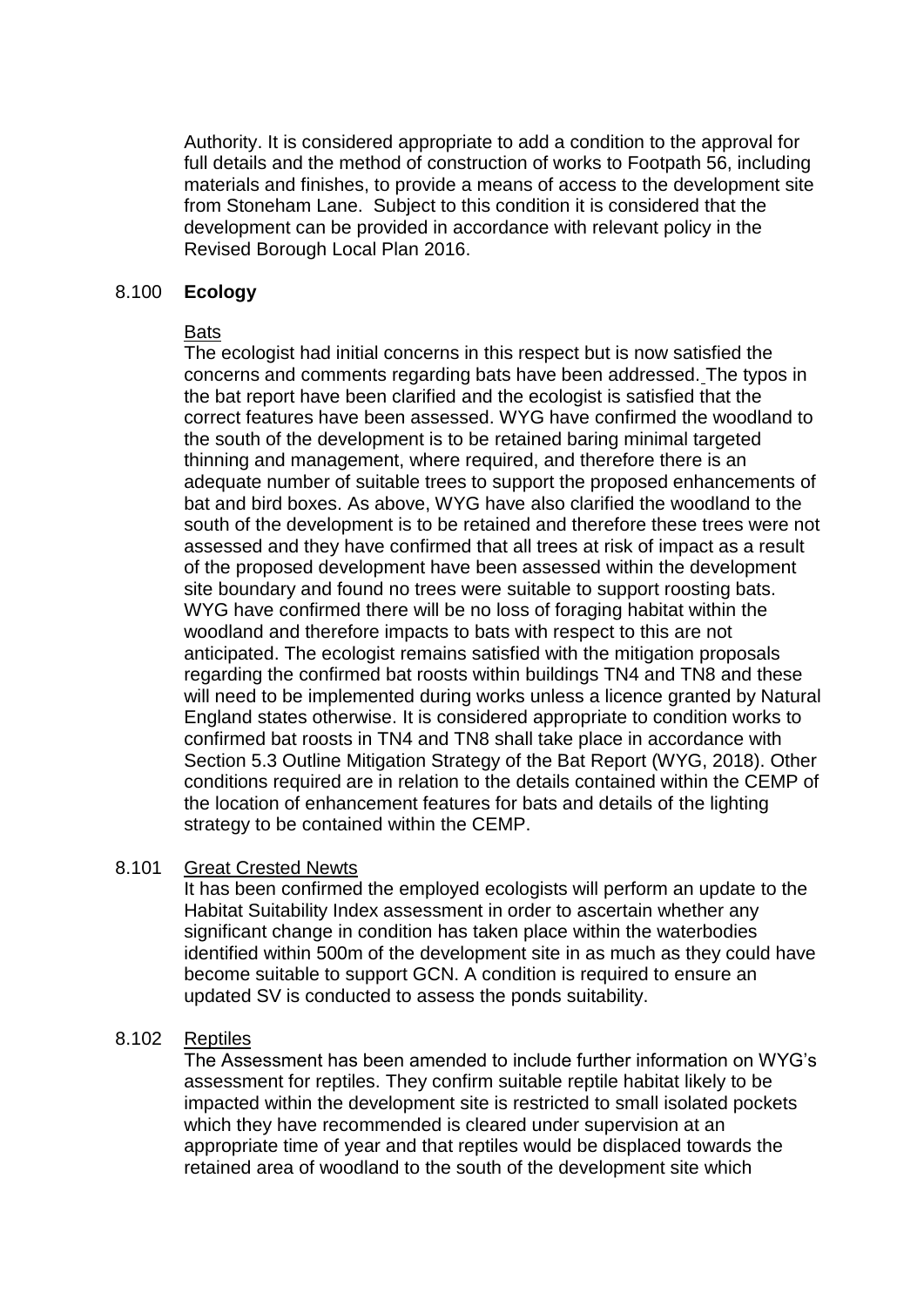Authority. It is considered appropriate to add a condition to the approval for full details and the method of construction of works to Footpath 56, including materials and finishes, to provide a means of access to the development site from Stoneham Lane. Subject to this condition it is considered that the development can be provided in accordance with relevant policy in the Revised Borough Local Plan 2016.

8.100 **Ecology**

Bats

The ecologist had initial concerns in this respect but is now satisfied the concerns and comments regarding bats have been addressed. The typos in the bat report have been clarified and the ecologist is satisfied that the correct features have been assessed. WYG have confirmed the woodland to the south of the development is to be retained baring minimal targeted thinning and management, where required, and therefore there is an adequate number of suitable trees to support the proposed enhancements of bat and bird boxes. As above, WYG have also clarified the woodland to the south of the development is to be retained and therefore these trees were not assessed and they have confirmed that all trees at risk of impact as a result of the proposed development have been assessed within the development site boundary and found no trees were suitable to support roosting bats. WYG have confirmed there will be no loss of foraging habitat within the woodland and therefore impacts to bats with respect to this are not anticipated. The ecologist remains satisfied with the mitigation proposals regarding the confirmed bat roosts within buildings TN4 and TN8 and these will need to be implemented during works unless a licence granted by Natural England states otherwise. It is considered appropriate to condition works to confirmed bat roosts in TN4 and TN8 shall take place in accordance with Section 5.3 Outline Mitigation Strategy of the Bat Report (WYG, 2018). Other conditions required are in relation to the details contained within the CEMP of the location of enhancement features for bats and details of the lighting strategy to be contained within the CEMP.

8.101 Great Crested Newts

It has been confirmed the employed ecologists will perform an update to the Habitat Suitability Index assessment in order to ascertain whether any significant change in condition has taken place within the waterbodies identified within 500m of the development site in as much as they could have become suitable to support GCN. A condition is required to ensure an updated SV is conducted to assess the ponds suitability.

8.102 Reptiles

The Assessment has been amended to include further information on WYG's assessment for reptiles. They confirm suitable reptile habitat likely to be impacted within the development site is restricted to small isolated pockets which they have recommended is cleared under supervision at an appropriate time of year and that reptiles would be displaced towards the retained area of woodland to the south of the development site which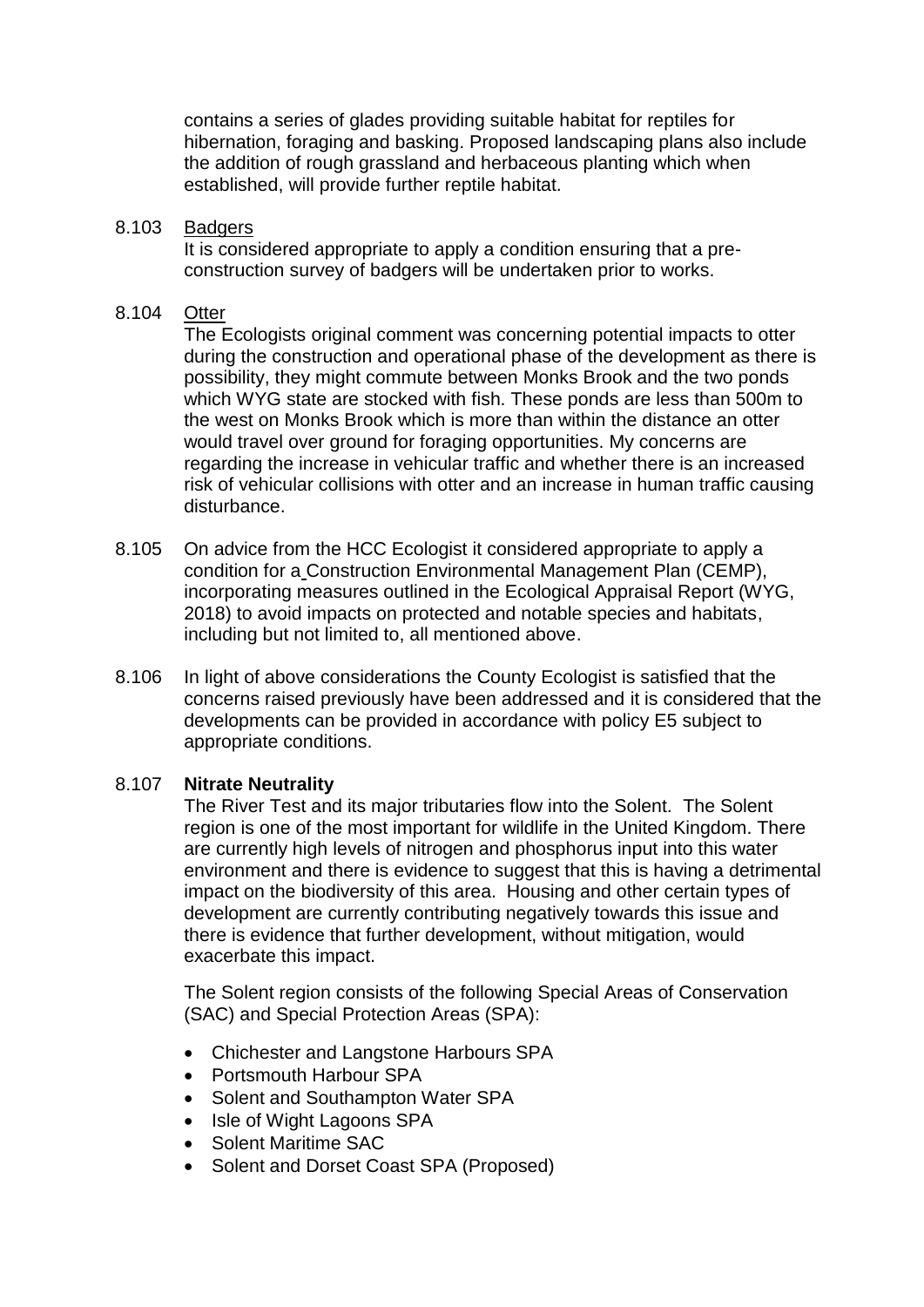contains a series of glades providing suitable habitat for reptiles for hibernation, foraging and basking. Proposed landscaping plans also include the addition of rough grassland and herbaceous planting which when established, will provide further reptile habitat.

8.103 Badgers

It is considered appropriate to apply a condition ensuring that a pre-construction survey of badgers will be undertaken prior to works.

8.104 Otter

The Ecologists original comment was concerning potential impacts to otter during the construction and operational phase of the development as there is possibility, they might commute between Monks Brook and the two ponds which WYG state are stocked with fish. These ponds are less than 500m to the west on Monks Brook which is more than within the distance an otter would travel over ground for foraging opportunities. My concerns are regarding the increase in vehicular traffic and whether there is an increased risk of vehicular collisions with otter and an increase in human traffic causing disturbance.

8.105 On advice from the HCC Ecologist it considered appropriate to apply a condition for a Construction Environmental Management Plan (CEMP), incorporating measures outlined in the Ecological Appraisal Report (WYG, 2018) to avoid impacts on protected and notable species and habitats, including but not limited to, all mentioned above.

8.106 In light of above considerations the County Ecologist is satisfied that the concerns raised previously have been addressed and it is considered that the developments can be provided in accordance with policy E5 subject to appropriate conditions.

8.107 **Nitrate Neutrality**

The River Test and its major tributaries flow into the Solent. The Solent region is one of the most important for wildlife in the United Kingdom. There are currently high levels of nitrogen and phosphorus input into this water environment and there is evidence to suggest that this is having a detrimental impact on the biodiversity of this area. Housing and other certain types of development are currently contributing negatively towards this issue and there is evidence that further development, without mitigation, would exacerbate this impact.

The Solent region consists of the following Special Areas of Conservation (SAC) and Special Protection Areas (SPA):

- Chichester and Langstone Harbours SPA
- Portsmouth Harbour SPA
- Solent and Southampton Water SPA
- Isle of Wight Lagoons SPA
- Solent Maritime SAC
- Solent and Dorset Coast SPA (Proposed)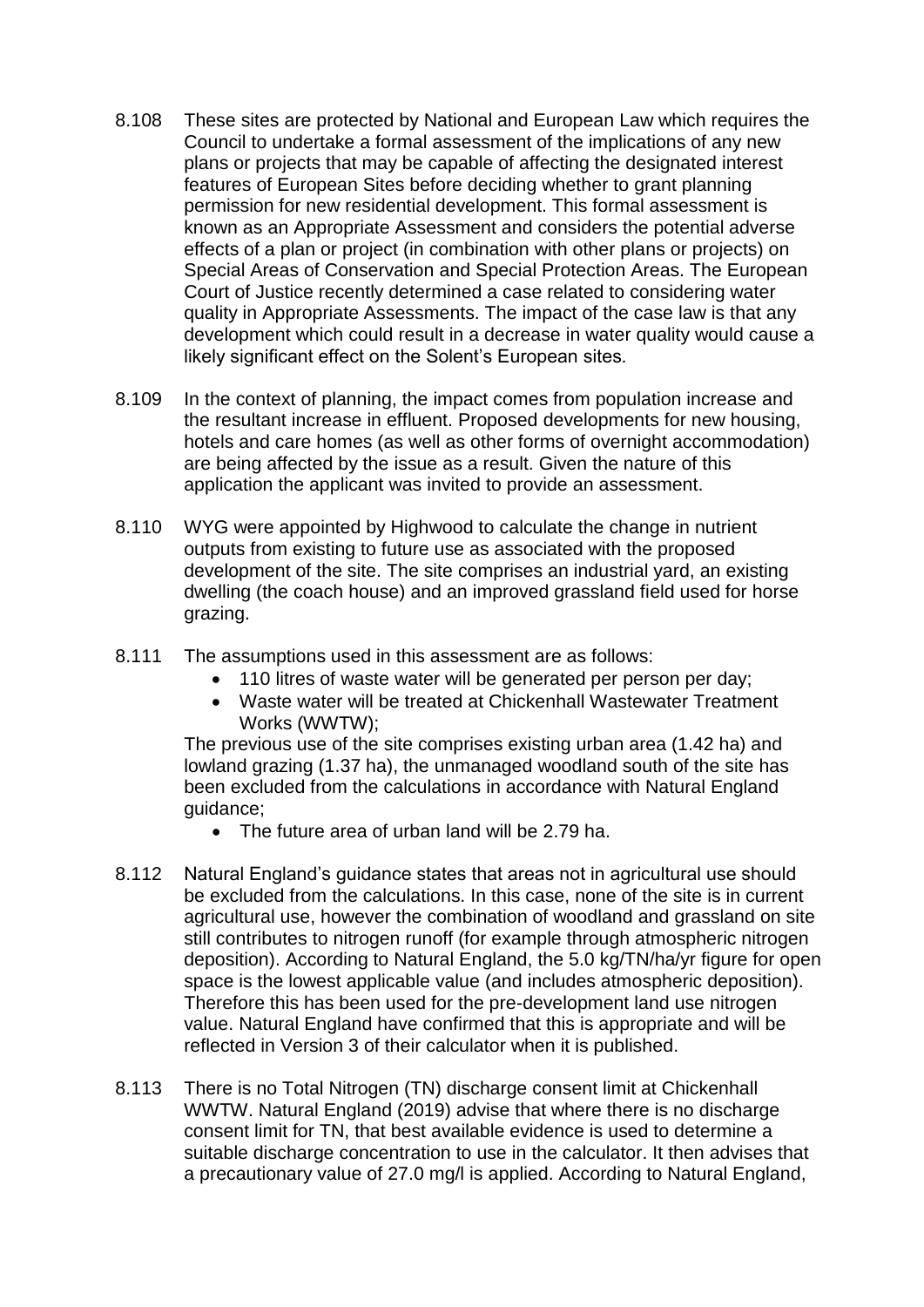8.108 These sites are protected by National and European Law which requires the Council to undertake a formal assessment of the implications of any new plans or projects that may be capable of affecting the designated interest features of European Sites before deciding whether to grant planning permission for new residential development. This formal assessment is known as an Appropriate Assessment and considers the potential adverse effects of a plan or project (in combination with other plans or projects) on Special Areas of Conservation and Special Protection Areas. The European Court of Justice recently determined a case related to considering water quality in Appropriate Assessments. The impact of the case law is that any development which could result in a decrease in water quality would cause a likely significant effect on the Solent's European sites.

8.109 In the context of planning, the impact comes from population increase and the resultant increase in effluent. Proposed developments for new housing, hotels and care homes (as well as other forms of overnight accommodation) are being affected by the issue as a result. Given the nature of this application the applicant was invited to provide an assessment.

8.110 WYG were appointed by Highwood to calculate the change in nutrient outputs from existing to future use as associated with the proposed development of the site. The site comprises an industrial yard, an existing dwelling (the coach house) and an improved grassland field used for horse grazing.

8.111 The assumptions used in this assessment are as follows:

- 110 litres of waste water will be generated per person per day;
- Waste water will be treated at Chickenhall Wastewater Treatment Works (WWTW);

The previous use of the site comprises existing urban area (1.42 ha) and lowland grazing (1.37 ha), the unmanaged woodland south of the site has been excluded from the calculations in accordance with Natural England guidance;

- The future area of urban land will be 2.79 ha.

8.112 Natural England's guidance states that areas not in agricultural use should be excluded from the calculations. In this case, none of the site is in current agricultural use, however the combination of woodland and grassland on site still contributes to nitrogen runoff (for example through atmospheric nitrogen deposition). According to Natural England, the 5.0 kg/TN/ha/yr figure for open space is the lowest applicable value (and includes atmospheric deposition). Therefore this has been used for the pre-development land use nitrogen value. Natural England have confirmed that this is appropriate and will be reflected in Version 3 of their calculator when it is published.

8.113 There is no Total Nitrogen (TN) discharge consent limit at Chickenhall WWTW. Natural England (2019) advise that where there is no discharge consent limit for TN, that best available evidence is used to determine a suitable discharge concentration to use in the calculator. It then advises that a precautionary value of 27.0 mg/l is applied. According to Natural England,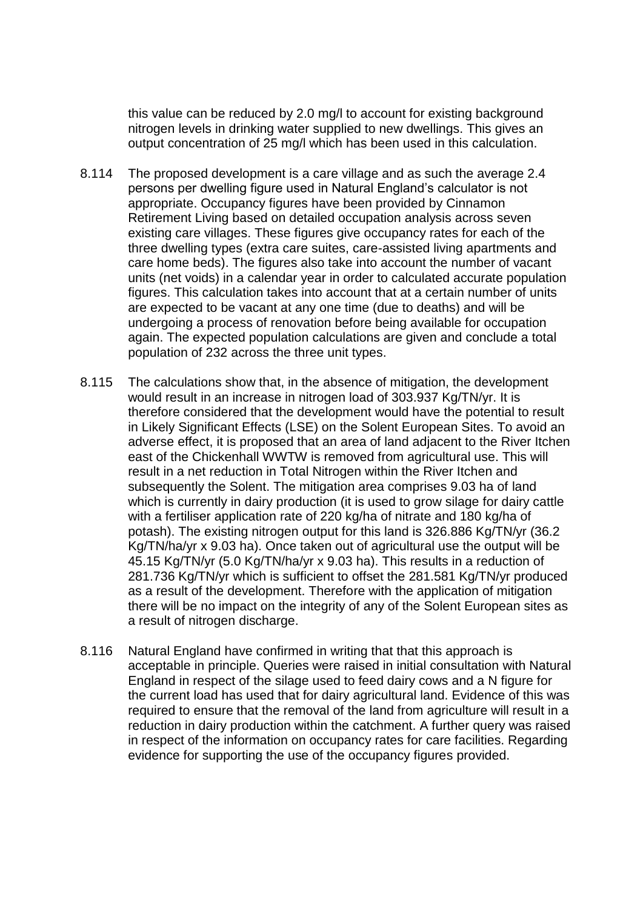this value can be reduced by 2.0 mg/l to account for existing background nitrogen levels in drinking water supplied to new dwellings. This gives an output concentration of 25 mg/l which has been used in this calculation.

8.114 The proposed development is a care village and as such the average 2.4 persons per dwelling figure used in Natural England's calculator is not appropriate. Occupancy figures have been provided by Cinnamon Retirement Living based on detailed occupation analysis across seven existing care villages. These figures give occupancy rates for each of the three dwelling types (extra care suites, care-assisted living apartments and care home beds). The figures also take into account the number of vacant units (net voids) in a calendar year in order to calculated accurate population figures. This calculation takes into account that at a certain number of units are expected to be vacant at any one time (due to deaths) and will be undergoing a process of renovation before being available for occupation again. The expected population calculations are given and conclude a total population of 232 across the three unit types.

8.115 The calculations show that, in the absence of mitigation, the development would result in an increase in nitrogen load of 303.937 Kg/TN/yr. It is therefore considered that the development would have the potential to result in Likely Significant Effects (LSE) on the Solent European Sites. To avoid an adverse effect, it is proposed that an area of land adjacent to the River Itchen east of the Chickenhall WWTW is removed from agricultural use. This will result in a net reduction in Total Nitrogen within the River Itchen and subsequently the Solent. The mitigation area comprises 9.03 ha of land which is currently in dairy production (it is used to grow silage for dairy cattle with a fertiliser application rate of 220 kg/ha of nitrate and 180 kg/ha of potash). The existing nitrogen output for this land is 326.886 Kg/TN/yr (36.2 Kg/TN/ha/yr x 9.03 ha). Once taken out of agricultural use the output will be 45.15 Kg/TN/yr (5.0 Kg/TN/ha/yr x 9.03 ha). This results in a reduction of 281.736 Kg/TN/yr which is sufficient to offset the 281.581 Kg/TN/yr produced as a result of the development. Therefore with the application of mitigation there will be no impact on the integrity of any of the Solent European sites as a result of nitrogen discharge.

8.116 Natural England have confirmed in writing that that this approach is acceptable in principle. Queries were raised in initial consultation with Natural England in respect of the silage used to feed dairy cows and a N figure for the current load has used that for dairy agricultural land. Evidence of this was required to ensure that the removal of the land from agriculture will result in a reduction in dairy production within the catchment. A further query was raised in respect of the information on occupancy rates for care facilities. Regarding evidence for supporting the use of the occupancy figures provided.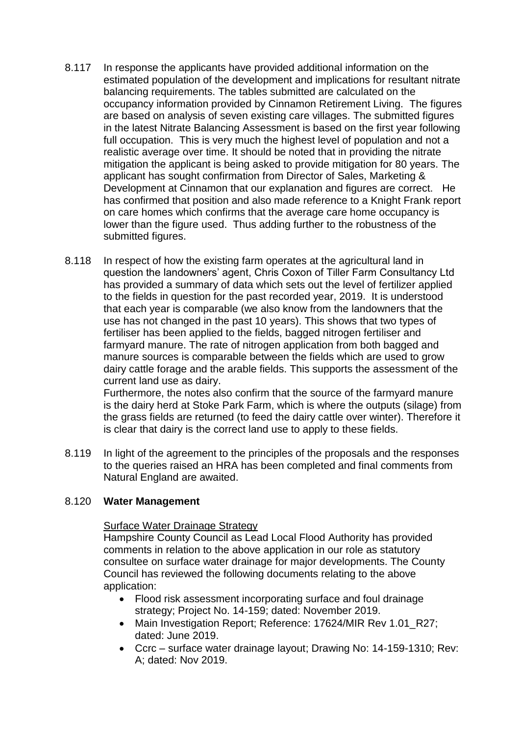8.117 In response the applicants have provided additional information on the estimated population of the development and implications for resultant nitrate balancing requirements. The tables submitted are calculated on the occupancy information provided by Cinnamon Retirement Living. The figures are based on analysis of seven existing care villages. The submitted figures in the latest Nitrate Balancing Assessment is based on the first year following full occupation. This is very much the highest level of population and not a realistic average over time. It should be noted that in providing the nitrate mitigation the applicant is being asked to provide mitigation for 80 years. The applicant has sought confirmation from Director of Sales, Marketing & Development at Cinnamon that our explanation and figures are correct. He has confirmed that position and also made reference to a Knight Frank report on care homes which confirms that the average care home occupancy is lower than the figure used. Thus adding further to the robustness of the submitted figures.

8.118 In respect of how the existing farm operates at the agricultural land in question the landowners' agent, Chris Coxon of Tiller Farm Consultancy Ltd has provided a summary of data which sets out the level of fertilizer applied to the fields in question for the past recorded year, 2019. It is understood that each year is comparable (we also know from the landowners that the use has not changed in the past 10 years). This shows that two types of fertiliser has been applied to the fields, bagged nitrogen fertiliser and farmyard manure. The rate of nitrogen application from both bagged and manure sources is comparable between the fields which are used to grow dairy cattle forage and the arable fields. This supports the assessment of the current land use as dairy.

Furthermore, the notes also confirm that the source of the farmyard manure is the dairy herd at Stoke Park Farm, which is where the outputs (silage) from the grass fields are returned (to feed the dairy cattle over winter). Therefore it is clear that dairy is the correct land use to apply to these fields.

8.119 In light of the agreement to the principles of the proposals and the responses to the queries raised an HRA has been completed and final comments from Natural England are awaited.

8.120 **Water Management**

Surface Water Drainage Strategy

Hampshire County Council as Lead Local Flood Authority has provided comments in relation to the above application in our role as statutory consultee on surface water drainage for major developments. The County Council has reviewed the following documents relating to the above application:

- Flood risk assessment incorporating surface and foul drainage strategy; Project No. 14-159; dated: November 2019.
- Main Investigation Report; Reference: 17624/MIR Rev 1.01_R27; dated: June 2019.
- Ccrc – surface water drainage layout; Drawing No: 14-159-1310; Rev: A; dated: Nov 2019.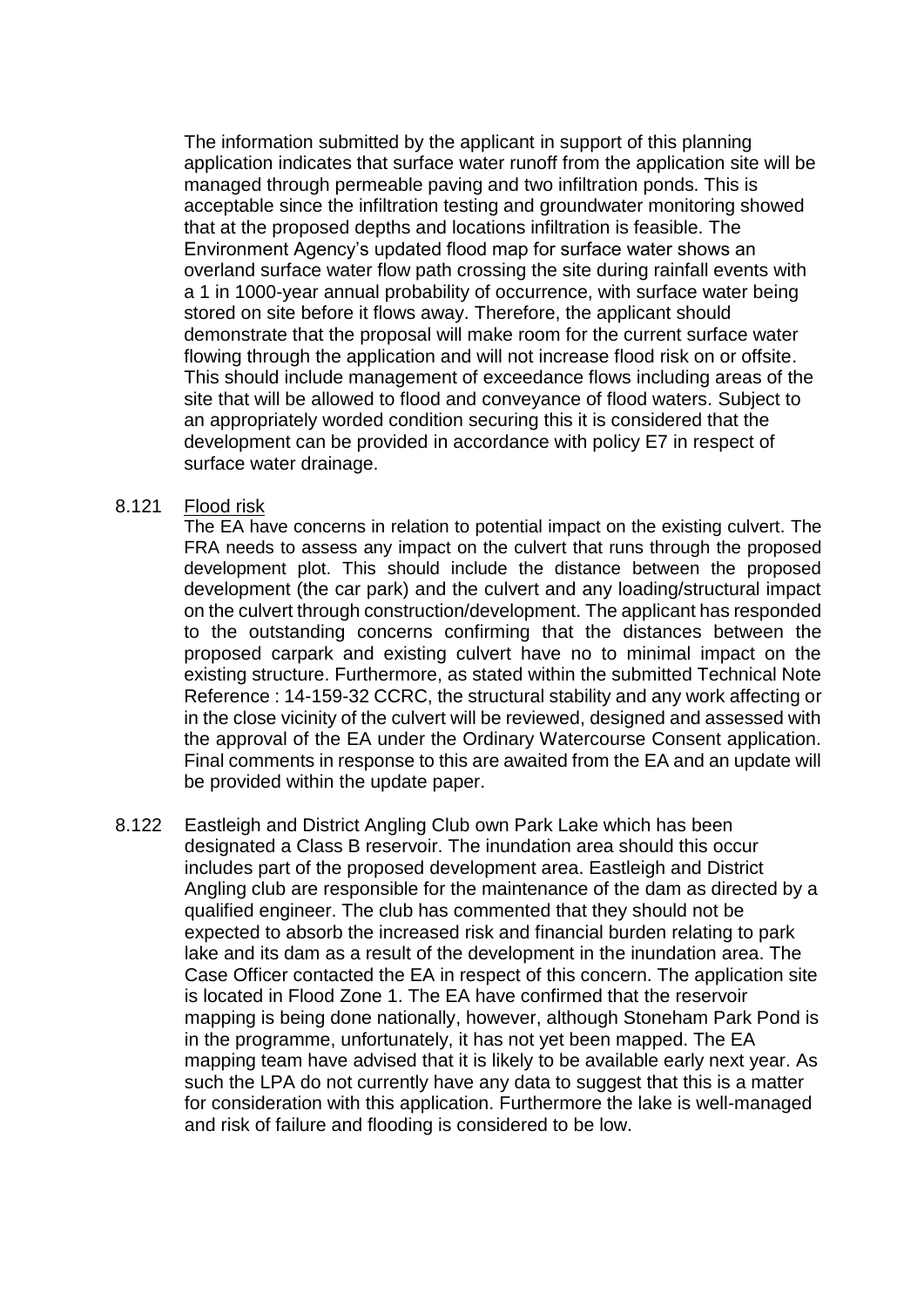The information submitted by the applicant in support of this planning application indicates that surface water runoff from the application site will be managed through permeable paving and two infiltration ponds. This is acceptable since the infiltration testing and groundwater monitoring showed that at the proposed depths and locations infiltration is feasible. The Environment Agency's updated flood map for surface water shows an overland surface water flow path crossing the site during rainfall events with a 1 in 1000-year annual probability of occurrence, with surface water being stored on site before it flows away. Therefore, the applicant should demonstrate that the proposal will make room for the current surface water flowing through the application and will not increase flood risk on or offsite. This should include management of exceedance flows including areas of the site that will be allowed to flood and conveyance of flood waters. Subject to an appropriately worded condition securing this it is considered that the development can be provided in accordance with policy E7 in respect of surface water drainage.

8.121 Flood risk

The EA have concerns in relation to potential impact on the existing culvert. The FRA needs to assess any impact on the culvert that runs through the proposed development plot. This should include the distance between the proposed development (the car park) and the culvert and any loading/structural impact on the culvert through construction/development. The applicant has responded to the outstanding concerns confirming that the distances between the proposed carpark and existing culvert have no to minimal impact on the existing structure. Furthermore, as stated within the submitted Technical Note Reference : 14-159-32 CCRC, the structural stability and any work affecting or in the close vicinity of the culvert will be reviewed, designed and assessed with the approval of the EA under the Ordinary Watercourse Consent application. Final comments in response to this are awaited from the EA and an update will be provided within the update paper.

8.122 Eastleigh and District Angling Club own Park Lake which has been designated a Class B reservoir. The inundation area should this occur includes part of the proposed development area. Eastleigh and District Angling club are responsible for the maintenance of the dam as directed by a qualified engineer. The club has commented that they should not be expected to absorb the increased risk and financial burden relating to park lake and its dam as a result of the development in the inundation area. The Case Officer contacted the EA in respect of this concern. The application site is located in Flood Zone 1. The EA have confirmed that the reservoir mapping is being done nationally, however, although Stoneham Park Pond is in the programme, unfortunately, it has not yet been mapped. The EA mapping team have advised that it is likely to be available early next year. As such the LPA do not currently have any data to suggest that this is a matter for consideration with this application. Furthermore the lake is well-managed and risk of failure and flooding is considered to be low.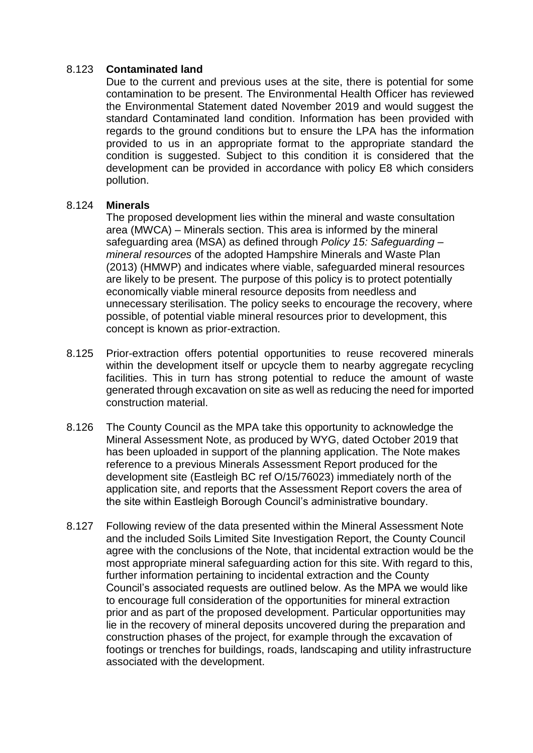8.123 **Contaminated land**

Due to the current and previous uses at the site, there is potential for some contamination to be present. The Environmental Health Officer has reviewed the Environmental Statement dated November 2019 and would suggest the standard Contaminated land condition. Information has been provided with regards to the ground conditions but to ensure the LPA has the information provided to us in an appropriate format to the appropriate standard the condition is suggested. Subject to this condition it is considered that the development can be provided in accordance with policy E8 which considers pollution.

8.124 **Minerals**

The proposed development lies within the mineral and waste consultation area (MWCA) – Minerals section. This area is informed by the mineral safeguarding area (MSA) as defined through *Policy 15: Safeguarding – mineral resources* of the adopted Hampshire Minerals and Waste Plan (2013) (HMWP) and indicates where viable, safeguarded mineral resources are likely to be present. The purpose of this policy is to protect potentially economically viable mineral resource deposits from needless and unnecessary sterilisation. The policy seeks to encourage the recovery, where possible, of potential viable mineral resources prior to development, this concept is known as prior-extraction.

8.125 Prior-extraction offers potential opportunities to reuse recovered minerals within the development itself or upcycle them to nearby aggregate recycling facilities. This in turn has strong potential to reduce the amount of waste generated through excavation on site as well as reducing the need for imported construction material.

8.126 The County Council as the MPA take this opportunity to acknowledge the Mineral Assessment Note, as produced by WYG, dated October 2019 that has been uploaded in support of the planning application. The Note makes reference to a previous Minerals Assessment Report produced for the development site (Eastleigh BC ref O/15/76023) immediately north of the application site, and reports that the Assessment Report covers the area of the site within Eastleigh Borough Council's administrative boundary.

8.127 Following review of the data presented within the Mineral Assessment Note and the included Soils Limited Site Investigation Report, the County Council agree with the conclusions of the Note, that incidental extraction would be the most appropriate mineral safeguarding action for this site. With regard to this, further information pertaining to incidental extraction and the County Council's associated requests are outlined below. As the MPA we would like to encourage full consideration of the opportunities for mineral extraction prior and as part of the proposed development. Particular opportunities may lie in the recovery of mineral deposits uncovered during the preparation and construction phases of the project, for example through the excavation of footings or trenches for buildings, roads, landscaping and utility infrastructure associated with the development.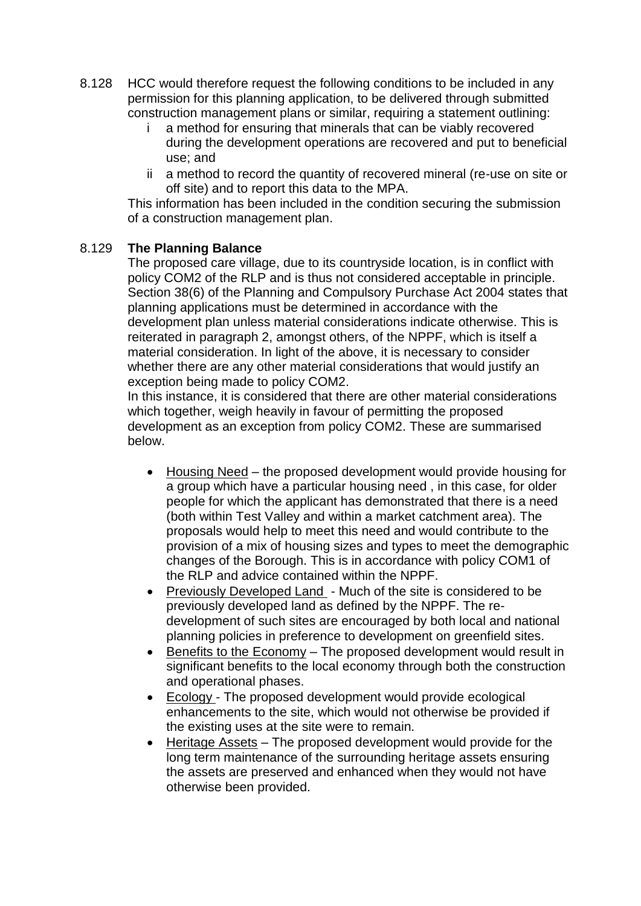8.128 HCC would therefore request the following conditions to be included in any permission for this planning application, to be delivered through submitted construction management plans or similar, requiring a statement outlining:

- i a method for ensuring that minerals that can be viably recovered during the development operations are recovered and put to beneficial use; and
- ii a method to record the quantity of recovered mineral (re-use on site or off site) and to report this data to the MPA.

This information has been included in the condition securing the submission of a construction management plan.

8.129 **The Planning Balance**

The proposed care village, due to its countryside location, is in conflict with policy COM2 of the RLP and is thus not considered acceptable in principle. Section 38(6) of the Planning and Compulsory Purchase Act 2004 states that planning applications must be determined in accordance with the development plan unless material considerations indicate otherwise. This is reiterated in paragraph 2, amongst others, of the NPPF, which is itself a material consideration. In light of the above, it is necessary to consider whether there are any other material considerations that would justify an exception being made to policy COM2.

In this instance, it is considered that there are other material considerations which together, weigh heavily in favour of permitting the proposed development as an exception from policy COM2. These are summarised below.

- Housing Need – the proposed development would provide housing for a group which have a particular housing need , in this case, for older people for which the applicant has demonstrated that there is a need (both within Test Valley and within a market catchment area). The proposals would help to meet this need and would contribute to the provision of a mix of housing sizes and types to meet the demographic changes of the Borough. This is in accordance with policy COM1 of the RLP and advice contained within the NPPF.
- Previously Developed Land - Much of the site is considered to be previously developed land as defined by the NPPF. The re-development of such sites are encouraged by both local and national planning policies in preference to development on greenfield sites.
- Benefits to the Economy – The proposed development would result in significant benefits to the local economy through both the construction and operational phases.
- Ecology - The proposed development would provide ecological enhancements to the site, which would not otherwise be provided if the existing uses at the site were to remain.
- Heritage Assets – The proposed development would provide for the long term maintenance of the surrounding heritage assets ensuring the assets are preserved and enhanced when they would not have otherwise been provided.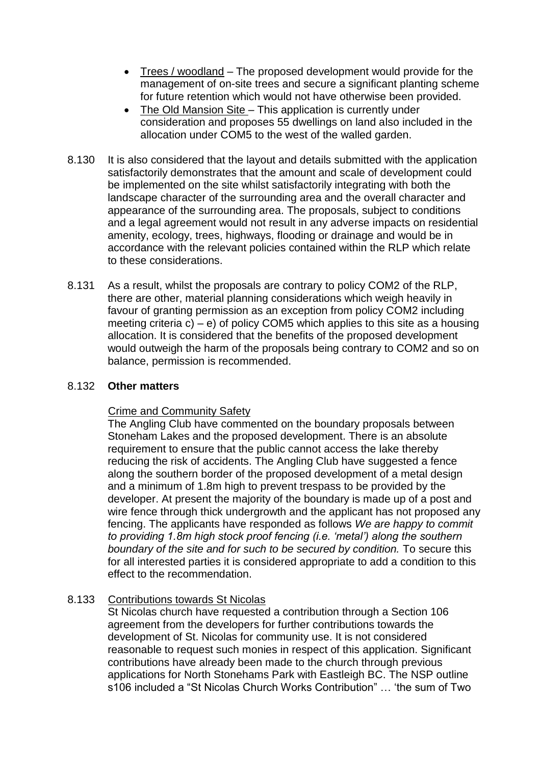- Trees / woodland – The proposed development would provide for the management of on-site trees and secure a significant planting scheme for future retention which would not have otherwise been provided.
- The Old Mansion Site – This application is currently under consideration and proposes 55 dwellings on land also included in the allocation under COM5 to the west of the walled garden.

8.130 It is also considered that the layout and details submitted with the application satisfactorily demonstrates that the amount and scale of development could be implemented on the site whilst satisfactorily integrating with both the landscape character of the surrounding area and the overall character and appearance of the surrounding area. The proposals, subject to conditions and a legal agreement would not result in any adverse impacts on residential amenity, ecology, trees, highways, flooding or drainage and would be in accordance with the relevant policies contained within the RLP which relate to these considerations.

8.131 As a result, whilst the proposals are contrary to policy COM2 of the RLP, there are other, material planning considerations which weigh heavily in favour of granting permission as an exception from policy COM2 including meeting criteria c) – e) of policy COM5 which applies to this site as a housing allocation. It is considered that the benefits of the proposed development would outweigh the harm of the proposals being contrary to COM2 and so on balance, permission is recommended.

8.132 **Other matters**

Crime and Community Safety

The Angling Club have commented on the boundary proposals between Stoneham Lakes and the proposed development. There is an absolute requirement to ensure that the public cannot access the lake thereby reducing the risk of accidents. The Angling Club have suggested a fence along the southern border of the proposed development of a metal design and a minimum of 1.8m high to prevent trespass to be provided by the developer. At present the majority of the boundary is made up of a post and wire fence through thick undergrowth and the applicant has not proposed any fencing. The applicants have responded as follows *We are happy to commit to providing 1.8m high stock proof fencing (i.e. 'metal') along the southern boundary of the site and for such to be secured by condition.* To secure this for all interested parties it is considered appropriate to add a condition to this effect to the recommendation.

8.133 Contributions towards St Nicolas

St Nicolas church have requested a contribution through a Section 106 agreement from the developers for further contributions towards the development of St. Nicolas for community use. It is not considered reasonable to request such monies in respect of this application. Significant contributions have already been made to the church through previous applications for North Stonehams Park with Eastleigh BC. The NSP outline s106 included a "St Nicolas Church Works Contribution" … 'the sum of Two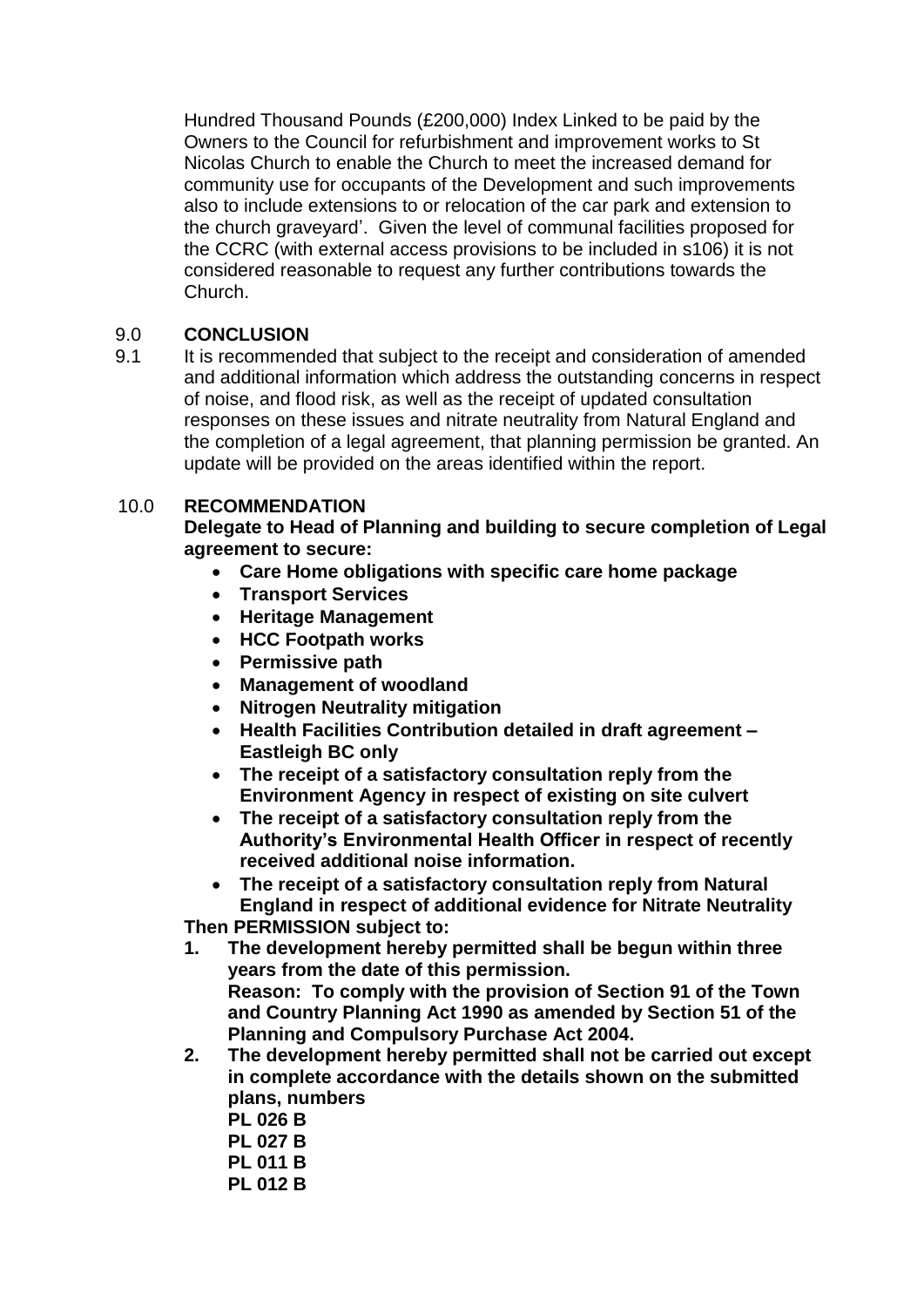Hundred Thousand Pounds (£200,000) Index Linked to be paid by the Owners to the Council for refurbishment and improvement works to St Nicolas Church to enable the Church to meet the increased demand for community use for occupants of the Development and such improvements also to include extensions to or relocation of the car park and extension to the church graveyard'. Given the level of communal facilities proposed for the CCRC (with external access provisions to be included in s106) it is not considered reasonable to request any further contributions towards the Church.

## 9.0 CONCLUSION

9.1 It is recommended that subject to the receipt and consideration of amended and additional information which address the outstanding concerns in respect of noise, and flood risk, as well as the receipt of updated consultation responses on these issues and nitrate neutrality from Natural England and the completion of a legal agreement, that planning permission be granted. An update will be provided on the areas identified within the report.

## 10.0 RECOMMENDATION

**Delegate to Head of Planning and building to secure completion of Legal agreement to secure:**

- **Care Home obligations with specific care home package**
- **Transport Services**
- **Heritage Management**
- **HCC Footpath works**
- **Permissive path**
- **Management of woodland**
- **Nitrogen Neutrality mitigation**
- **Health Facilities Contribution detailed in draft agreement – Eastleigh BC only**
- **The receipt of a satisfactory consultation reply from the Environment Agency in respect of existing on site culvert**
- **The receipt of a satisfactory consultation reply from the Authority's Environmental Health Officer in respect of recently received additional noise information.**
- **The receipt of a satisfactory consultation reply from Natural England in respect of additional evidence for Nitrate Neutrality**

**Then PERMISSION subject to:**

1. **The development hereby permitted shall be begun within three years from the date of this permission.**
   **Reason: To comply with the provision of Section 91 of the Town and Country Planning Act 1990 as amended by Section 51 of the Planning and Compulsory Purchase Act 2004.**
2. **The development hereby permitted shall not be carried out except in complete accordance with the details shown on the submitted plans, numbers**
   **PL 026 B**
   **PL 027 B**
   **PL 011 B**
   **PL 012 B**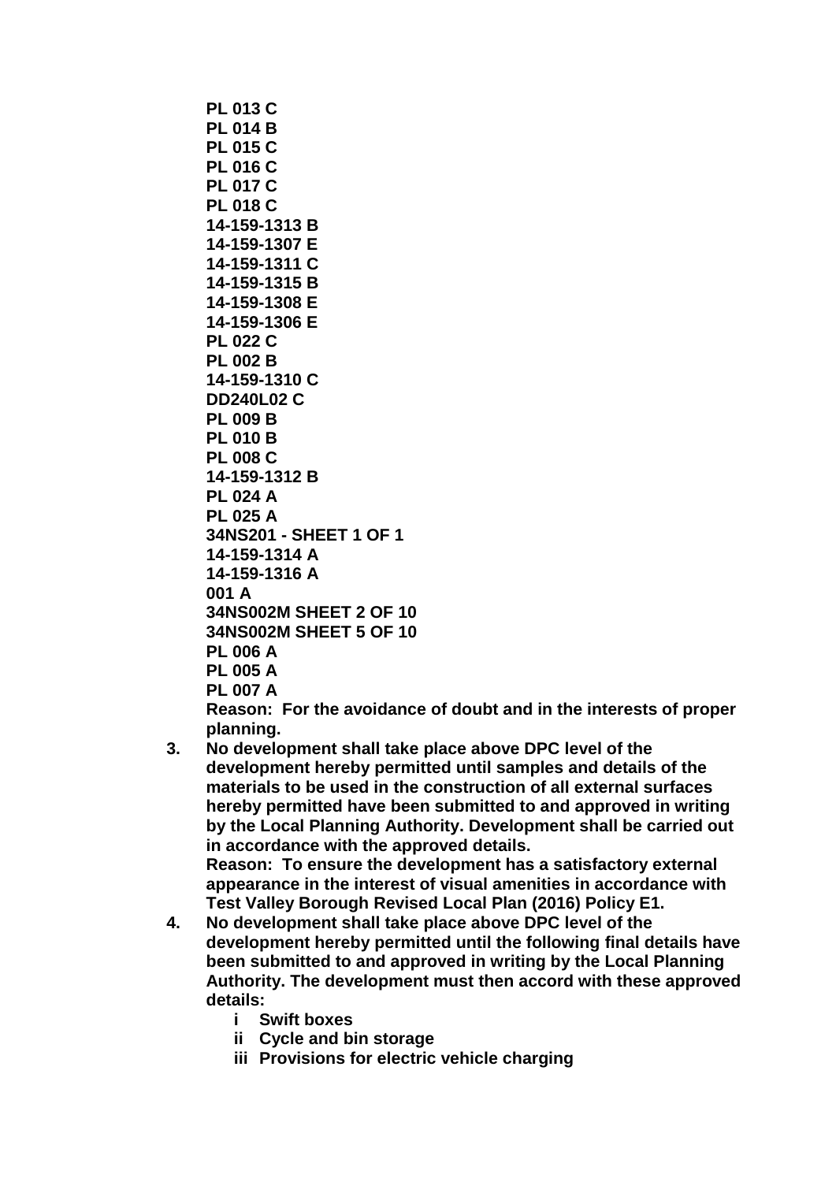**PL 013 C**
**PL 014 B**
**PL 015 C**
**PL 016 C**
**PL 017 C**
**PL 018 C**
**14-159-1313 B**
**14-159-1307 E**
**14-159-1311 C**
**14-159-1315 B**
**14-159-1308 E**
**14-159-1306 E**
**PL 022 C**
**PL 002 B**
**14-159-1310 C**
**DD240L02 C**
**PL 009 B**
**PL 010 B**
**PL 008 C**
**14-159-1312 B**
**PL 024 A**
**PL 025 A**
**34NS201 - SHEET 1 OF 1**
**14-159-1314 A**
**14-159-1316 A**
**001 A**
**34NS002M SHEET 2 OF 10**
**34NS002M SHEET 5 OF 10**
**PL 006 A**
**PL 005 A**
**PL 007 A**
**Reason: For the avoidance of doubt and in the interests of proper planning.**

3. **No development shall take place above DPC level of the development hereby permitted until samples and details of the materials to be used in the construction of all external surfaces hereby permitted have been submitted to and approved in writing by the Local Planning Authority. Development shall be carried out in accordance with the approved details.**
   **Reason: To ensure the development has a satisfactory external appearance in the interest of visual amenities in accordance with Test Valley Borough Revised Local Plan (2016) Policy E1.**
4. **No development shall take place above DPC level of the development hereby permitted until the following final details have been submitted to and approved in writing by the Local Planning Authority. The development must then accord with these approved details:**
   - **i Swift boxes**
   - **ii Cycle and bin storage**
   - **iii Provisions for electric vehicle charging**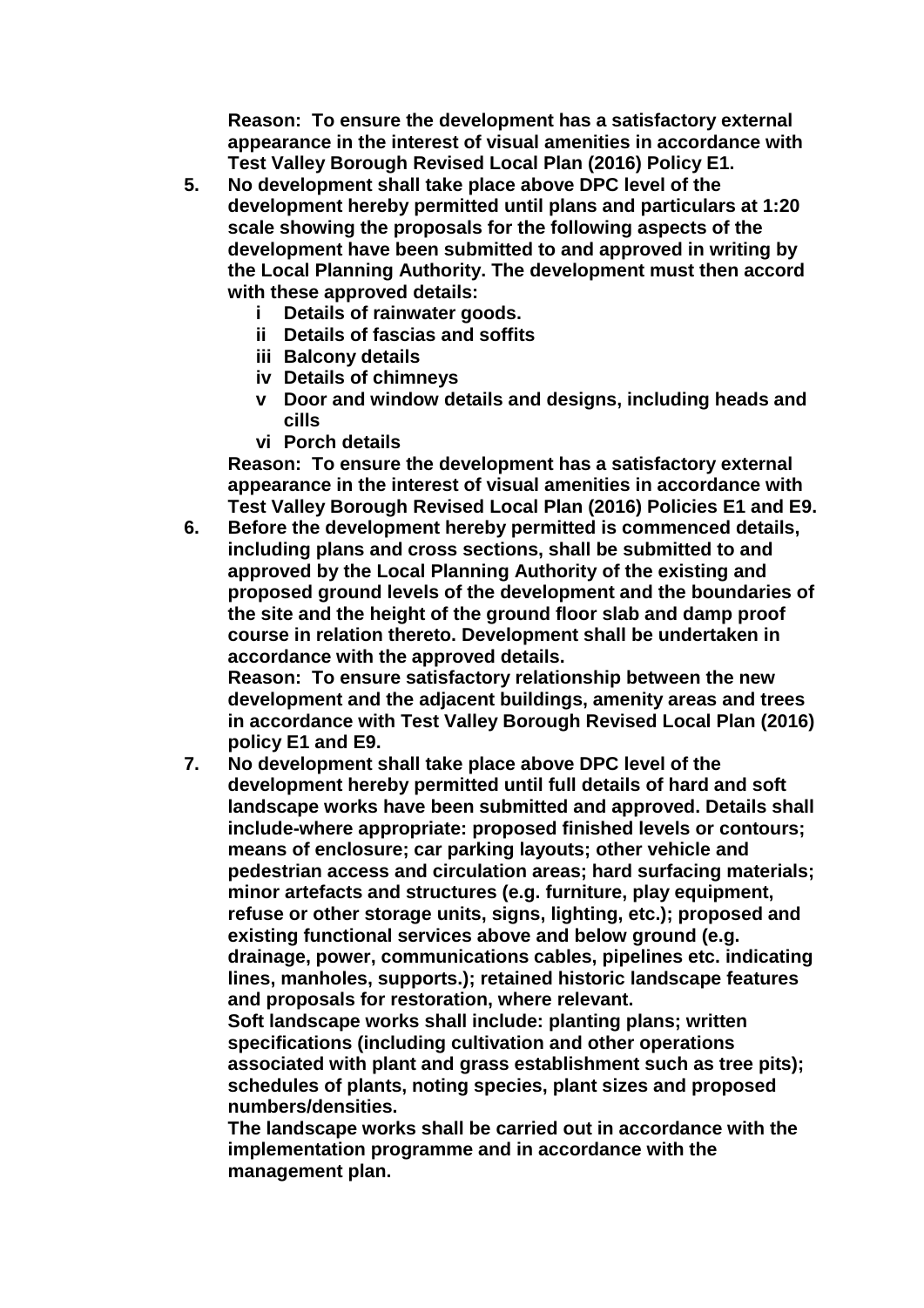**Reason: To ensure the development has a satisfactory external appearance in the interest of visual amenities in accordance with Test Valley Borough Revised Local Plan (2016) Policy E1.**

5. **No development shall take place above DPC level of the development hereby permitted until plans and particulars at 1:20 scale showing the proposals for the following aspects of the development have been submitted to and approved in writing by the Local Planning Authority. The development must then accord with these approved details:**
   - **i Details of rainwater goods.**
   - **ii Details of fascias and soffits**
   - **iii Balcony details**
   - **iv Details of chimneys**
   - **v Door and window details and designs, including heads and cills**
   - **vi Porch details**

   **Reason: To ensure the development has a satisfactory external appearance in the interest of visual amenities in accordance with Test Valley Borough Revised Local Plan (2016) Policies E1 and E9.**

6. **Before the development hereby permitted is commenced details, including plans and cross sections, shall be submitted to and approved by the Local Planning Authority of the existing and proposed ground levels of the development and the boundaries of the site and the height of the ground floor slab and damp proof course in relation thereto. Development shall be undertaken in accordance with the approved details.**

   **Reason: To ensure satisfactory relationship between the new development and the adjacent buildings, amenity areas and trees in accordance with Test Valley Borough Revised Local Plan (2016) policy E1 and E9.**

7. **No development shall take place above DPC level of the development hereby permitted until full details of hard and soft landscape works have been submitted and approved. Details shall include-where appropriate: proposed finished levels or contours; means of enclosure; car parking layouts; other vehicle and pedestrian access and circulation areas; hard surfacing materials; minor artefacts and structures (e.g. furniture, play equipment, refuse or other storage units, signs, lighting, etc.); proposed and existing functional services above and below ground (e.g. drainage, power, communications cables, pipelines etc. indicating lines, manholes, supports.); retained historic landscape features and proposals for restoration, where relevant.**

   **Soft landscape works shall include: planting plans; written specifications (including cultivation and other operations associated with plant and grass establishment such as tree pits); schedules of plants, noting species, plant sizes and proposed numbers/densities.**

   **The landscape works shall be carried out in accordance with the implementation programme and in accordance with the management plan.**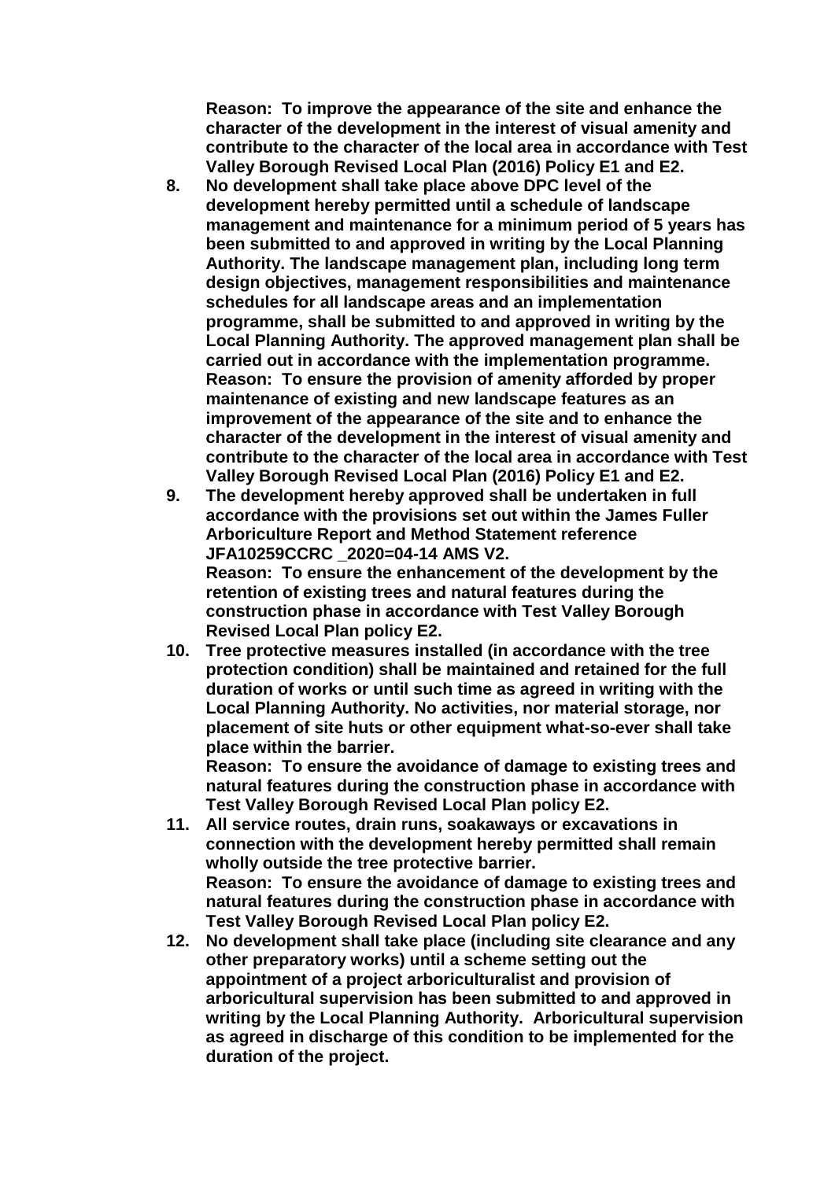**Reason: To improve the appearance of the site and enhance the character of the development in the interest of visual amenity and contribute to the character of the local area in accordance with Test Valley Borough Revised Local Plan (2016) Policy E1 and E2.**

8. **No development shall take place above DPC level of the development hereby permitted until a schedule of landscape management and maintenance for a minimum period of 5 years has been submitted to and approved in writing by the Local Planning Authority. The landscape management plan, including long term design objectives, management responsibilities and maintenance schedules for all landscape areas and an implementation programme, shall be submitted to and approved in writing by the Local Planning Authority. The approved management plan shall be carried out in accordance with the implementation programme.**
   **Reason: To ensure the provision of amenity afforded by proper maintenance of existing and new landscape features as an improvement of the appearance of the site and to enhance the character of the development in the interest of visual amenity and contribute to the character of the local area in accordance with Test Valley Borough Revised Local Plan (2016) Policy E1 and E2.**

9. **The development hereby approved shall be undertaken in full accordance with the provisions set out within the James Fuller Arboriculture Report and Method Statement reference JFA10259CCRC _2020=04-14 AMS V2.**
   **Reason: To ensure the enhancement of the development by the retention of existing trees and natural features during the construction phase in accordance with Test Valley Borough Revised Local Plan policy E2.**

10. **Tree protective measures installed (in accordance with the tree protection condition) shall be maintained and retained for the full duration of works or until such time as agreed in writing with the Local Planning Authority. No activities, nor material storage, nor placement of site huts or other equipment what-so-ever shall take place within the barrier.**
    **Reason: To ensure the avoidance of damage to existing trees and natural features during the construction phase in accordance with Test Valley Borough Revised Local Plan policy E2.**

11. **All service routes, drain runs, soakaways or excavations in connection with the development hereby permitted shall remain wholly outside the tree protective barrier.**
    **Reason: To ensure the avoidance of damage to existing trees and natural features during the construction phase in accordance with Test Valley Borough Revised Local Plan policy E2.**

12. **No development shall take place (including site clearance and any other preparatory works) until a scheme setting out the appointment of a project arboriculturalist and provision of arboricultural supervision has been submitted to and approved in writing by the Local Planning Authority. Arboricultural supervision as agreed in discharge of this condition to be implemented for the duration of the project.**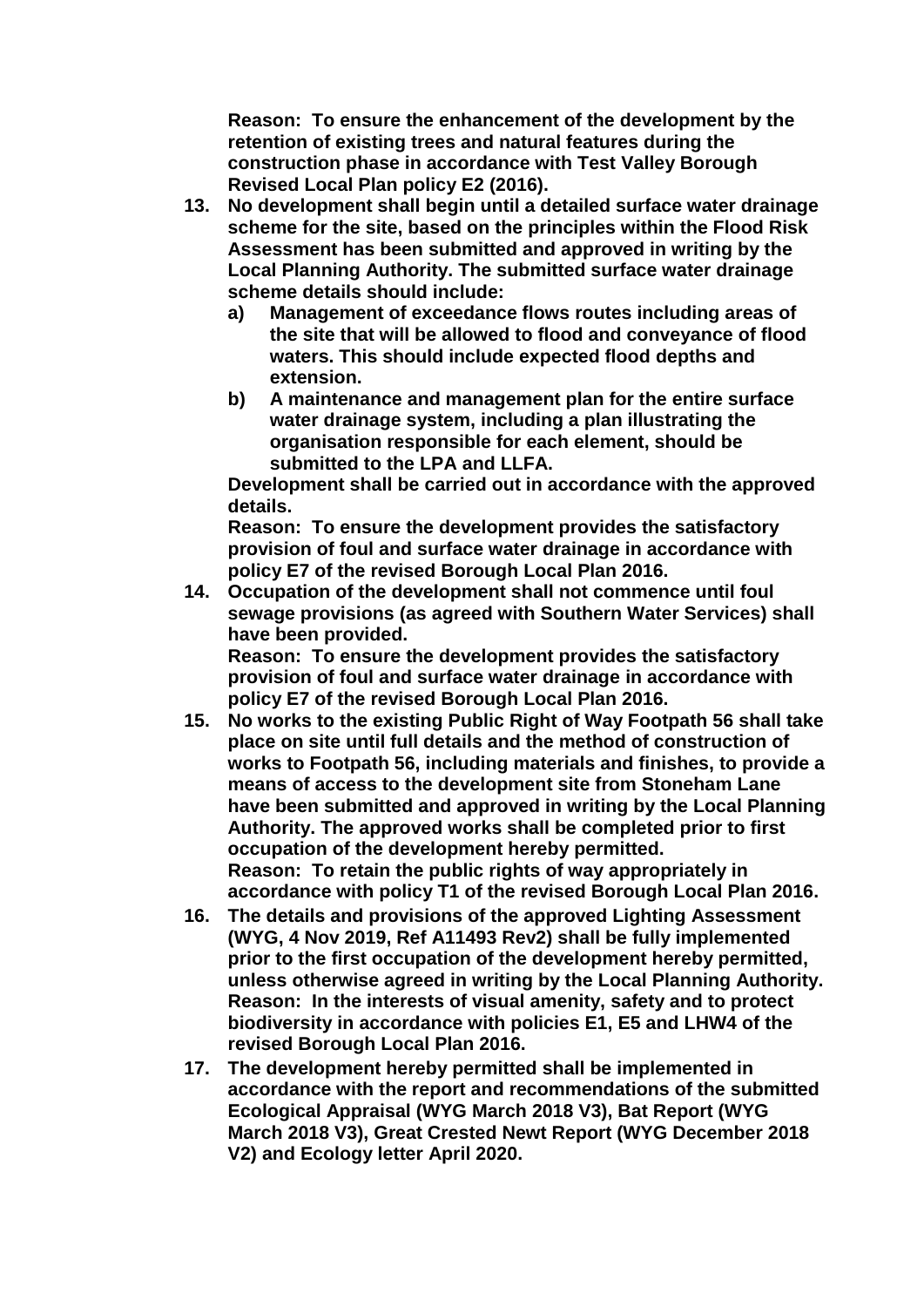**Reason: To ensure the enhancement of the development by the retention of existing trees and natural features during the construction phase in accordance with Test Valley Borough Revised Local Plan policy E2 (2016).**

13. **No development shall begin until a detailed surface water drainage scheme for the site, based on the principles within the Flood Risk Assessment has been submitted and approved in writing by the Local Planning Authority. The submitted surface water drainage scheme details should include:**
    a) **Management of exceedance flows routes including areas of the site that will be allowed to flood and conveyance of flood waters. This should include expected flood depths and extension.**
    b) **A maintenance and management plan for the entire surface water drainage system, including a plan illustrating the organisation responsible for each element, should be submitted to the LPA and LLFA.**

    **Development shall be carried out in accordance with the approved details.**
    **Reason: To ensure the development provides the satisfactory provision of foul and surface water drainage in accordance with policy E7 of the revised Borough Local Plan 2016.**

14. **Occupation of the development shall not commence until foul sewage provisions (as agreed with Southern Water Services) shall have been provided.**
    **Reason: To ensure the development provides the satisfactory provision of foul and surface water drainage in accordance with policy E7 of the revised Borough Local Plan 2016.**

15. **No works to the existing Public Right of Way Footpath 56 shall take place on site until full details and the method of construction of works to Footpath 56, including materials and finishes, to provide a means of access to the development site from Stoneham Lane have been submitted and approved in writing by the Local Planning Authority. The approved works shall be completed prior to first occupation of the development hereby permitted.**
    **Reason: To retain the public rights of way appropriately in accordance with policy T1 of the revised Borough Local Plan 2016.**

16. **The details and provisions of the approved Lighting Assessment (WYG, 4 Nov 2019, Ref A11493 Rev2) shall be fully implemented prior to the first occupation of the development hereby permitted, unless otherwise agreed in writing by the Local Planning Authority.**
    **Reason: In the interests of visual amenity, safety and to protect biodiversity in accordance with policies E1, E5 and LHW4 of the revised Borough Local Plan 2016.**

17. **The development hereby permitted shall be implemented in accordance with the report and recommendations of the submitted Ecological Appraisal (WYG March 2018 V3), Bat Report (WYG March 2018 V3), Great Crested Newt Report (WYG December 2018 V2) and Ecology letter April 2020.**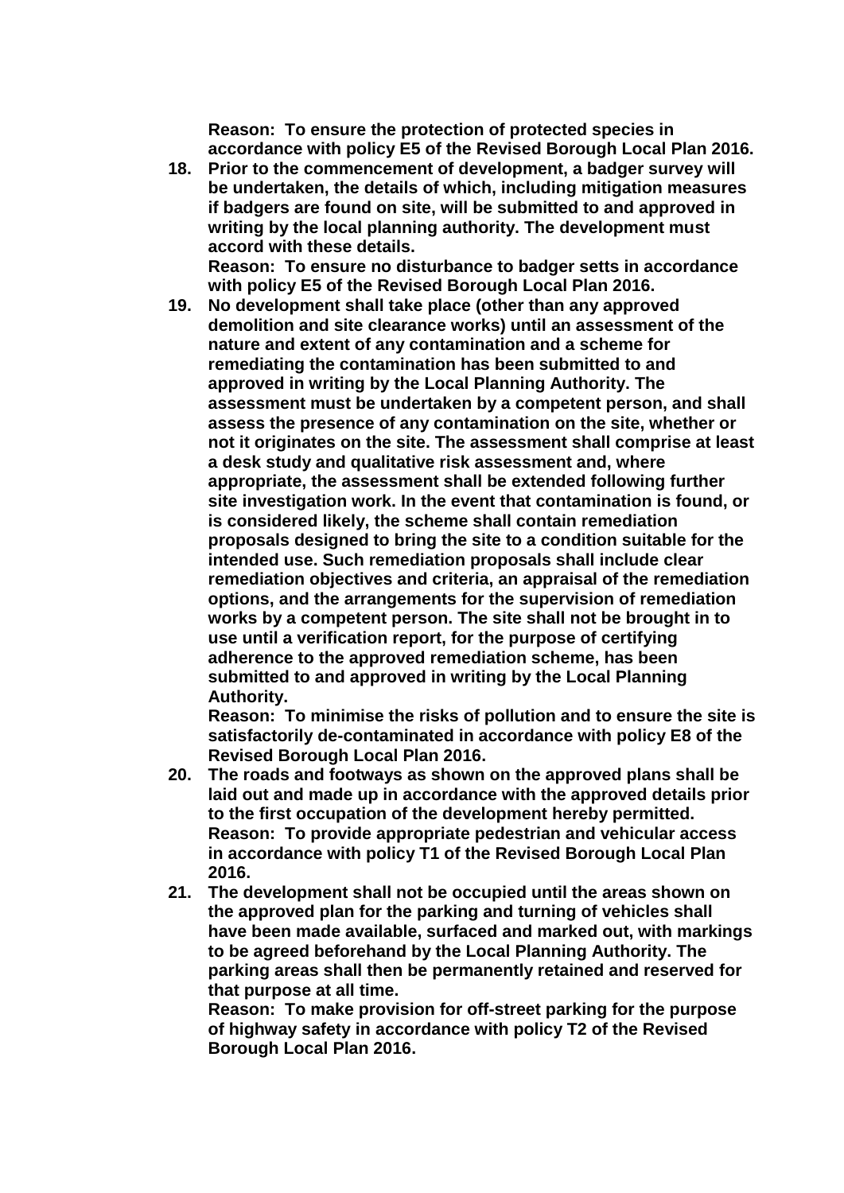**Reason: To ensure the protection of protected species in accordance with policy E5 of the Revised Borough Local Plan 2016.**

18. **Prior to the commencement of development, a badger survey will be undertaken, the details of which, including mitigation measures if badgers are found on site, will be submitted to and approved in writing by the local planning authority. The development must accord with these details.**
    **Reason: To ensure no disturbance to badger setts in accordance with policy E5 of the Revised Borough Local Plan 2016.**
19. **No development shall take place (other than any approved demolition and site clearance works) until an assessment of the nature and extent of any contamination and a scheme for remediating the contamination has been submitted to and approved in writing by the Local Planning Authority. The assessment must be undertaken by a competent person, and shall assess the presence of any contamination on the site, whether or not it originates on the site. The assessment shall comprise at least a desk study and qualitative risk assessment and, where appropriate, the assessment shall be extended following further site investigation work. In the event that contamination is found, or is considered likely, the scheme shall contain remediation proposals designed to bring the site to a condition suitable for the intended use. Such remediation proposals shall include clear remediation objectives and criteria, an appraisal of the remediation options, and the arrangements for the supervision of remediation works by a competent person. The site shall not be brought in to use until a verification report, for the purpose of certifying adherence to the approved remediation scheme, has been submitted to and approved in writing by the Local Planning Authority.**
    **Reason: To minimise the risks of pollution and to ensure the site is satisfactorily de-contaminated in accordance with policy E8 of the Revised Borough Local Plan 2016.**
20. **The roads and footways as shown on the approved plans shall be laid out and made up in accordance with the approved details prior to the first occupation of the development hereby permitted.**
    **Reason: To provide appropriate pedestrian and vehicular access in accordance with policy T1 of the Revised Borough Local Plan 2016.**
21. **The development shall not be occupied until the areas shown on the approved plan for the parking and turning of vehicles shall have been made available, surfaced and marked out, with markings to be agreed beforehand by the Local Planning Authority. The parking areas shall then be permanently retained and reserved for that purpose at all time.**
    **Reason: To make provision for off-street parking for the purpose of highway safety in accordance with policy T2 of the Revised Borough Local Plan 2016.**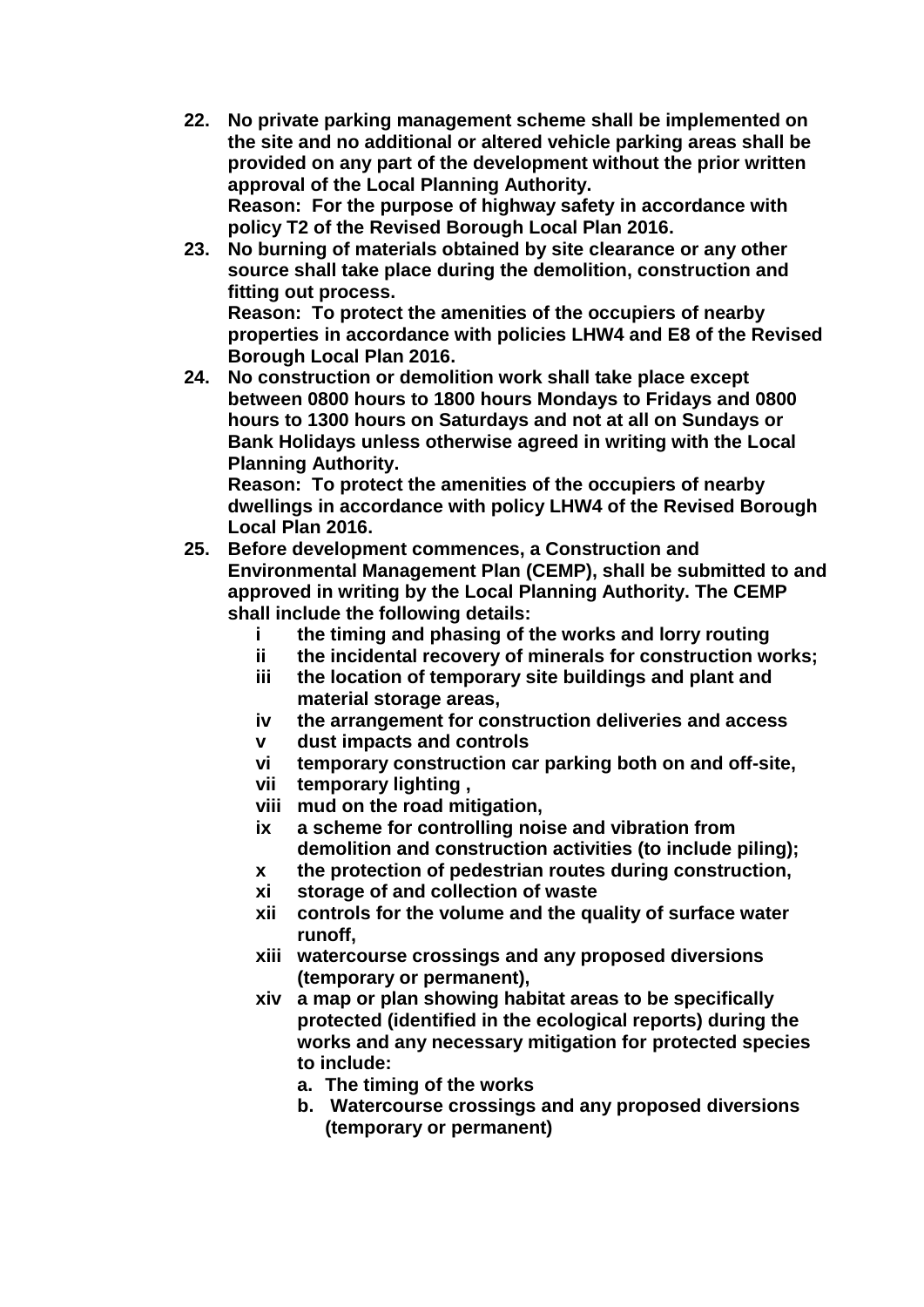**22. No private parking management scheme shall be implemented on the site and no additional or altered vehicle parking areas shall be provided on any part of the development without the prior written approval of the Local Planning Authority.**
**Reason: For the purpose of highway safety in accordance with policy T2 of the Revised Borough Local Plan 2016.**

**23. No burning of materials obtained by site clearance or any other source shall take place during the demolition, construction and fitting out process.**
**Reason: To protect the amenities of the occupiers of nearby properties in accordance with policies LHW4 and E8 of the Revised Borough Local Plan 2016.**

**24. No construction or demolition work shall take place except between 0800 hours to 1800 hours Mondays to Fridays and 0800 hours to 1300 hours on Saturdays and not at all on Sundays or Bank Holidays unless otherwise agreed in writing with the Local Planning Authority.**
**Reason: To protect the amenities of the occupiers of nearby dwellings in accordance with policy LHW4 of the Revised Borough Local Plan 2016.**

**25. Before development commences, a Construction and Environmental Management Plan (CEMP), shall be submitted to and approved in writing by the Local Planning Authority. The CEMP shall include the following details:**

- **i the timing and phasing of the works and lorry routing**
- **ii the incidental recovery of minerals for construction works;**
- **iii the location of temporary site buildings and plant and material storage areas,**
- **iv the arrangement for construction deliveries and access**
- **v dust impacts and controls**
- **vi temporary construction car parking both on and off-site,**
- **vii temporary lighting ,**
- **viii mud on the road mitigation,**
- **ix a scheme for controlling noise and vibration from demolition and construction activities (to include piling);**
- **x the protection of pedestrian routes during construction,**
- **xi storage of and collection of waste**
- **xii controls for the volume and the quality of surface water runoff,**
- **xiii watercourse crossings and any proposed diversions (temporary or permanent),**
- **xiv a map or plan showing habitat areas to be specifically protected (identified in the ecological reports) during the works and any necessary mitigation for protected species to include:**
  - **a. The timing of the works**
  - **b. Watercourse crossings and any proposed diversions (temporary or permanent)**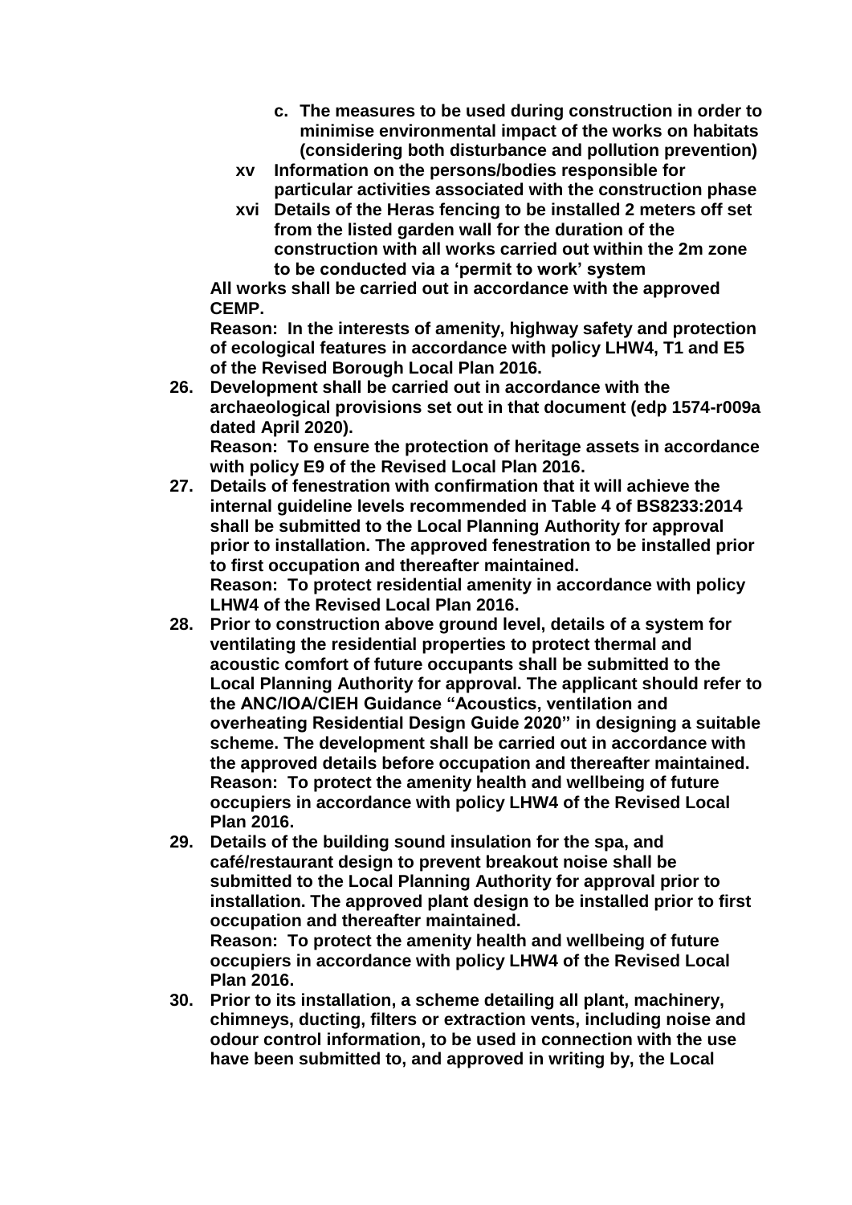**c. The measures to be used during construction in order to minimise environmental impact of the works on habitats (considering both disturbance and pollution prevention)**

**xv Information on the persons/bodies responsible for particular activities associated with the construction phase**

**xvi Details of the Heras fencing to be installed 2 meters off set from the listed garden wall for the duration of the construction with all works carried out within the 2m zone to be conducted via a 'permit to work' system**

**All works shall be carried out in accordance with the approved CEMP.**

**Reason: In the interests of amenity, highway safety and protection of ecological features in accordance with policy LHW4, T1 and E5 of the Revised Borough Local Plan 2016.**

**26. Development shall be carried out in accordance with the archaeological provisions set out in that document (edp 1574-r009a dated April 2020).**

**Reason: To ensure the protection of heritage assets in accordance with policy E9 of the Revised Local Plan 2016.**

**27. Details of fenestration with confirmation that it will achieve the internal guideline levels recommended in Table 4 of BS8233:2014 shall be submitted to the Local Planning Authority for approval prior to installation. The approved fenestration to be installed prior to first occupation and thereafter maintained.**

**Reason: To protect residential amenity in accordance with policy LHW4 of the Revised Local Plan 2016.**

**28. Prior to construction above ground level, details of a system for ventilating the residential properties to protect thermal and acoustic comfort of future occupants shall be submitted to the Local Planning Authority for approval. The applicant should refer to the ANC/IOA/CIEH Guidance "Acoustics, ventilation and overheating Residential Design Guide 2020" in designing a suitable scheme. The development shall be carried out in accordance with the approved details before occupation and thereafter maintained.**

**Reason: To protect the amenity health and wellbeing of future occupiers in accordance with policy LHW4 of the Revised Local Plan 2016.**

**29. Details of the building sound insulation for the spa, and café/restaurant design to prevent breakout noise shall be submitted to the Local Planning Authority for approval prior to installation. The approved plant design to be installed prior to first occupation and thereafter maintained.**

**Reason: To protect the amenity health and wellbeing of future occupiers in accordance with policy LHW4 of the Revised Local Plan 2016.**

**30. Prior to its installation, a scheme detailing all plant, machinery, chimneys, ducting, filters or extraction vents, including noise and odour control information, to be used in connection with the use have been submitted to, and approved in writing by, the Local**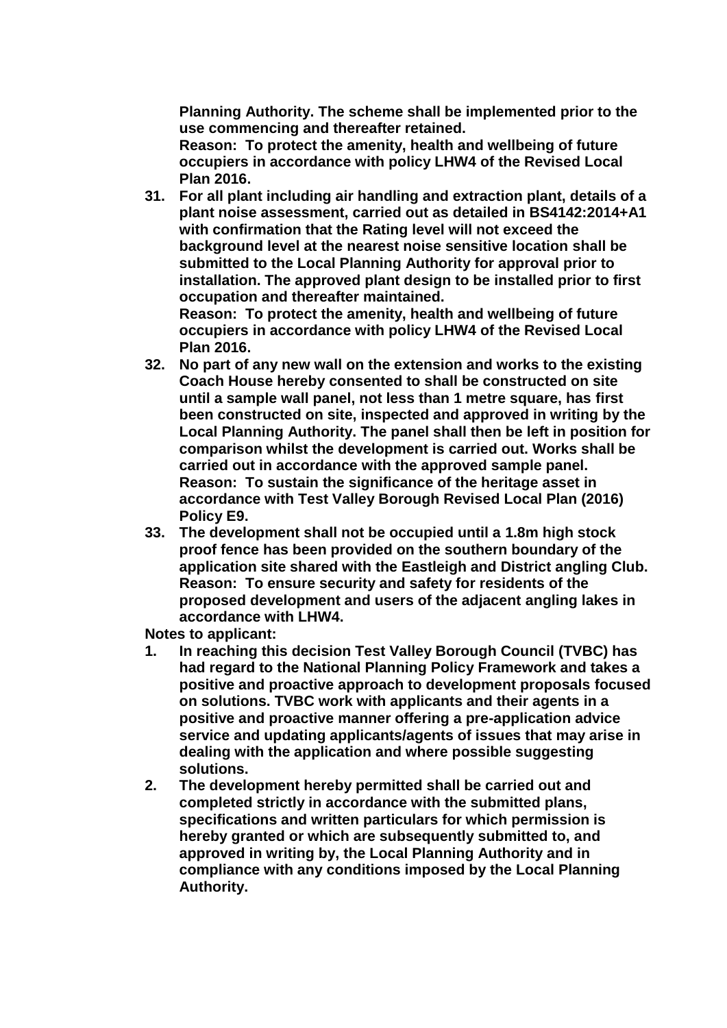**Planning Authority. The scheme shall be implemented prior to the use commencing and thereafter retained.**
**Reason: To protect the amenity, health and wellbeing of future occupiers in accordance with policy LHW4 of the Revised Local Plan 2016.**

31. **For all plant including air handling and extraction plant, details of a plant noise assessment, carried out as detailed in BS4142:2014+A1 with confirmation that the Rating level will not exceed the background level at the nearest noise sensitive location shall be submitted to the Local Planning Authority for approval prior to installation. The approved plant design to be installed prior to first occupation and thereafter maintained.**
**Reason: To protect the amenity, health and wellbeing of future occupiers in accordance with policy LHW4 of the Revised Local Plan 2016.**
32. **No part of any new wall on the extension and works to the existing Coach House hereby consented to shall be constructed on site until a sample wall panel, not less than 1 metre square, has first been constructed on site, inspected and approved in writing by the Local Planning Authority. The panel shall then be left in position for comparison whilst the development is carried out. Works shall be carried out in accordance with the approved sample panel.**
**Reason: To sustain the significance of the heritage asset in accordance with Test Valley Borough Revised Local Plan (2016) Policy E9.**
33. **The development shall not be occupied until a 1.8m high stock proof fence has been provided on the southern boundary of the application site shared with the Eastleigh and District angling Club.**
**Reason: To ensure security and safety for residents of the proposed development and users of the adjacent angling lakes in accordance with LHW4.**

**Notes to applicant:**

1. **In reaching this decision Test Valley Borough Council (TVBC) has had regard to the National Planning Policy Framework and takes a positive and proactive approach to development proposals focused on solutions. TVBC work with applicants and their agents in a positive and proactive manner offering a pre-application advice service and updating applicants/agents of issues that may arise in dealing with the application and where possible suggesting solutions.**
2. **The development hereby permitted shall be carried out and completed strictly in accordance with the submitted plans, specifications and written particulars for which permission is hereby granted or which are subsequently submitted to, and approved in writing by, the Local Planning Authority and in compliance with any conditions imposed by the Local Planning Authority.**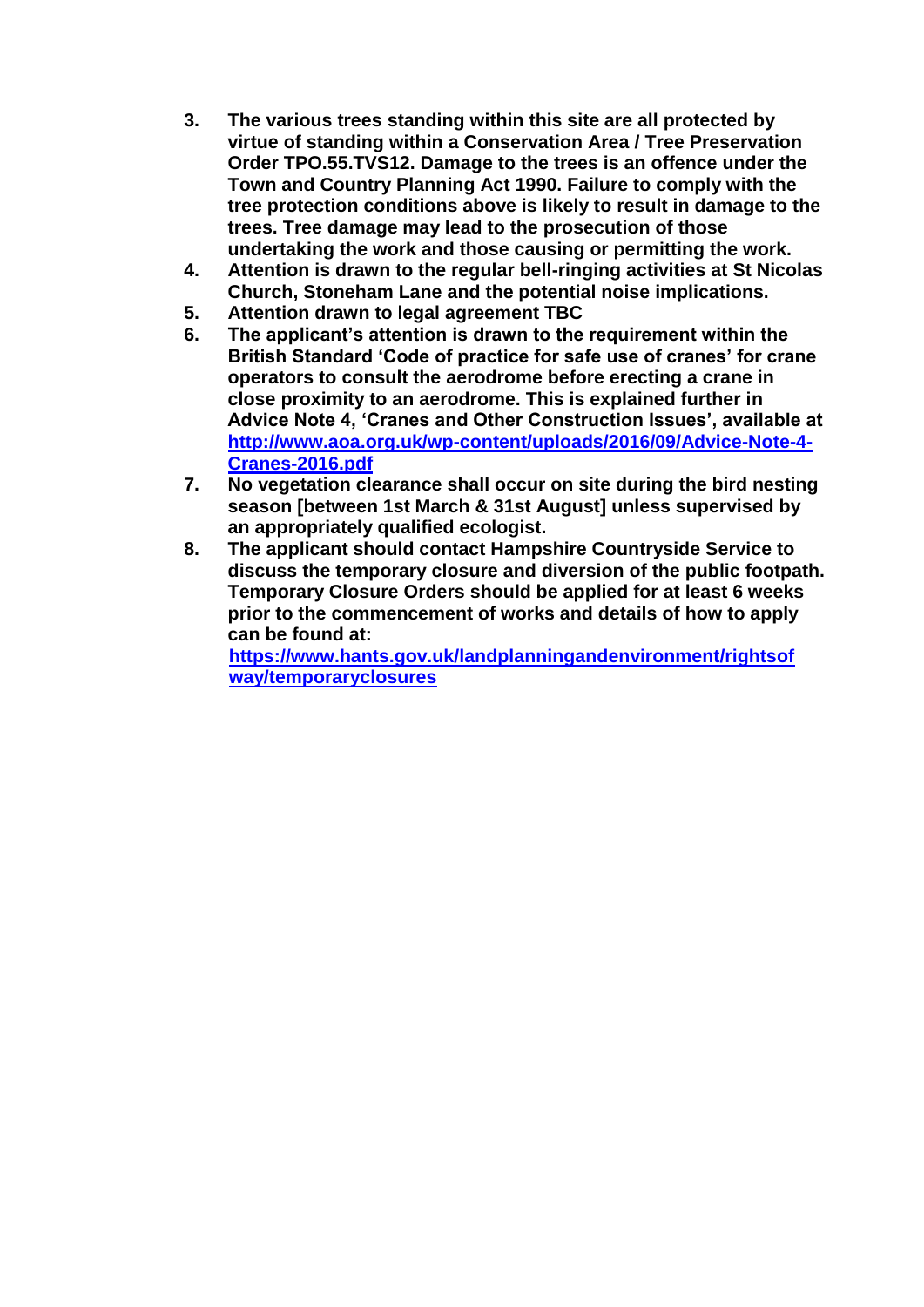3. **The various trees standing within this site are all protected by virtue of standing within a Conservation Area / Tree Preservation Order TPO.55.TVS12. Damage to the trees is an offence under the Town and Country Planning Act 1990. Failure to comply with the tree protection conditions above is likely to result in damage to the trees. Tree damage may lead to the prosecution of those undertaking the work and those causing or permitting the work.**
4. **Attention is drawn to the regular bell-ringing activities at St Nicolas Church, Stoneham Lane and the potential noise implications.**
5. **Attention drawn to legal agreement TBC**
6. **The applicant's attention is drawn to the requirement within the British Standard 'Code of practice for safe use of cranes' for crane operators to consult the aerodrome before erecting a crane in close proximity to an aerodrome. This is explained further in Advice Note 4, 'Cranes and Other Construction Issues', available at [http://www.aoa.org.uk/wp-content/uploads/2016/09/Advice-Note-4-Cranes-2016.pdf](http://www.aoa.org.uk/wp-content/uploads/2016/09/Advice-Note-4-Cranes-2016.pdf)**
7. **No vegetation clearance shall occur on site during the bird nesting season [between 1st March & 31st August] unless supervised by an appropriately qualified ecologist.**
8. **The applicant should contact Hampshire Countryside Service to discuss the temporary closure and diversion of the public footpath. Temporary Closure Orders should be applied for at least 6 weeks prior to the commencement of works and details of how to apply can be found at:**
   **[https://www.hants.gov.uk/landplanningandenvironment/rightsofway/temporaryclosures](https://www.hants.gov.uk/landplanningandenvironment/rightsofway/temporaryclosures)**